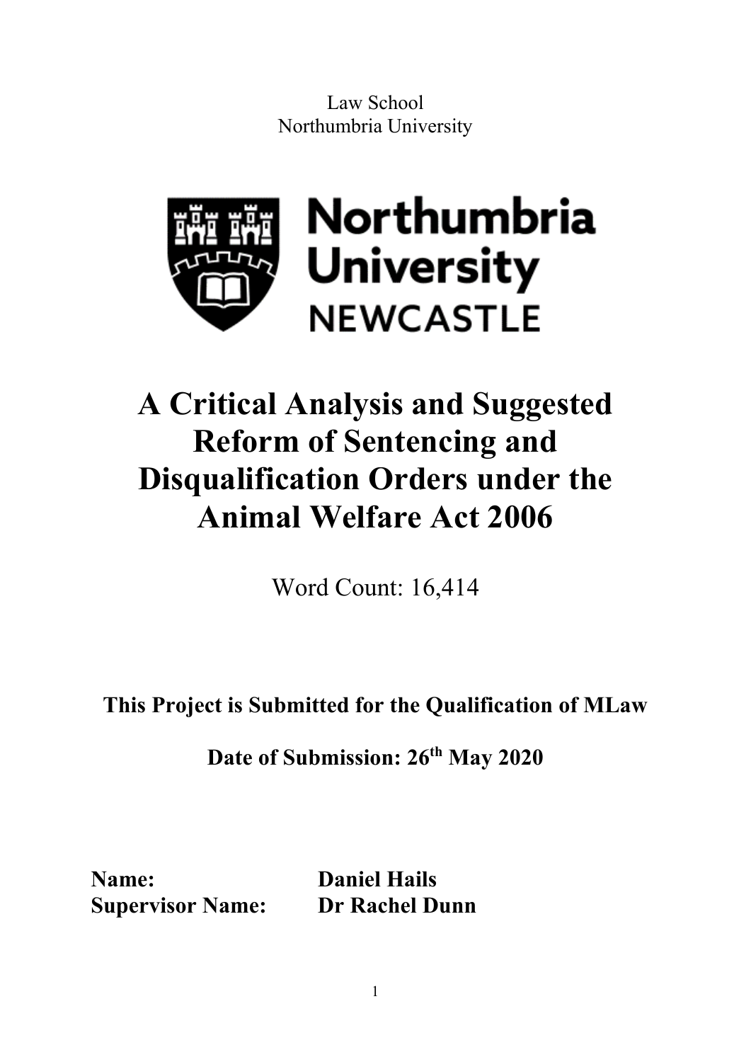Law School
Northumbria University

Northumbria University
NEWCASTLE

# A Critical Analysis and Suggested Reform of Sentencing and Disqualification Orders under the Animal Welfare Act 2006

Word Count: 16,414

**This Project is Submitted for the Qualification of MLaw**

**Date of Submission: 26th May 2020**

**Name:** **Daniel Hails**
**Supervisor Name:** **Dr Rachel Dunn**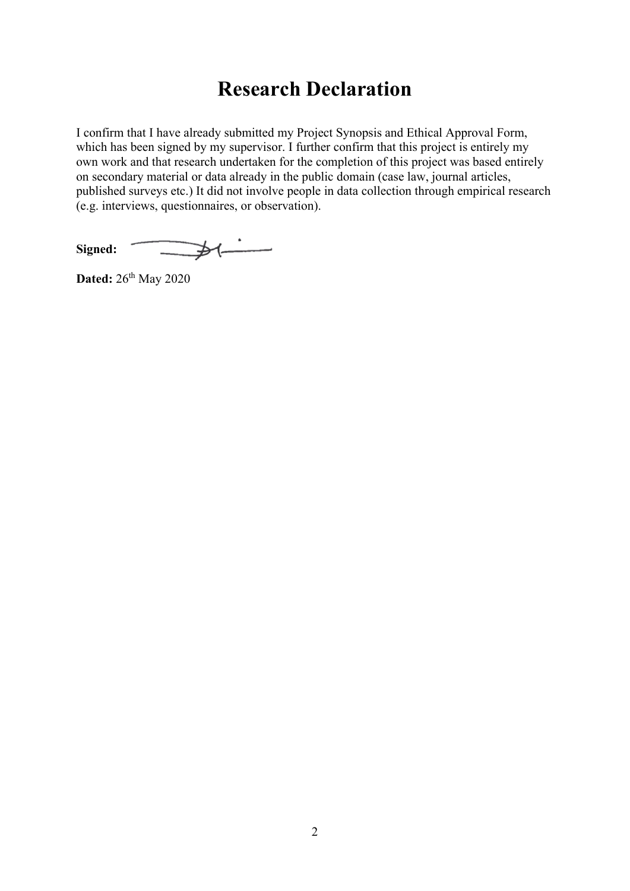# Research Declaration

I confirm that I have already submitted my Project Synopsis and Ethical Approval Form, which has been signed by my supervisor. I further confirm that this project is entirely my own work and that research undertaken for the completion of this project was based entirely on secondary material or data already in the public domain (case law, journal articles, published surveys etc.) It did not involve people in data collection through empirical research (e.g. interviews, questionnaires, or observation).

**Signed:**

**Dated:** 26th May 2020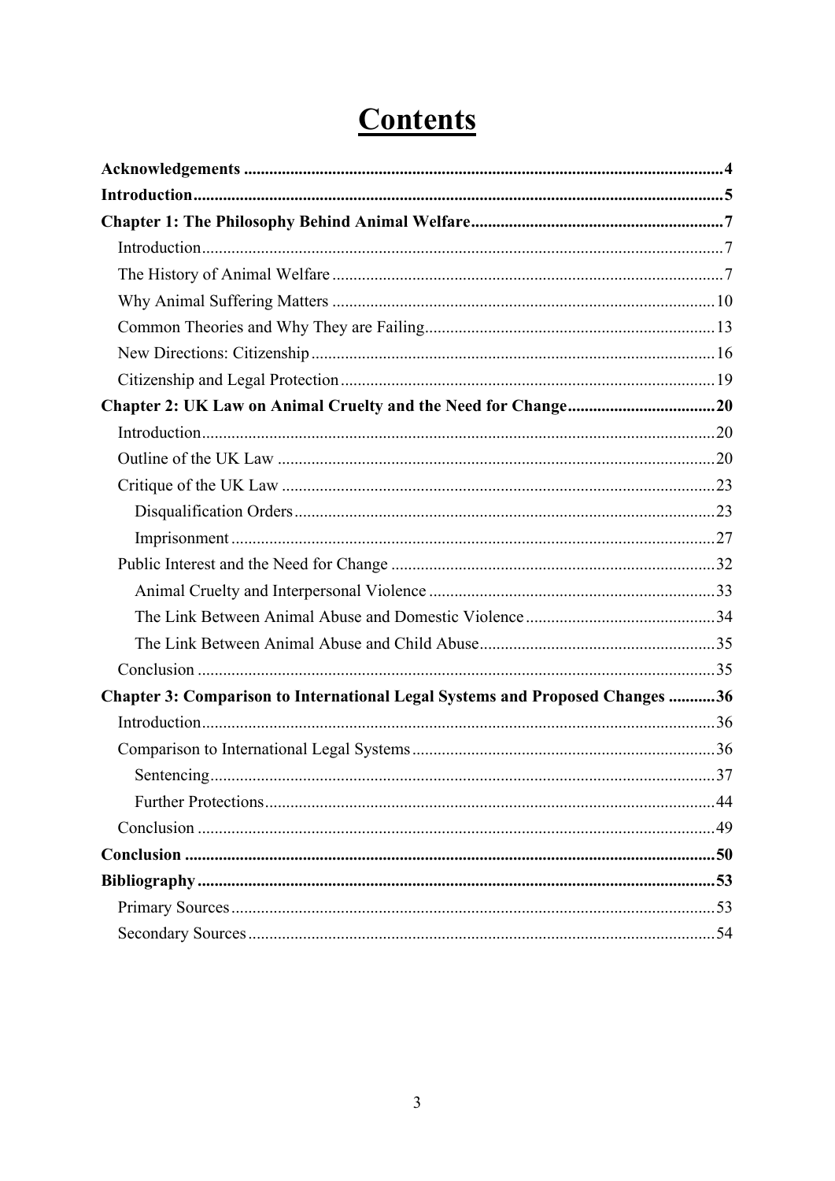# Contents

**Acknowledgements** .......... **4**

**Introduction** .......... **5**

**Chapter 1: The Philosophy Behind Animal Welfare** .......... **7**

- Introduction .......... 7
- The History of Animal Welfare .......... 7
- Why Animal Suffering Matters .......... 10
- Common Theories and Why They are Failing .......... 13
- New Directions: Citizenship .......... 16
- Citizenship and Legal Protection .......... 19

**Chapter 2: UK Law on Animal Cruelty and the Need for Change** .......... **20**

- Introduction .......... 20
- Outline of the UK Law .......... 20
- Critique of the UK Law .......... 23
  - Disqualification Orders .......... 23
  - Imprisonment .......... 27
- Public Interest and the Need for Change .......... 32
  - Animal Cruelty and Interpersonal Violence .......... 33
  - The Link Between Animal Abuse and Domestic Violence .......... 34
  - The Link Between Animal Abuse and Child Abuse .......... 35
- Conclusion .......... 35

**Chapter 3: Comparison to International Legal Systems and Proposed Changes** .......... **36**

- Introduction .......... 36
- Comparison to International Legal Systems .......... 36
  - Sentencing .......... 37
  - Further Protections .......... 44
- Conclusion .......... 49

**Conclusion** .......... **50**

**Bibliography** .......... **53**

- Primary Sources .......... 53
- Secondary Sources .......... 54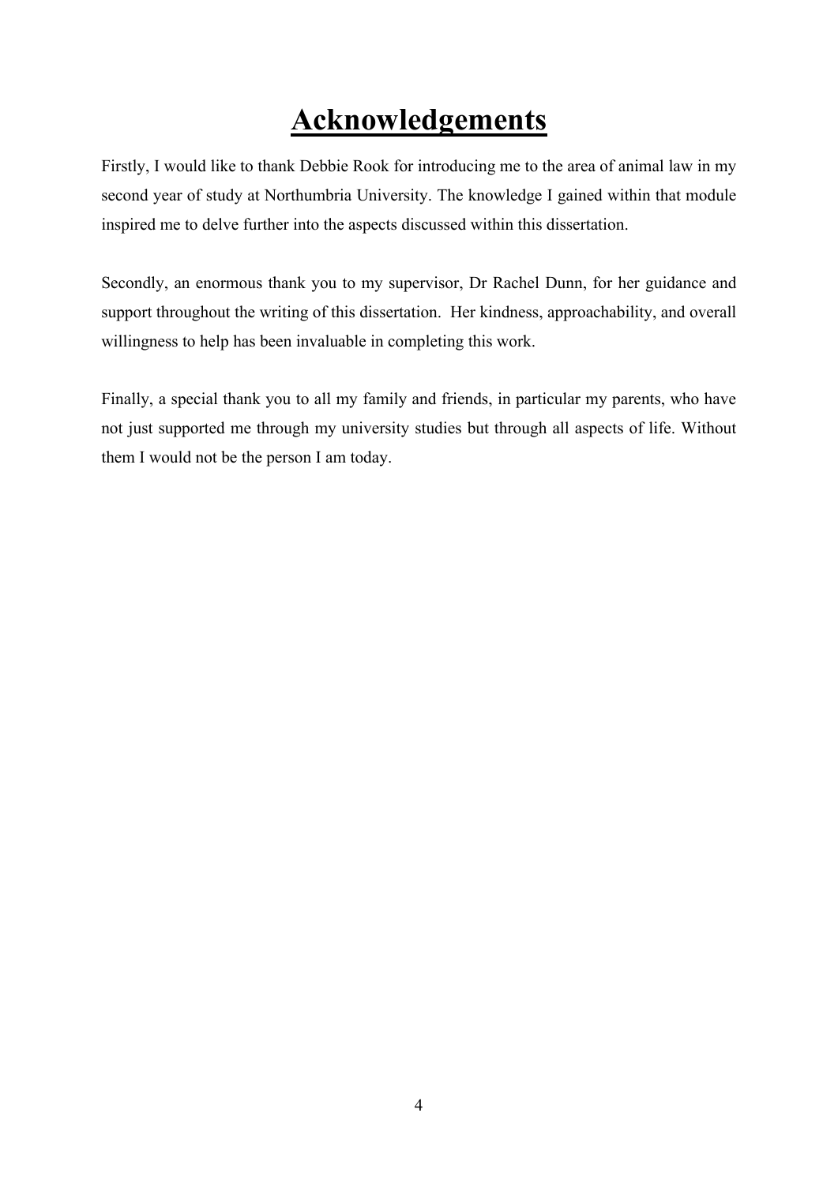# Acknowledgements

Firstly, I would like to thank Debbie Rook for introducing me to the area of animal law in my second year of study at Northumbria University. The knowledge I gained within that module inspired me to delve further into the aspects discussed within this dissertation.

Secondly, an enormous thank you to my supervisor, Dr Rachel Dunn, for her guidance and support throughout the writing of this dissertation. Her kindness, approachability, and overall willingness to help has been invaluable in completing this work.

Finally, a special thank you to all my family and friends, in particular my parents, who have not just supported me through my university studies but through all aspects of life. Without them I would not be the person I am today.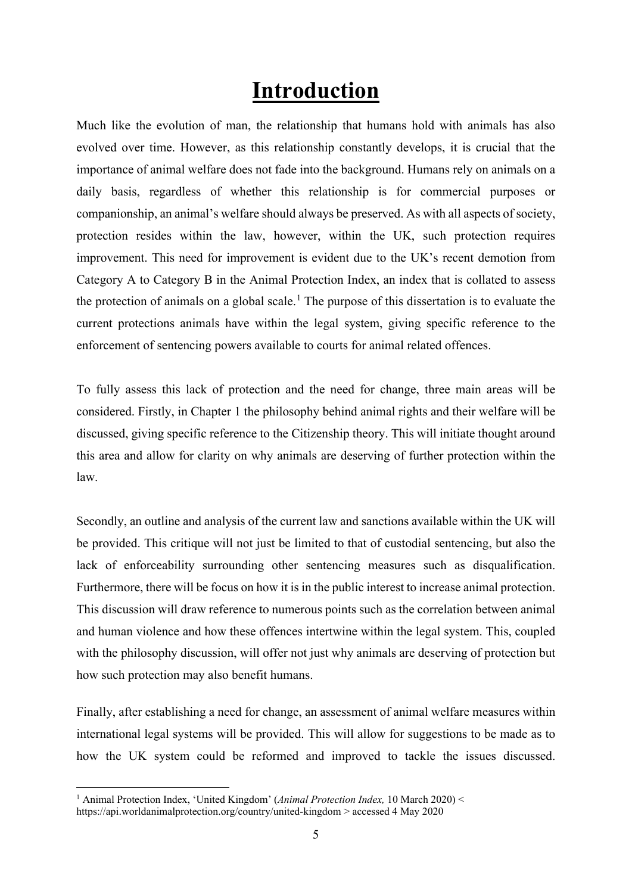# Introduction

Much like the evolution of man, the relationship that humans hold with animals has also evolved over time. However, as this relationship constantly develops, it is crucial that the importance of animal welfare does not fade into the background. Humans rely on animals on a daily basis, regardless of whether this relationship is for commercial purposes or companionship, an animal's welfare should always be preserved. As with all aspects of society, protection resides within the law, however, within the UK, such protection requires improvement. This need for improvement is evident due to the UK's recent demotion from Category A to Category B in the Animal Protection Index, an index that is collated to assess the protection of animals on a global scale.[1] The purpose of this dissertation is to evaluate the current protections animals have within the legal system, giving specific reference to the enforcement of sentencing powers available to courts for animal related offences.

To fully assess this lack of protection and the need for change, three main areas will be considered. Firstly, in Chapter 1 the philosophy behind animal rights and their welfare will be discussed, giving specific reference to the Citizenship theory. This will initiate thought around this area and allow for clarity on why animals are deserving of further protection within the law.

Secondly, an outline and analysis of the current law and sanctions available within the UK will be provided. This critique will not just be limited to that of custodial sentencing, but also the lack of enforceability surrounding other sentencing measures such as disqualification. Furthermore, there will be focus on how it is in the public interest to increase animal protection. This discussion will draw reference to numerous points such as the correlation between animal and human violence and how these offences intertwine within the legal system. This, coupled with the philosophy discussion, will offer not just why animals are deserving of protection but how such protection may also benefit humans.

Finally, after establishing a need for change, an assessment of animal welfare measures within international legal systems will be provided. This will allow for suggestions to be made as to how the UK system could be reformed and improved to tackle the issues discussed.

[1] Animal Protection Index, 'United Kingdom' (*Animal Protection Index,* 10 March 2020) < https://api.worldanimalprotection.org/country/united-kingdom > accessed 4 May 2020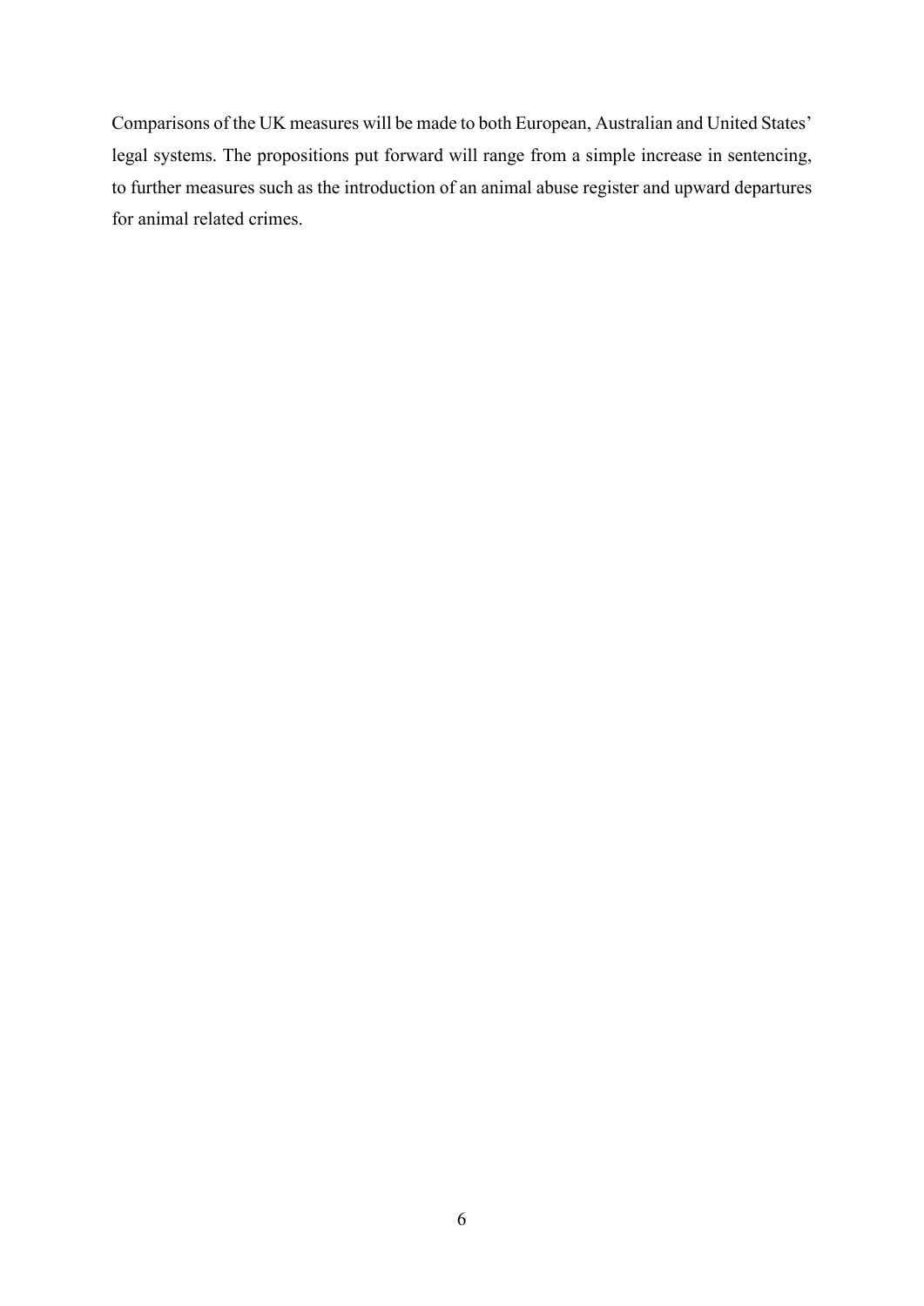Comparisons of the UK measures will be made to both European, Australian and United States' legal systems. The propositions put forward will range from a simple increase in sentencing, to further measures such as the introduction of an animal abuse register and upward departures for animal related crimes.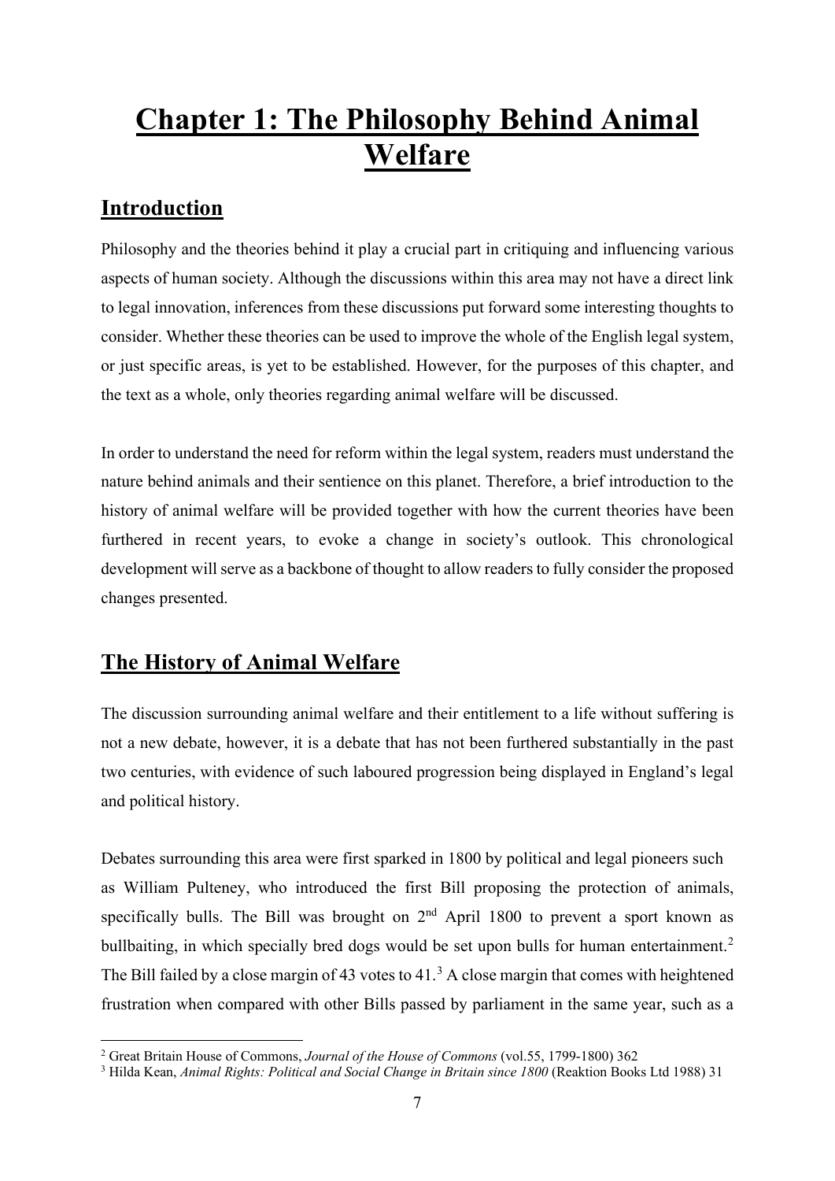# Chapter 1: The Philosophy Behind Animal Welfare

## Introduction

Philosophy and the theories behind it play a crucial part in critiquing and influencing various aspects of human society. Although the discussions within this area may not have a direct link to legal innovation, inferences from these discussions put forward some interesting thoughts to consider. Whether these theories can be used to improve the whole of the English legal system, or just specific areas, is yet to be established. However, for the purposes of this chapter, and the text as a whole, only theories regarding animal welfare will be discussed.

In order to understand the need for reform within the legal system, readers must understand the nature behind animals and their sentience on this planet. Therefore, a brief introduction to the history of animal welfare will be provided together with how the current theories have been furthered in recent years, to evoke a change in society's outlook. This chronological development will serve as a backbone of thought to allow readers to fully consider the proposed changes presented.

## The History of Animal Welfare

The discussion surrounding animal welfare and their entitlement to a life without suffering is not a new debate, however, it is a debate that has not been furthered substantially in the past two centuries, with evidence of such laboured progression being displayed in England's legal and political history.

Debates surrounding this area were first sparked in 1800 by political and legal pioneers such as William Pulteney, who introduced the first Bill proposing the protection of animals, specifically bulls. The Bill was brought on 2nd April 1800 to prevent a sport known as bullbaiting, in which specially bred dogs would be set upon bulls for human entertainment.[2] The Bill failed by a close margin of 43 votes to 41.[3] A close margin that comes with heightened frustration when compared with other Bills passed by parliament in the same year, such as a

---

[2] Great Britain House of Commons, *Journal of the House of Commons* (vol.55, 1799-1800) 362

[3] Hilda Kean, *Animal Rights: Political and Social Change in Britain since 1800* (Reaktion Books Ltd 1988) 31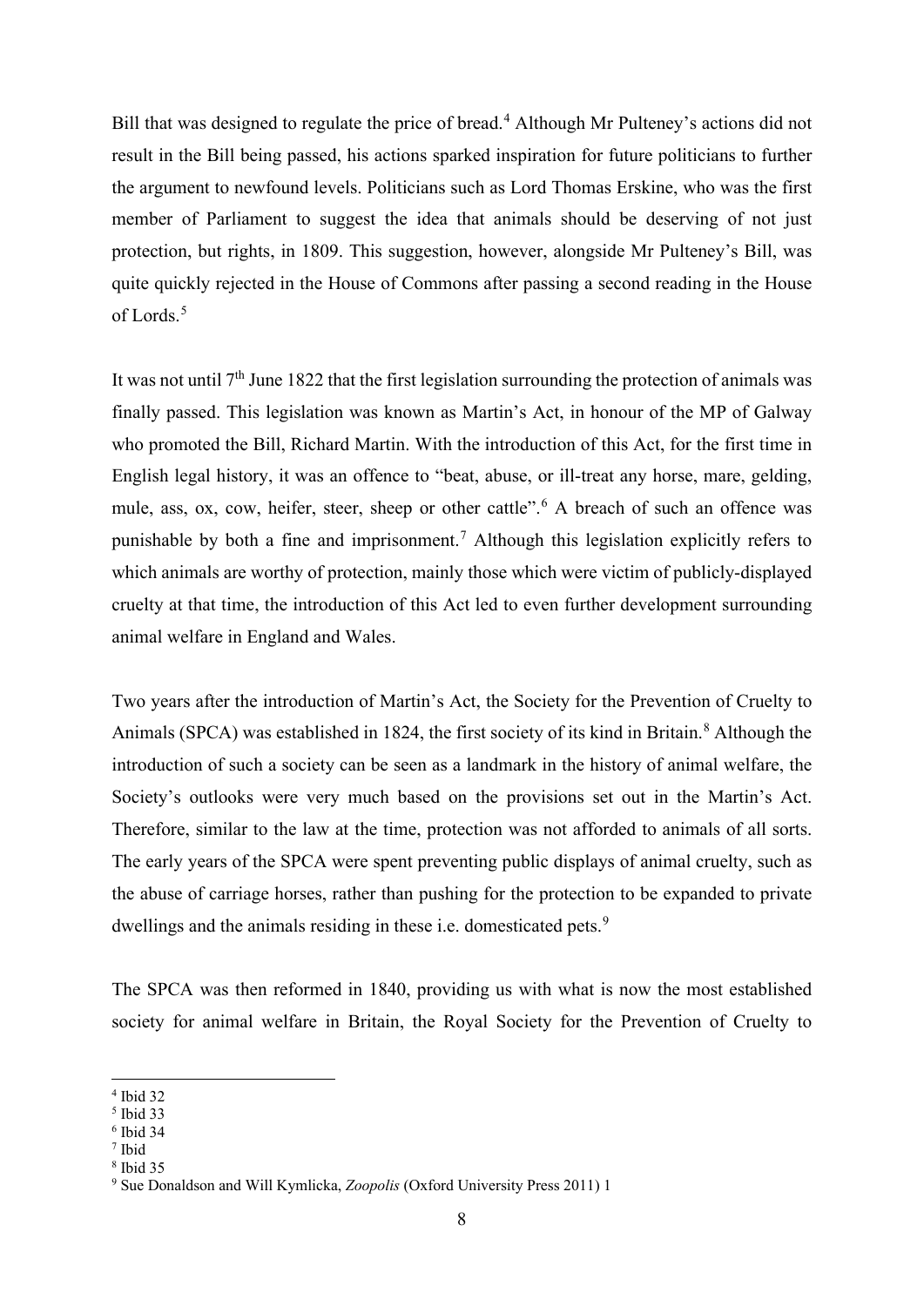Bill that was designed to regulate the price of bread.[4] Although Mr Pulteney's actions did not result in the Bill being passed, his actions sparked inspiration for future politicians to further the argument to newfound levels. Politicians such as Lord Thomas Erskine, who was the first member of Parliament to suggest the idea that animals should be deserving of not just protection, but rights, in 1809. This suggestion, however, alongside Mr Pulteney's Bill, was quite quickly rejected in the House of Commons after passing a second reading in the House of Lords.[5]

It was not until 7th June 1822 that the first legislation surrounding the protection of animals was finally passed. This legislation was known as Martin's Act, in honour of the MP of Galway who promoted the Bill, Richard Martin. With the introduction of this Act, for the first time in English legal history, it was an offence to "beat, abuse, or ill-treat any horse, mare, gelding, mule, ass, ox, cow, heifer, steer, sheep or other cattle".[6] A breach of such an offence was punishable by both a fine and imprisonment.[7] Although this legislation explicitly refers to which animals are worthy of protection, mainly those which were victim of publicly-displayed cruelty at that time, the introduction of this Act led to even further development surrounding animal welfare in England and Wales.

Two years after the introduction of Martin's Act, the Society for the Prevention of Cruelty to Animals (SPCA) was established in 1824, the first society of its kind in Britain.[8] Although the introduction of such a society can be seen as a landmark in the history of animal welfare, the Society's outlooks were very much based on the provisions set out in the Martin's Act. Therefore, similar to the law at the time, protection was not afforded to animals of all sorts. The early years of the SPCA were spent preventing public displays of animal cruelty, such as the abuse of carriage horses, rather than pushing for the protection to be expanded to private dwellings and the animals residing in these i.e. domesticated pets.[9]

The SPCA was then reformed in 1840, providing us with what is now the most established society for animal welfare in Britain, the Royal Society for the Prevention of Cruelty to

---

[4] Ibid 32
[5] Ibid 33
[6] Ibid 34
[7] Ibid
[8] Ibid 35
[9] Sue Donaldson and Will Kymlicka, *Zoopolis* (Oxford University Press 2011) 1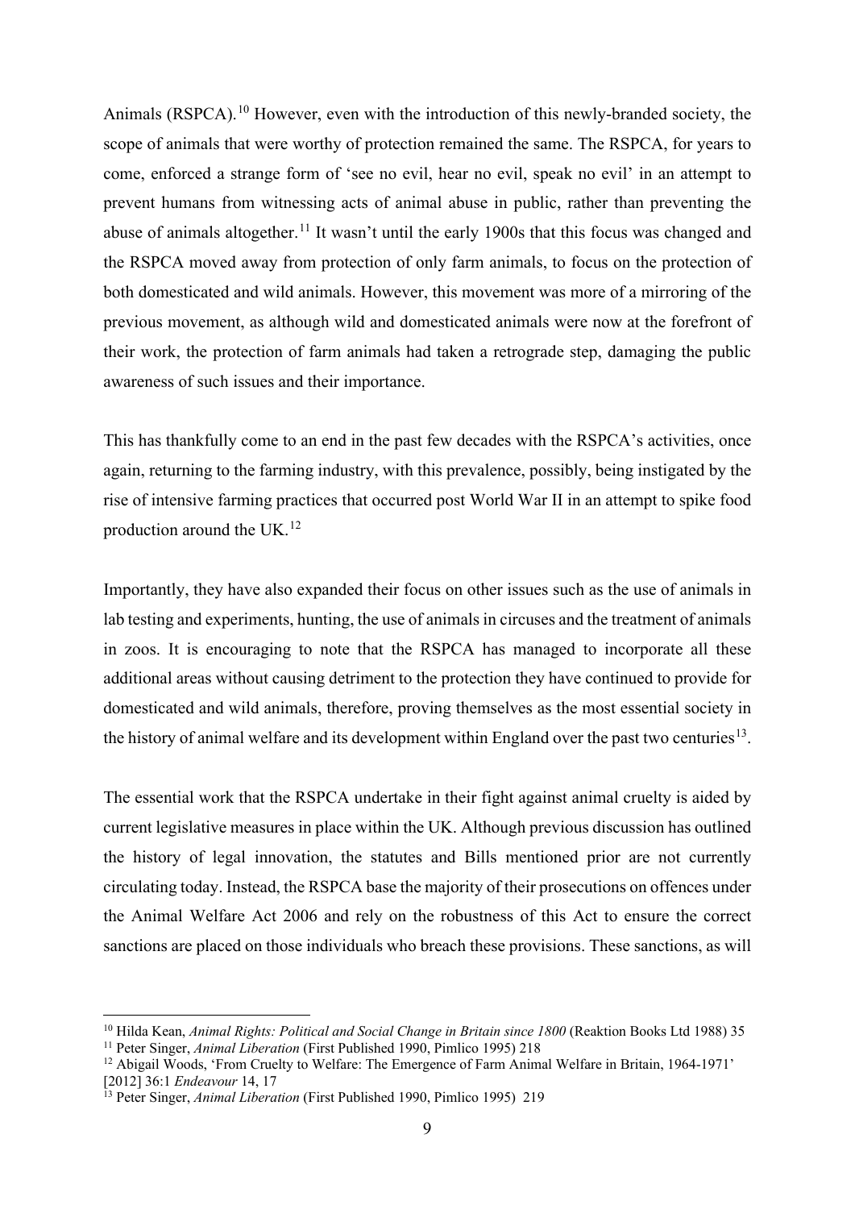Animals (RSPCA).[10] However, even with the introduction of this newly-branded society, the scope of animals that were worthy of protection remained the same. The RSPCA, for years to come, enforced a strange form of 'see no evil, hear no evil, speak no evil' in an attempt to prevent humans from witnessing acts of animal abuse in public, rather than preventing the abuse of animals altogether.[11] It wasn't until the early 1900s that this focus was changed and the RSPCA moved away from protection of only farm animals, to focus on the protection of both domesticated and wild animals. However, this movement was more of a mirroring of the previous movement, as although wild and domesticated animals were now at the forefront of their work, the protection of farm animals had taken a retrograde step, damaging the public awareness of such issues and their importance.

This has thankfully come to an end in the past few decades with the RSPCA's activities, once again, returning to the farming industry, with this prevalence, possibly, being instigated by the rise of intensive farming practices that occurred post World War II in an attempt to spike food production around the UK.[12]

Importantly, they have also expanded their focus on other issues such as the use of animals in lab testing and experiments, hunting, the use of animals in circuses and the treatment of animals in zoos. It is encouraging to note that the RSPCA has managed to incorporate all these additional areas without causing detriment to the protection they have continued to provide for domesticated and wild animals, therefore, proving themselves as the most essential society in the history of animal welfare and its development within England over the past two centuries[13].

The essential work that the RSPCA undertake in their fight against animal cruelty is aided by current legislative measures in place within the UK. Although previous discussion has outlined the history of legal innovation, the statutes and Bills mentioned prior are not currently circulating today. Instead, the RSPCA base the majority of their prosecutions on offences under the Animal Welfare Act 2006 and rely on the robustness of this Act to ensure the correct sanctions are placed on those individuals who breach these provisions. These sanctions, as will

---

[10] Hilda Kean, *Animal Rights: Political and Social Change in Britain since 1800* (Reaktion Books Ltd 1988) 35

[11] Peter Singer, *Animal Liberation* (First Published 1990, Pimlico 1995) 218

[12] Abigail Woods, 'From Cruelty to Welfare: The Emergence of Farm Animal Welfare in Britain, 1964-1971' [2012] 36:1 *Endeavour* 14, 17

[13] Peter Singer, *Animal Liberation* (First Published 1990, Pimlico 1995) 219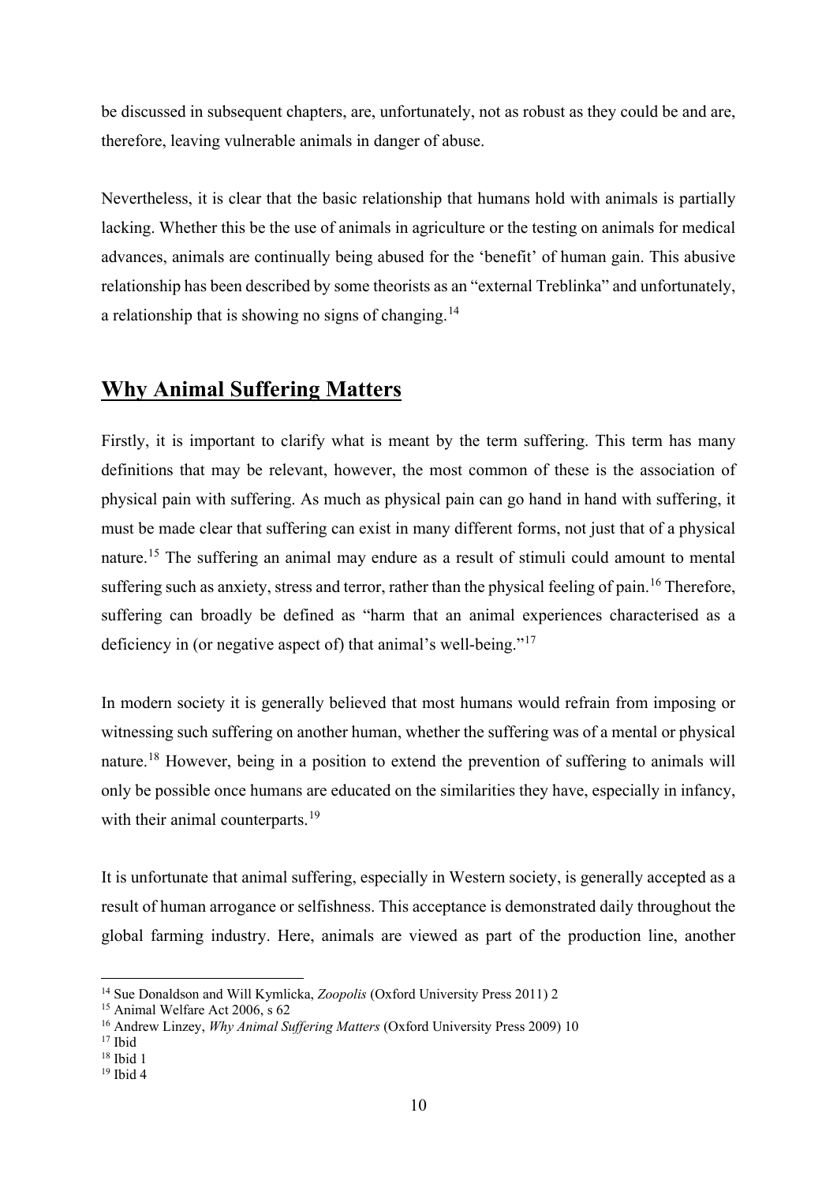be discussed in subsequent chapters, are, unfortunately, not as robust as they could be and are, therefore, leaving vulnerable animals in danger of abuse.

Nevertheless, it is clear that the basic relationship that humans hold with animals is partially lacking. Whether this be the use of animals in agriculture or the testing on animals for medical advances, animals are continually being abused for the 'benefit' of human gain. This abusive relationship has been described by some theorists as an "external Treblinka" and unfortunately, a relationship that is showing no signs of changing.[14]

## Why Animal Suffering Matters

Firstly, it is important to clarify what is meant by the term suffering. This term has many definitions that may be relevant, however, the most common of these is the association of physical pain with suffering. As much as physical pain can go hand in hand with suffering, it must be made clear that suffering can exist in many different forms, not just that of a physical nature.[15] The suffering an animal may endure as a result of stimuli could amount to mental suffering such as anxiety, stress and terror, rather than the physical feeling of pain.[16] Therefore, suffering can broadly be defined as "harm that an animal experiences characterised as a deficiency in (or negative aspect of) that animal's well-being."[17]

In modern society it is generally believed that most humans would refrain from imposing or witnessing such suffering on another human, whether the suffering was of a mental or physical nature.[18] However, being in a position to extend the prevention of suffering to animals will only be possible once humans are educated on the similarities they have, especially in infancy, with their animal counterparts.[19]

It is unfortunate that animal suffering, especially in Western society, is generally accepted as a result of human arrogance or selfishness. This acceptance is demonstrated daily throughout the global farming industry. Here, animals are viewed as part of the production line, another

---

[14] Sue Donaldson and Will Kymlicka, *Zoopolis* (Oxford University Press 2011) 2

[15] Animal Welfare Act 2006, s 62

[16] Andrew Linzey, *Why Animal Suffering Matters* (Oxford University Press 2009) 10

[17] Ibid

[18] Ibid 1

[19] Ibid 4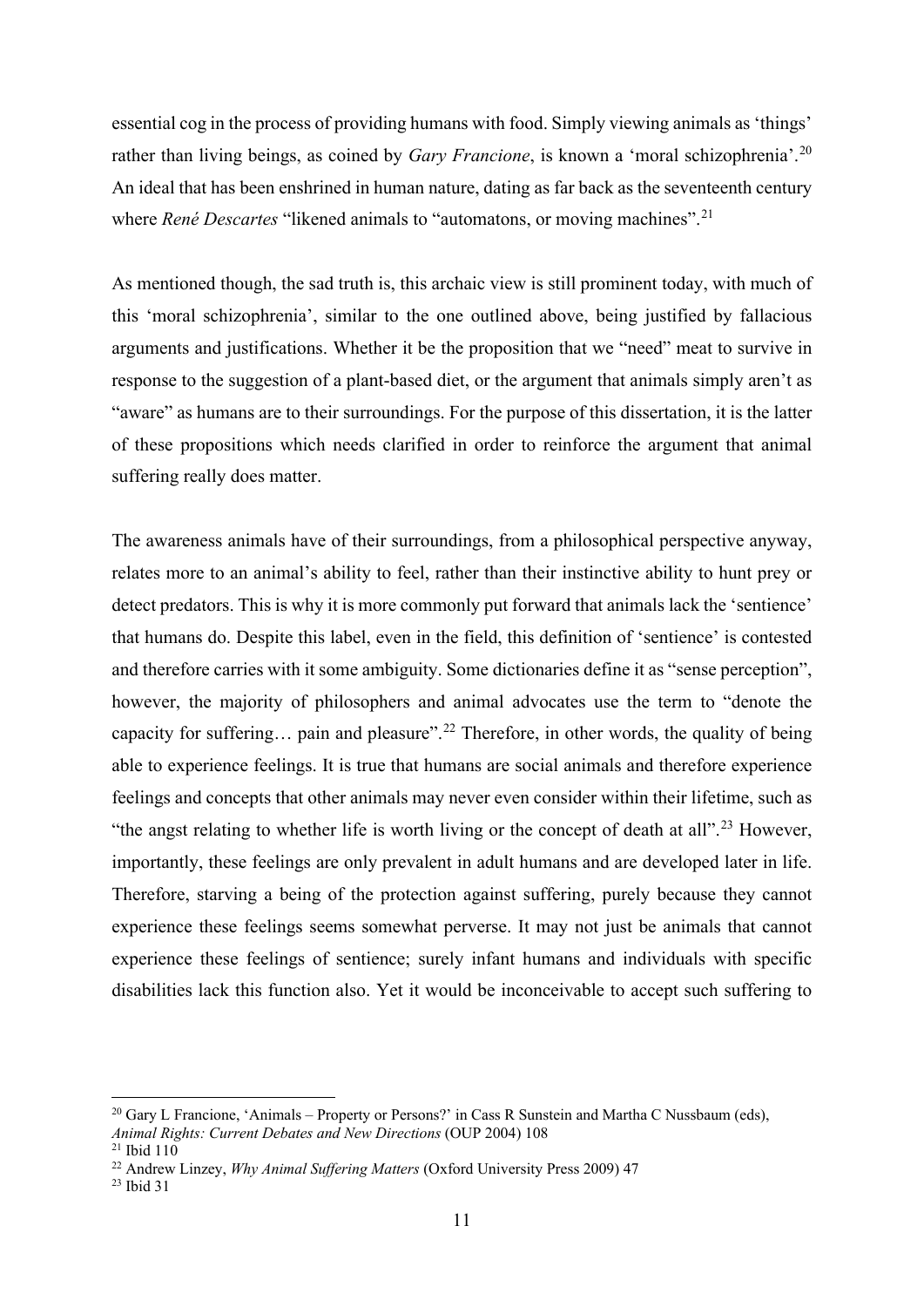essential cog in the process of providing humans with food. Simply viewing animals as 'things' rather than living beings, as coined by *Gary Francione*, is known a 'moral schizophrenia'.[20] An ideal that has been enshrined in human nature, dating as far back as the seventeenth century where *René Descartes* "likened animals to "automatons, or moving machines".[21]

As mentioned though, the sad truth is, this archaic view is still prominent today, with much of this 'moral schizophrenia', similar to the one outlined above, being justified by fallacious arguments and justifications. Whether it be the proposition that we "need" meat to survive in response to the suggestion of a plant-based diet, or the argument that animals simply aren't as "aware" as humans are to their surroundings. For the purpose of this dissertation, it is the latter of these propositions which needs clarified in order to reinforce the argument that animal suffering really does matter.

The awareness animals have of their surroundings, from a philosophical perspective anyway, relates more to an animal's ability to feel, rather than their instinctive ability to hunt prey or detect predators. This is why it is more commonly put forward that animals lack the 'sentience' that humans do. Despite this label, even in the field, this definition of 'sentience' is contested and therefore carries with it some ambiguity. Some dictionaries define it as "sense perception", however, the majority of philosophers and animal advocates use the term to "denote the capacity for suffering… pain and pleasure".[22] Therefore, in other words, the quality of being able to experience feelings. It is true that humans are social animals and therefore experience feelings and concepts that other animals may never even consider within their lifetime, such as "the angst relating to whether life is worth living or the concept of death at all".[23] However, importantly, these feelings are only prevalent in adult humans and are developed later in life. Therefore, starving a being of the protection against suffering, purely because they cannot experience these feelings seems somewhat perverse. It may not just be animals that cannot experience these feelings of sentience; surely infant humans and individuals with specific disabilities lack this function also. Yet it would be inconceivable to accept such suffering to

---

[20] Gary L Francione, 'Animals – Property or Persons?' in Cass R Sunstein and Martha C Nussbaum (eds), *Animal Rights: Current Debates and New Directions* (OUP 2004) 108

[21] Ibid 110

[22] Andrew Linzey, *Why Animal Suffering Matters* (Oxford University Press 2009) 47

[23] Ibid 31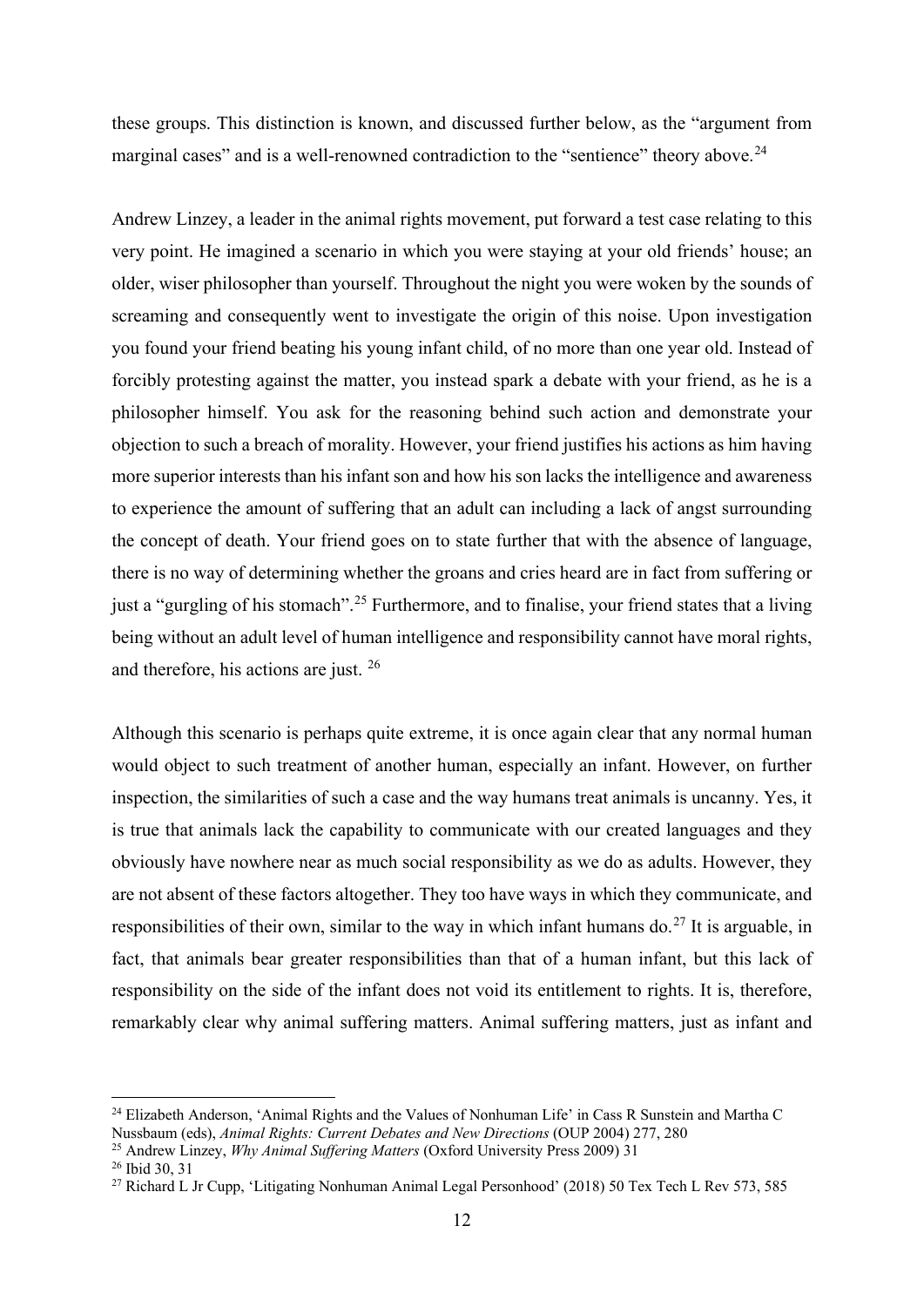these groups. This distinction is known, and discussed further below, as the "argument from marginal cases" and is a well-renowned contradiction to the "sentience" theory above.[24]

Andrew Linzey, a leader in the animal rights movement, put forward a test case relating to this very point. He imagined a scenario in which you were staying at your old friends' house; an older, wiser philosopher than yourself. Throughout the night you were woken by the sounds of screaming and consequently went to investigate the origin of this noise. Upon investigation you found your friend beating his young infant child, of no more than one year old. Instead of forcibly protesting against the matter, you instead spark a debate with your friend, as he is a philosopher himself. You ask for the reasoning behind such action and demonstrate your objection to such a breach of morality. However, your friend justifies his actions as him having more superior interests than his infant son and how his son lacks the intelligence and awareness to experience the amount of suffering that an adult can including a lack of angst surrounding the concept of death. Your friend goes on to state further that with the absence of language, there is no way of determining whether the groans and cries heard are in fact from suffering or just a "gurgling of his stomach".[25] Furthermore, and to finalise, your friend states that a living being without an adult level of human intelligence and responsibility cannot have moral rights, and therefore, his actions are just. [26]

Although this scenario is perhaps quite extreme, it is once again clear that any normal human would object to such treatment of another human, especially an infant. However, on further inspection, the similarities of such a case and the way humans treat animals is uncanny. Yes, it is true that animals lack the capability to communicate with our created languages and they obviously have nowhere near as much social responsibility as we do as adults. However, they are not absent of these factors altogether. They too have ways in which they communicate, and responsibilities of their own, similar to the way in which infant humans do.[27] It is arguable, in fact, that animals bear greater responsibilities than that of a human infant, but this lack of responsibility on the side of the infant does not void its entitlement to rights. It is, therefore, remarkably clear why animal suffering matters. Animal suffering matters, just as infant and

---

[24] Elizabeth Anderson, 'Animal Rights and the Values of Nonhuman Life' in Cass R Sunstein and Martha C Nussbaum (eds), *Animal Rights: Current Debates and New Directions* (OUP 2004) 277, 280

[25] Andrew Linzey, *Why Animal Suffering Matters* (Oxford University Press 2009) 31

[26] Ibid 30, 31

[27] Richard L Jr Cupp, 'Litigating Nonhuman Animal Legal Personhood' (2018) 50 Tex Tech L Rev 573, 585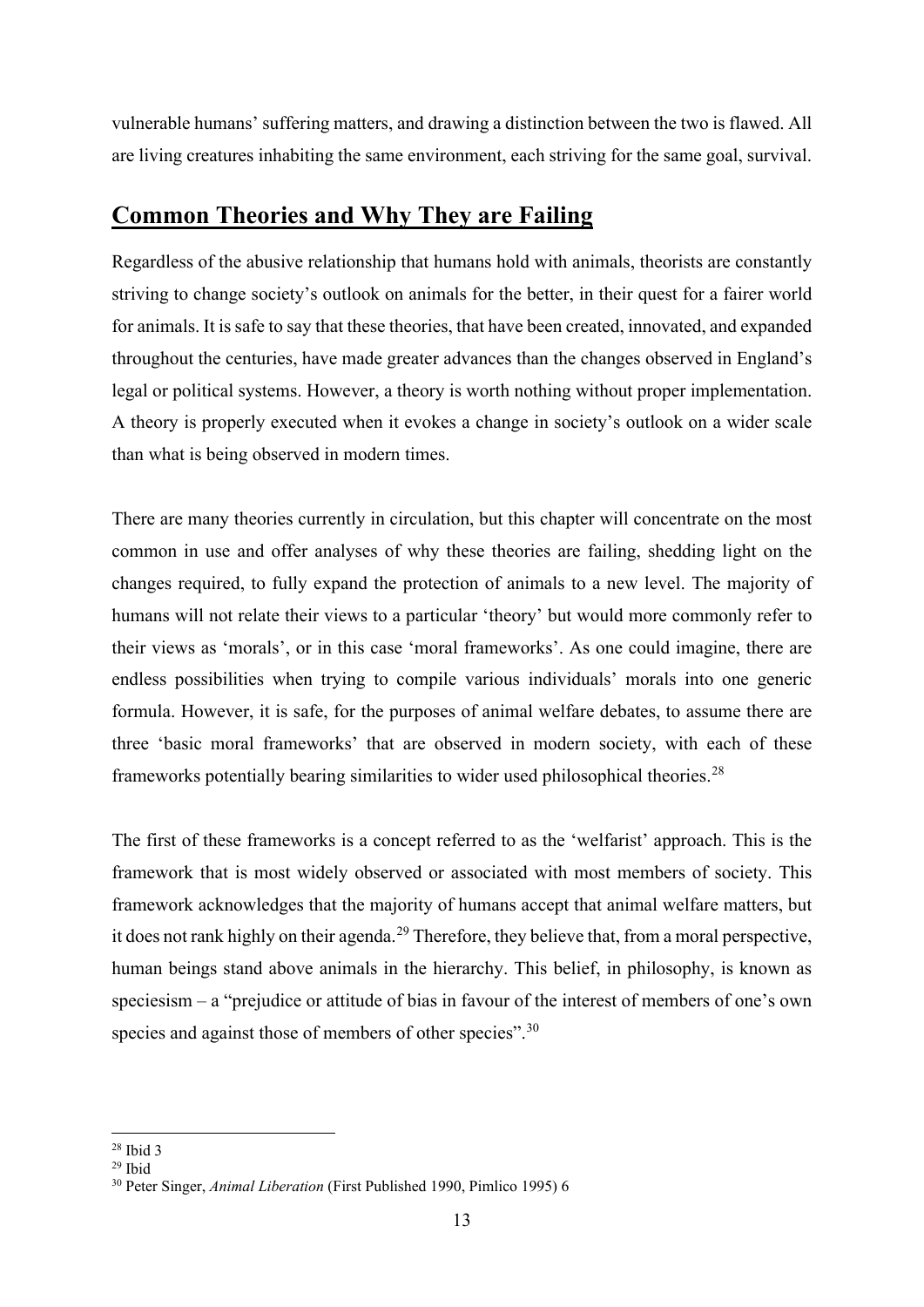vulnerable humans' suffering matters, and drawing a distinction between the two is flawed. All are living creatures inhabiting the same environment, each striving for the same goal, survival.

## Common Theories and Why They are Failing

Regardless of the abusive relationship that humans hold with animals, theorists are constantly striving to change society's outlook on animals for the better, in their quest for a fairer world for animals. It is safe to say that these theories, that have been created, innovated, and expanded throughout the centuries, have made greater advances than the changes observed in England's legal or political systems. However, a theory is worth nothing without proper implementation. A theory is properly executed when it evokes a change in society's outlook on a wider scale than what is being observed in modern times.

There are many theories currently in circulation, but this chapter will concentrate on the most common in use and offer analyses of why these theories are failing, shedding light on the changes required, to fully expand the protection of animals to a new level. The majority of humans will not relate their views to a particular 'theory' but would more commonly refer to their views as 'morals', or in this case 'moral frameworks'. As one could imagine, there are endless possibilities when trying to compile various individuals' morals into one generic formula. However, it is safe, for the purposes of animal welfare debates, to assume there are three 'basic moral frameworks' that are observed in modern society, with each of these frameworks potentially bearing similarities to wider used philosophical theories.[28]

The first of these frameworks is a concept referred to as the 'welfarist' approach. This is the framework that is most widely observed or associated with most members of society. This framework acknowledges that the majority of humans accept that animal welfare matters, but it does not rank highly on their agenda.[29] Therefore, they believe that, from a moral perspective, human beings stand above animals in the hierarchy. This belief, in philosophy, is known as speciesism – a "prejudice or attitude of bias in favour of the interest of members of one's own species and against those of members of other species".[30]

---

[28] Ibid 3

[29] Ibid

[30] Peter Singer, *Animal Liberation* (First Published 1990, Pimlico 1995) 6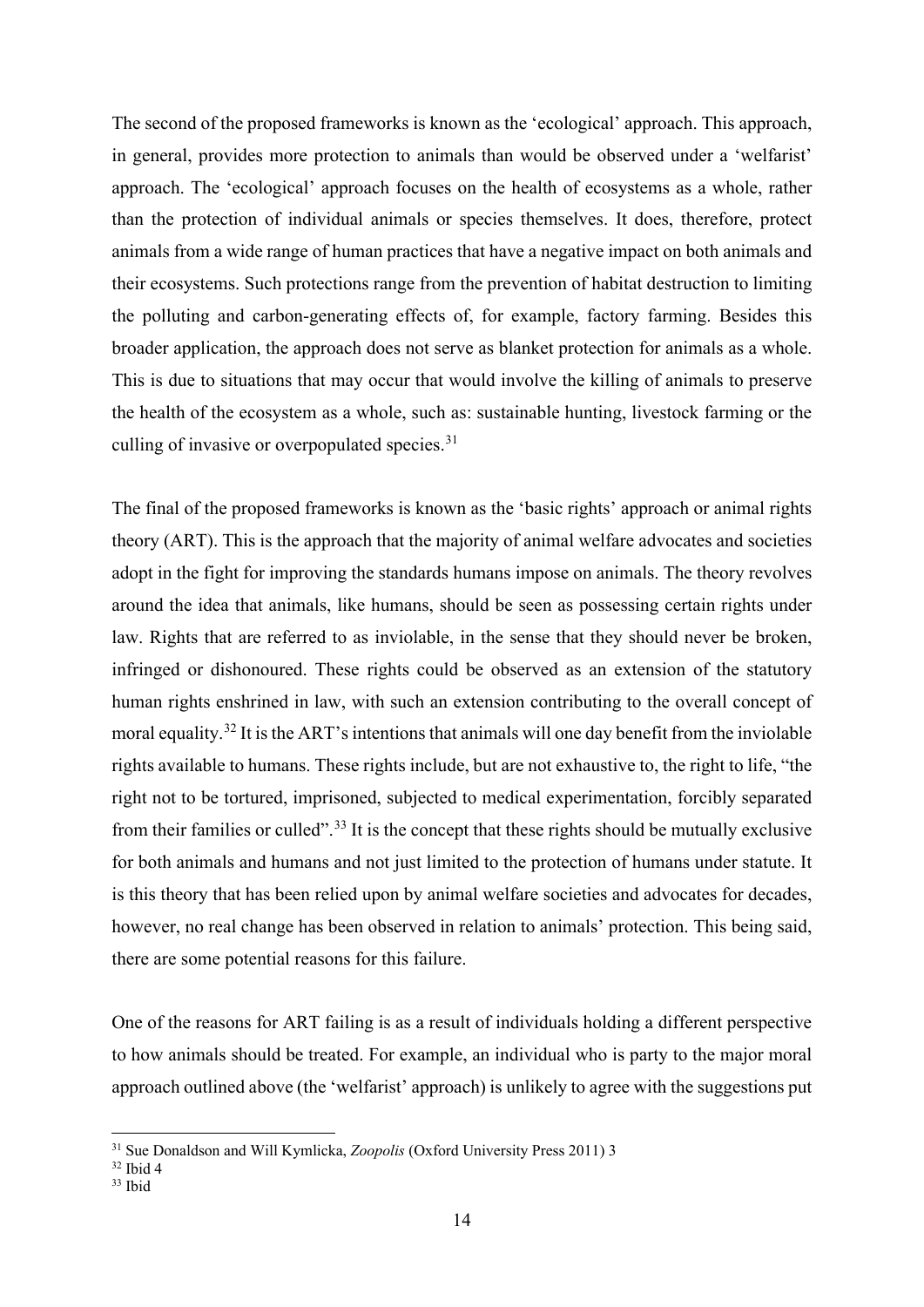The second of the proposed frameworks is known as the 'ecological' approach. This approach, in general, provides more protection to animals than would be observed under a 'welfarist' approach. The 'ecological' approach focuses on the health of ecosystems as a whole, rather than the protection of individual animals or species themselves. It does, therefore, protect animals from a wide range of human practices that have a negative impact on both animals and their ecosystems. Such protections range from the prevention of habitat destruction to limiting the polluting and carbon-generating effects of, for example, factory farming. Besides this broader application, the approach does not serve as blanket protection for animals as a whole. This is due to situations that may occur that would involve the killing of animals to preserve the health of the ecosystem as a whole, such as: sustainable hunting, livestock farming or the culling of invasive or overpopulated species.[31]

The final of the proposed frameworks is known as the 'basic rights' approach or animal rights theory (ART). This is the approach that the majority of animal welfare advocates and societies adopt in the fight for improving the standards humans impose on animals. The theory revolves around the idea that animals, like humans, should be seen as possessing certain rights under law. Rights that are referred to as inviolable, in the sense that they should never be broken, infringed or dishonoured. These rights could be observed as an extension of the statutory human rights enshrined in law, with such an extension contributing to the overall concept of moral equality.[32] It is the ART's intentions that animals will one day benefit from the inviolable rights available to humans. These rights include, but are not exhaustive to, the right to life, "the right not to be tortured, imprisoned, subjected to medical experimentation, forcibly separated from their families or culled".[33] It is the concept that these rights should be mutually exclusive for both animals and humans and not just limited to the protection of humans under statute. It is this theory that has been relied upon by animal welfare societies and advocates for decades, however, no real change has been observed in relation to animals' protection. This being said, there are some potential reasons for this failure.

One of the reasons for ART failing is as a result of individuals holding a different perspective to how animals should be treated. For example, an individual who is party to the major moral approach outlined above (the 'welfarist' approach) is unlikely to agree with the suggestions put

[31] Sue Donaldson and Will Kymlicka, *Zoopolis* (Oxford University Press 2011) 3

[32] Ibid 4

[33] Ibid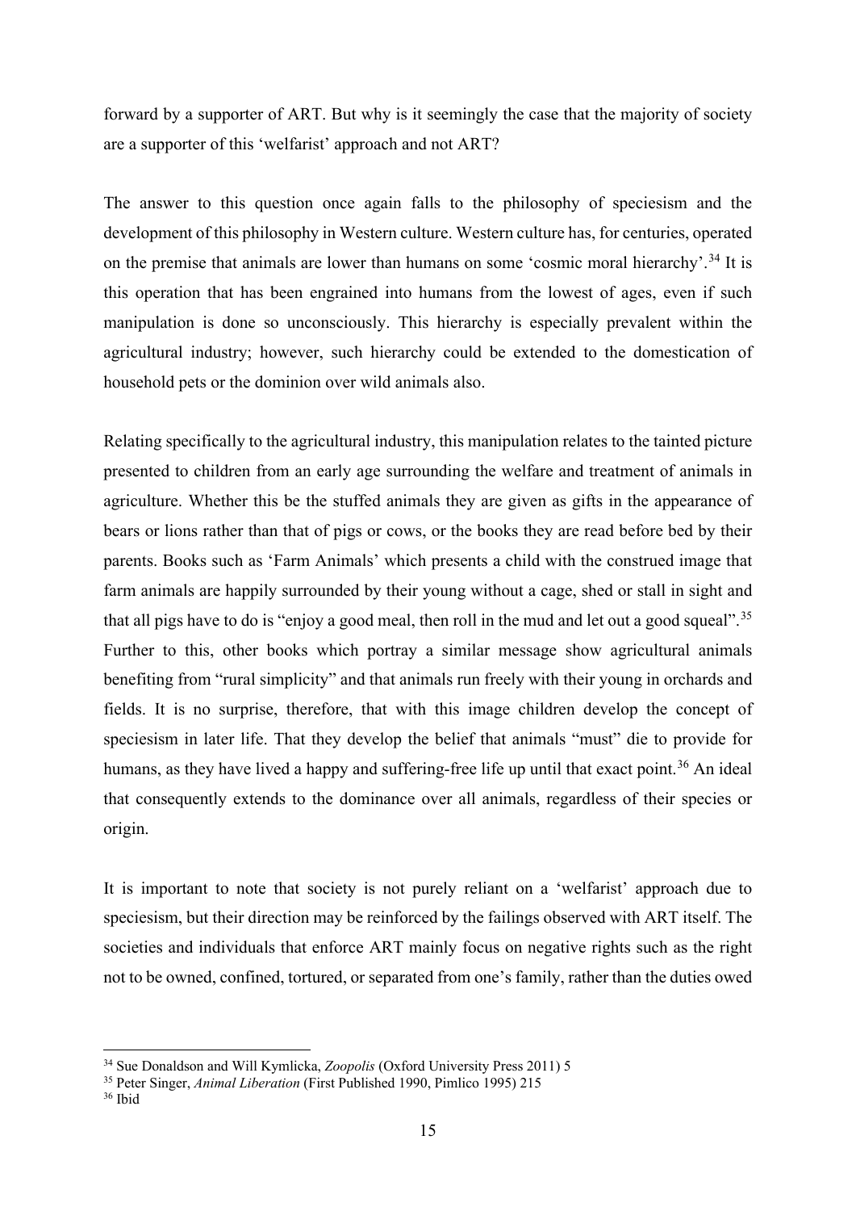forward by a supporter of ART. But why is it seemingly the case that the majority of society are a supporter of this 'welfarist' approach and not ART?

The answer to this question once again falls to the philosophy of speciesism and the development of this philosophy in Western culture. Western culture has, for centuries, operated on the premise that animals are lower than humans on some 'cosmic moral hierarchy'.[34] It is this operation that has been engrained into humans from the lowest of ages, even if such manipulation is done so unconsciously. This hierarchy is especially prevalent within the agricultural industry; however, such hierarchy could be extended to the domestication of household pets or the dominion over wild animals also.

Relating specifically to the agricultural industry, this manipulation relates to the tainted picture presented to children from an early age surrounding the welfare and treatment of animals in agriculture. Whether this be the stuffed animals they are given as gifts in the appearance of bears or lions rather than that of pigs or cows, or the books they are read before bed by their parents. Books such as 'Farm Animals' which presents a child with the construed image that farm animals are happily surrounded by their young without a cage, shed or stall in sight and that all pigs have to do is "enjoy a good meal, then roll in the mud and let out a good squeal".[35] Further to this, other books which portray a similar message show agricultural animals benefiting from "rural simplicity" and that animals run freely with their young in orchards and fields. It is no surprise, therefore, that with this image children develop the concept of speciesism in later life. That they develop the belief that animals "must" die to provide for humans, as they have lived a happy and suffering-free life up until that exact point.[36] An ideal that consequently extends to the dominance over all animals, regardless of their species or origin.

It is important to note that society is not purely reliant on a 'welfarist' approach due to speciesism, but their direction may be reinforced by the failings observed with ART itself. The societies and individuals that enforce ART mainly focus on negative rights such as the right not to be owned, confined, tortured, or separated from one's family, rather than the duties owed

---

[34] Sue Donaldson and Will Kymlicka, *Zoopolis* (Oxford University Press 2011) 5

[35] Peter Singer, *Animal Liberation* (First Published 1990, Pimlico 1995) 215

[36] Ibid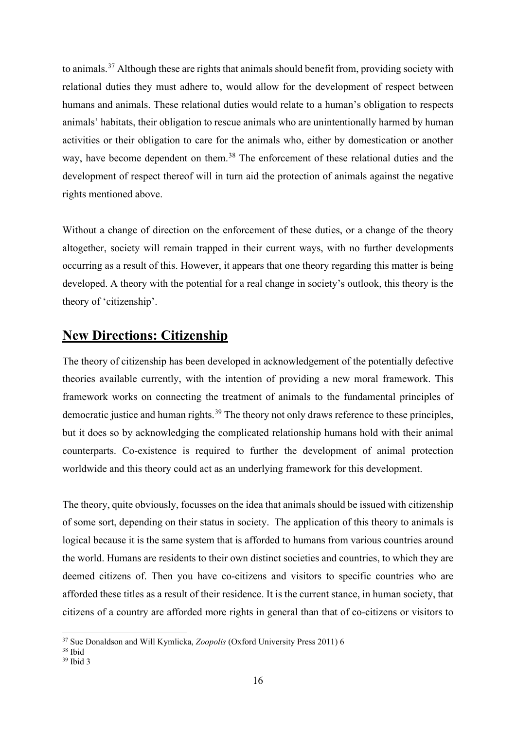to animals.[37] Although these are rights that animals should benefit from, providing society with relational duties they must adhere to, would allow for the development of respect between humans and animals. These relational duties would relate to a human's obligation to respects animals' habitats, their obligation to rescue animals who are unintentionally harmed by human activities or their obligation to care for the animals who, either by domestication or another way, have become dependent on them.[38] The enforcement of these relational duties and the development of respect thereof will in turn aid the protection of animals against the negative rights mentioned above.

Without a change of direction on the enforcement of these duties, or a change of the theory altogether, society will remain trapped in their current ways, with no further developments occurring as a result of this. However, it appears that one theory regarding this matter is being developed. A theory with the potential for a real change in society's outlook, this theory is the theory of 'citizenship'.

## **New Directions: Citizenship**

The theory of citizenship has been developed in acknowledgement of the potentially defective theories available currently, with the intention of providing a new moral framework. This framework works on connecting the treatment of animals to the fundamental principles of democratic justice and human rights.[39] The theory not only draws reference to these principles, but it does so by acknowledging the complicated relationship humans hold with their animal counterparts. Co-existence is required to further the development of animal protection worldwide and this theory could act as an underlying framework for this development.

The theory, quite obviously, focusses on the idea that animals should be issued with citizenship of some sort, depending on their status in society. The application of this theory to animals is logical because it is the same system that is afforded to humans from various countries around the world. Humans are residents to their own distinct societies and countries, to which they are deemed citizens of. Then you have co-citizens and visitors to specific countries who are afforded these titles as a result of their residence. It is the current stance, in human society, that citizens of a country are afforded more rights in general than that of co-citizens or visitors to

[37] Sue Donaldson and Will Kymlicka, *Zoopolis* (Oxford University Press 2011) 6
[38] Ibid
[39] Ibid 3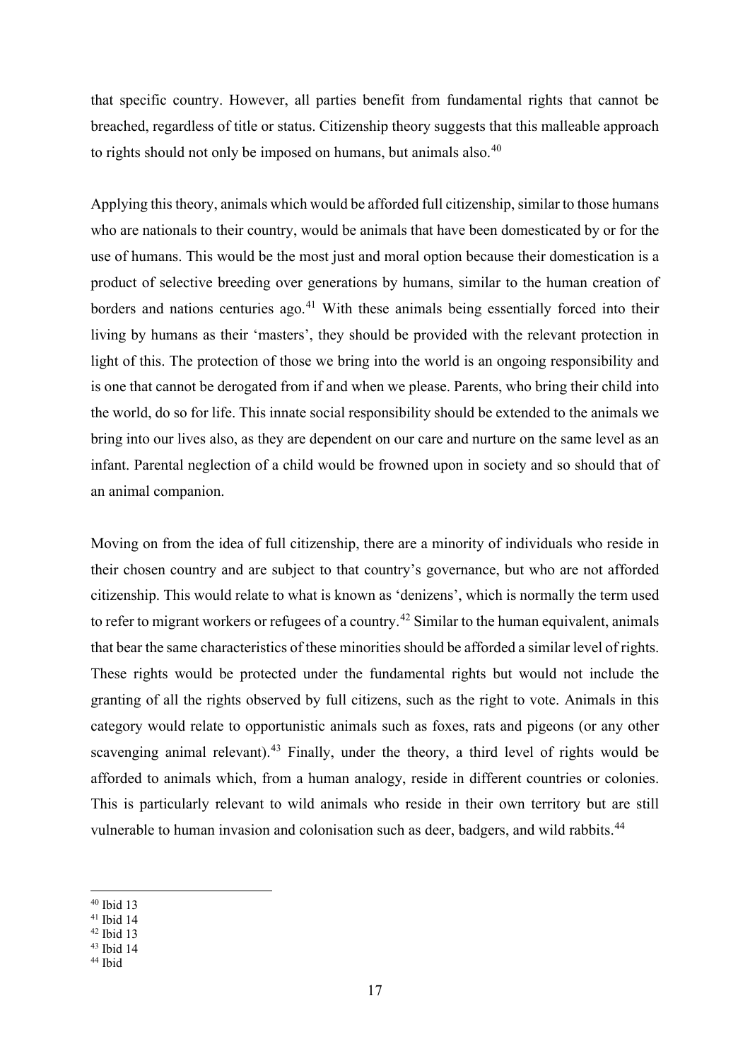that specific country. However, all parties benefit from fundamental rights that cannot be breached, regardless of title or status. Citizenship theory suggests that this malleable approach to rights should not only be imposed on humans, but animals also.[40]

Applying this theory, animals which would be afforded full citizenship, similar to those humans who are nationals to their country, would be animals that have been domesticated by or for the use of humans. This would be the most just and moral option because their domestication is a product of selective breeding over generations by humans, similar to the human creation of borders and nations centuries ago.[41] With these animals being essentially forced into their living by humans as their 'masters', they should be provided with the relevant protection in light of this. The protection of those we bring into the world is an ongoing responsibility and is one that cannot be derogated from if and when we please. Parents, who bring their child into the world, do so for life. This innate social responsibility should be extended to the animals we bring into our lives also, as they are dependent on our care and nurture on the same level as an infant. Parental neglection of a child would be frowned upon in society and so should that of an animal companion.

Moving on from the idea of full citizenship, there are a minority of individuals who reside in their chosen country and are subject to that country's governance, but who are not afforded citizenship. This would relate to what is known as 'denizens', which is normally the term used to refer to migrant workers or refugees of a country.[42] Similar to the human equivalent, animals that bear the same characteristics of these minorities should be afforded a similar level of rights. These rights would be protected under the fundamental rights but would not include the granting of all the rights observed by full citizens, such as the right to vote. Animals in this category would relate to opportunistic animals such as foxes, rats and pigeons (or any other scavenging animal relevant).[43] Finally, under the theory, a third level of rights would be afforded to animals which, from a human analogy, reside in different countries or colonies. This is particularly relevant to wild animals who reside in their own territory but are still vulnerable to human invasion and colonisation such as deer, badgers, and wild rabbits.[44]

---

[40] Ibid 13
[41] Ibid 14
[42] Ibid 13
[43] Ibid 14
[44] Ibid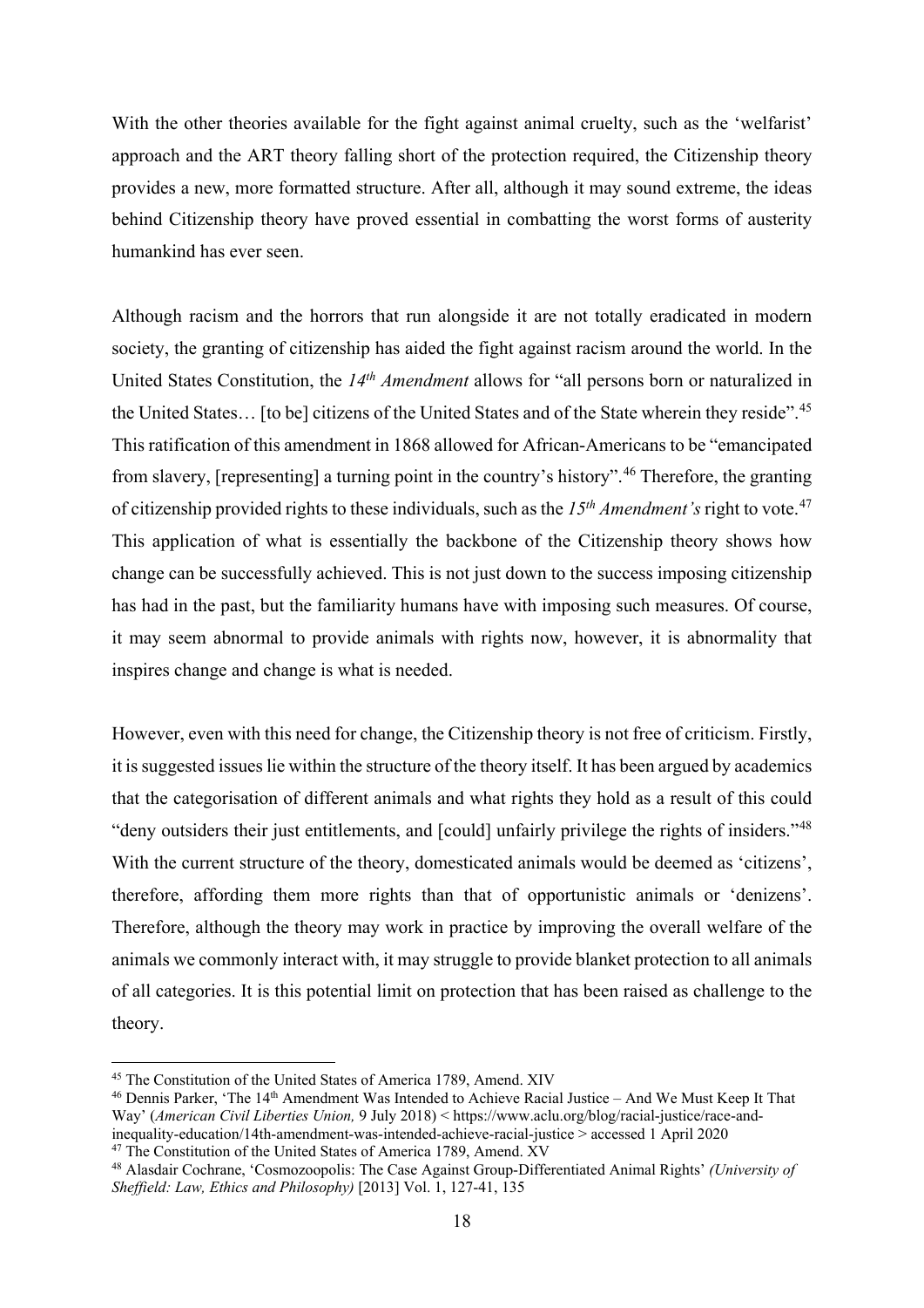With the other theories available for the fight against animal cruelty, such as the 'welfarist' approach and the ART theory falling short of the protection required, the Citizenship theory provides a new, more formatted structure. After all, although it may sound extreme, the ideas behind Citizenship theory have proved essential in combatting the worst forms of austerity humankind has ever seen.

Although racism and the horrors that run alongside it are not totally eradicated in modern society, the granting of citizenship has aided the fight against racism around the world. In the United States Constitution, the *14th Amendment* allows for "all persons born or naturalized in the United States… [to be] citizens of the United States and of the State wherein they reside".[45] This ratification of this amendment in 1868 allowed for African-Americans to be "emancipated from slavery, [representing] a turning point in the country's history".[46] Therefore, the granting of citizenship provided rights to these individuals, such as the *15th Amendment's* right to vote.[47] This application of what is essentially the backbone of the Citizenship theory shows how change can be successfully achieved. This is not just down to the success imposing citizenship has had in the past, but the familiarity humans have with imposing such measures. Of course, it may seem abnormal to provide animals with rights now, however, it is abnormality that inspires change and change is what is needed.

However, even with this need for change, the Citizenship theory is not free of criticism. Firstly, it is suggested issues lie within the structure of the theory itself. It has been argued by academics that the categorisation of different animals and what rights they hold as a result of this could "deny outsiders their just entitlements, and [could] unfairly privilege the rights of insiders."[48] With the current structure of the theory, domesticated animals would be deemed as 'citizens', therefore, affording them more rights than that of opportunistic animals or 'denizens'. Therefore, although the theory may work in practice by improving the overall welfare of the animals we commonly interact with, it may struggle to provide blanket protection to all animals of all categories. It is this potential limit on protection that has been raised as challenge to the theory.

---

[45] The Constitution of the United States of America 1789, Amend. XIV

[46] Dennis Parker, 'The 14th Amendment Was Intended to Achieve Racial Justice – And We Must Keep It That Way' (*American Civil Liberties Union,* 9 July 2018) < https://www.aclu.org/blog/racial-justice/race-and-inequality-education/14th-amendment-was-intended-achieve-racial-justice > accessed 1 April 2020

[47] The Constitution of the United States of America 1789, Amend. XV

[48] Alasdair Cochrane, 'Cosmozoopolis: The Case Against Group-Differentiated Animal Rights' *(University of Sheffield: Law, Ethics and Philosophy)* [2013] Vol. 1, 127-41, 135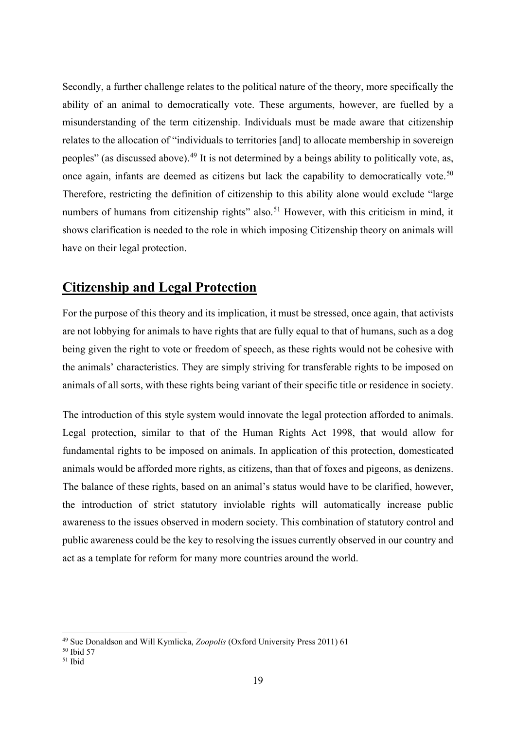Secondly, a further challenge relates to the political nature of the theory, more specifically the ability of an animal to democratically vote. These arguments, however, are fuelled by a misunderstanding of the term citizenship. Individuals must be made aware that citizenship relates to the allocation of "individuals to territories [and] to allocate membership in sovereign peoples" (as discussed above).[49] It is not determined by a beings ability to politically vote, as, once again, infants are deemed as citizens but lack the capability to democratically vote.[50] Therefore, restricting the definition of citizenship to this ability alone would exclude "large numbers of humans from citizenship rights" also.[51] However, with this criticism in mind, it shows clarification is needed to the role in which imposing Citizenship theory on animals will have on their legal protection.

## Citizenship and Legal Protection

For the purpose of this theory and its implication, it must be stressed, once again, that activists are not lobbying for animals to have rights that are fully equal to that of humans, such as a dog being given the right to vote or freedom of speech, as these rights would not be cohesive with the animals' characteristics. They are simply striving for transferable rights to be imposed on animals of all sorts, with these rights being variant of their specific title or residence in society.

The introduction of this style system would innovate the legal protection afforded to animals. Legal protection, similar to that of the Human Rights Act 1998, that would allow for fundamental rights to be imposed on animals. In application of this protection, domesticated animals would be afforded more rights, as citizens, than that of foxes and pigeons, as denizens. The balance of these rights, based on an animal's status would have to be clarified, however, the introduction of strict statutory inviolable rights will automatically increase public awareness to the issues observed in modern society. This combination of statutory control and public awareness could be the key to resolving the issues currently observed in our country and act as a template for reform for many more countries around the world.

---

[49] Sue Donaldson and Will Kymlicka, *Zoopolis* (Oxford University Press 2011) 61

[50] Ibid 57

[51] Ibid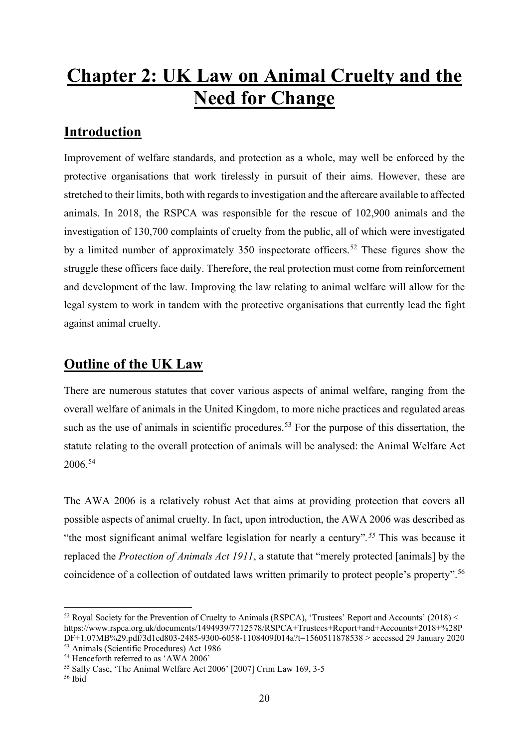# Chapter 2: UK Law on Animal Cruelty and the Need for Change

## Introduction

Improvement of welfare standards, and protection as a whole, may well be enforced by the protective organisations that work tirelessly in pursuit of their aims. However, these are stretched to their limits, both with regards to investigation and the aftercare available to affected animals. In 2018, the RSPCA was responsible for the rescue of 102,900 animals and the investigation of 130,700 complaints of cruelty from the public, all of which were investigated by a limited number of approximately 350 inspectorate officers.[52] These figures show the struggle these officers face daily. Therefore, the real protection must come from reinforcement and development of the law. Improving the law relating to animal welfare will allow for the legal system to work in tandem with the protective organisations that currently lead the fight against animal cruelty.

## Outline of the UK Law

There are numerous statutes that cover various aspects of animal welfare, ranging from the overall welfare of animals in the United Kingdom, to more niche practices and regulated areas such as the use of animals in scientific procedures.[53] For the purpose of this dissertation, the statute relating to the overall protection of animals will be analysed: the Animal Welfare Act 2006.[54]

The AWA 2006 is a relatively robust Act that aims at providing protection that covers all possible aspects of animal cruelty. In fact, upon introduction, the AWA 2006 was described as "the most significant animal welfare legislation for nearly a century".[55] This was because it replaced the *Protection of Animals Act 1911*, a statute that "merely protected [animals] by the coincidence of a collection of outdated laws written primarily to protect people's property".[56]

---

[52] Royal Society for the Prevention of Cruelty to Animals (RSPCA), 'Trustees' Report and Accounts' (2018) < https://www.rspca.org.uk/documents/1494939/7712578/RSPCA+Trustees+Report+and+Accounts+2018+%28PDF+1.07MB%29.pdf/3d1ed803-2485-9300-6058-1108409f014a?t=1560511878538 > accessed 29 January 2020

[53] Animals (Scientific Procedures) Act 1986

[54] Henceforth referred to as 'AWA 2006'

[55] Sally Case, 'The Animal Welfare Act 2006' [2007] Crim Law 169, 3-5

[56] Ibid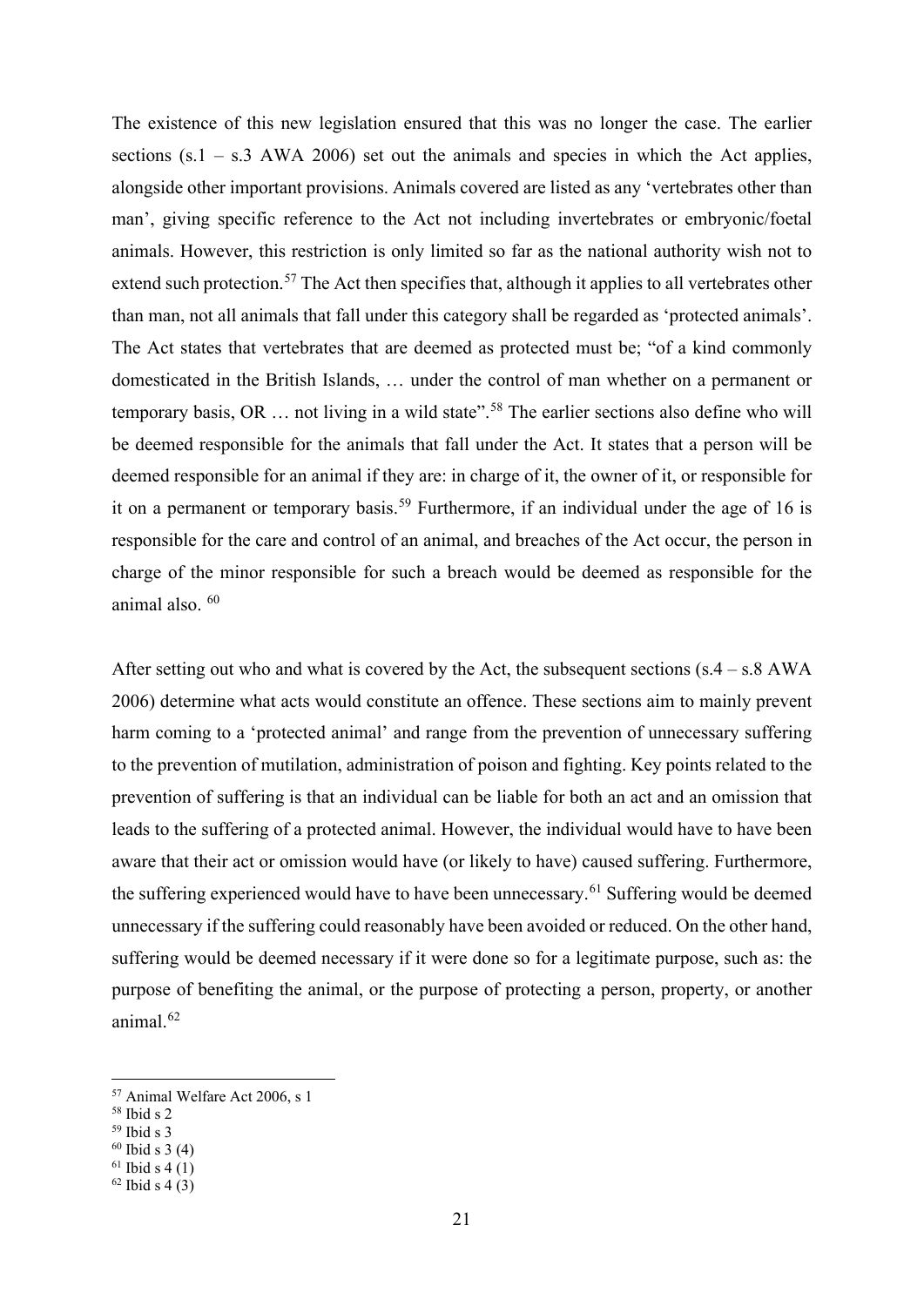The existence of this new legislation ensured that this was no longer the case. The earlier sections (s.1 – s.3 AWA 2006) set out the animals and species in which the Act applies, alongside other important provisions. Animals covered are listed as any 'vertebrates other than man', giving specific reference to the Act not including invertebrates or embryonic/foetal animals. However, this restriction is only limited so far as the national authority wish not to extend such protection.[57] The Act then specifies that, although it applies to all vertebrates other than man, not all animals that fall under this category shall be regarded as 'protected animals'. The Act states that vertebrates that are deemed as protected must be; "of a kind commonly domesticated in the British Islands, … under the control of man whether on a permanent or temporary basis, OR … not living in a wild state".[58] The earlier sections also define who will be deemed responsible for the animals that fall under the Act. It states that a person will be deemed responsible for an animal if they are: in charge of it, the owner of it, or responsible for it on a permanent or temporary basis.[59] Furthermore, if an individual under the age of 16 is responsible for the care and control of an animal, and breaches of the Act occur, the person in charge of the minor responsible for such a breach would be deemed as responsible for the animal also. [60]

After setting out who and what is covered by the Act, the subsequent sections (s.4 – s.8 AWA 2006) determine what acts would constitute an offence. These sections aim to mainly prevent harm coming to a 'protected animal' and range from the prevention of unnecessary suffering to the prevention of mutilation, administration of poison and fighting. Key points related to the prevention of suffering is that an individual can be liable for both an act and an omission that leads to the suffering of a protected animal. However, the individual would have to have been aware that their act or omission would have (or likely to have) caused suffering. Furthermore, the suffering experienced would have to have been unnecessary.[61] Suffering would be deemed unnecessary if the suffering could reasonably have been avoided or reduced. On the other hand, suffering would be deemed necessary if it were done so for a legitimate purpose, such as: the purpose of benefiting the animal, or the purpose of protecting a person, property, or another animal.[62]

---

[57] Animal Welfare Act 2006, s 1

[58] Ibid s 2

[59] Ibid s 3

[60] Ibid s 3 (4)

[61] Ibid s 4 (1)

[62] Ibid s 4 (3)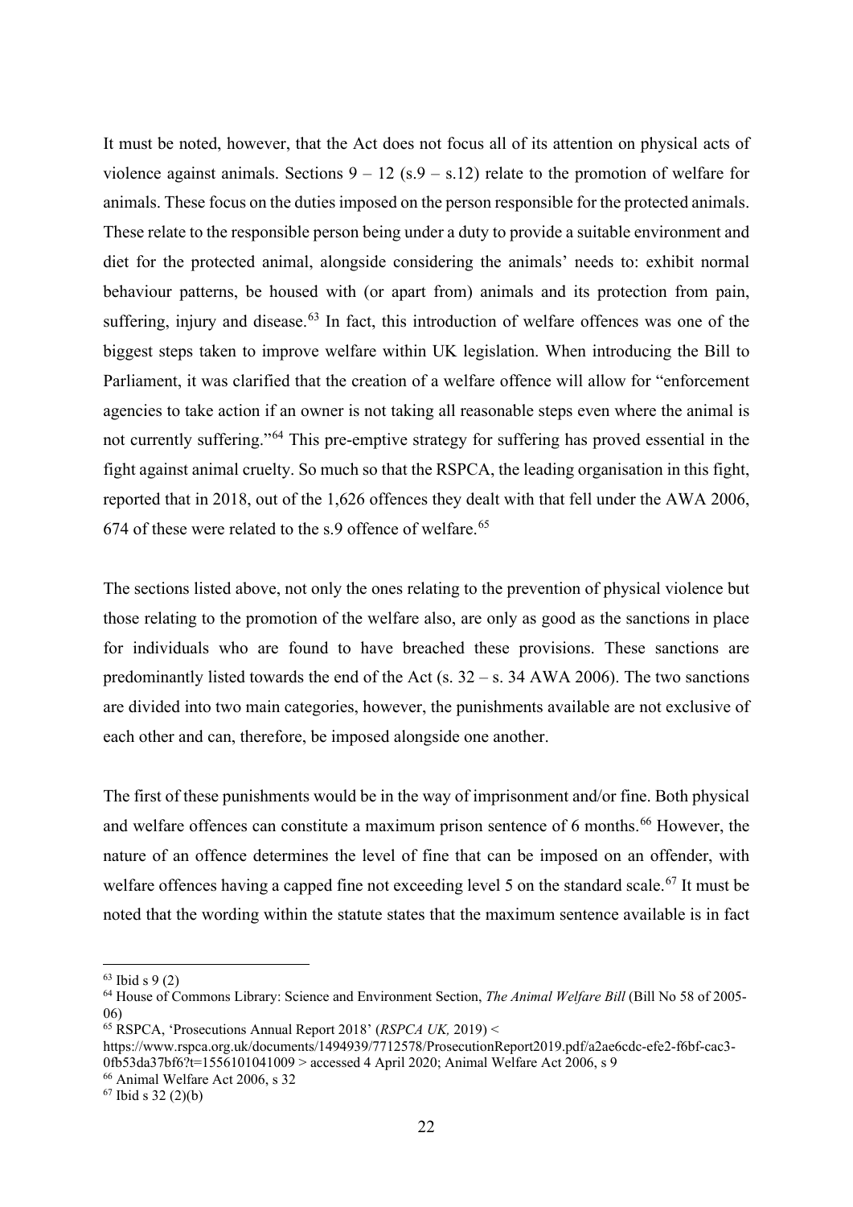It must be noted, however, that the Act does not focus all of its attention on physical acts of violence against animals. Sections 9 – 12 (s.9 – s.12) relate to the promotion of welfare for animals. These focus on the duties imposed on the person responsible for the protected animals. These relate to the responsible person being under a duty to provide a suitable environment and diet for the protected animal, alongside considering the animals' needs to: exhibit normal behaviour patterns, be housed with (or apart from) animals and its protection from pain, suffering, injury and disease.[63] In fact, this introduction of welfare offences was one of the biggest steps taken to improve welfare within UK legislation. When introducing the Bill to Parliament, it was clarified that the creation of a welfare offence will allow for "enforcement agencies to take action if an owner is not taking all reasonable steps even where the animal is not currently suffering."[64] This pre-emptive strategy for suffering has proved essential in the fight against animal cruelty. So much so that the RSPCA, the leading organisation in this fight, reported that in 2018, out of the 1,626 offences they dealt with that fell under the AWA 2006, 674 of these were related to the s.9 offence of welfare.[65]

The sections listed above, not only the ones relating to the prevention of physical violence but those relating to the promotion of the welfare also, are only as good as the sanctions in place for individuals who are found to have breached these provisions. These sanctions are predominantly listed towards the end of the Act (s. 32 – s. 34 AWA 2006). The two sanctions are divided into two main categories, however, the punishments available are not exclusive of each other and can, therefore, be imposed alongside one another.

The first of these punishments would be in the way of imprisonment and/or fine. Both physical and welfare offences can constitute a maximum prison sentence of 6 months.[66] However, the nature of an offence determines the level of fine that can be imposed on an offender, with welfare offences having a capped fine not exceeding level 5 on the standard scale.[67] It must be noted that the wording within the statute states that the maximum sentence available is in fact

---

[63] Ibid s 9 (2)

[64] House of Commons Library: Science and Environment Section, *The Animal Welfare Bill* (Bill No 58 of 2005-06)

[65] RSPCA, 'Prosecutions Annual Report 2018' (*RSPCA UK,* 2019) < https://www.rspca.org.uk/documents/1494939/7712578/ProsecutionReport2019.pdf/a2ae6cdc-efe2-f6bf-cac3-0fb53da37bf6?t=1556101041009 > accessed 4 April 2020; Animal Welfare Act 2006, s 9

[66] Animal Welfare Act 2006, s 32

[67] Ibid s 32 (2)(b)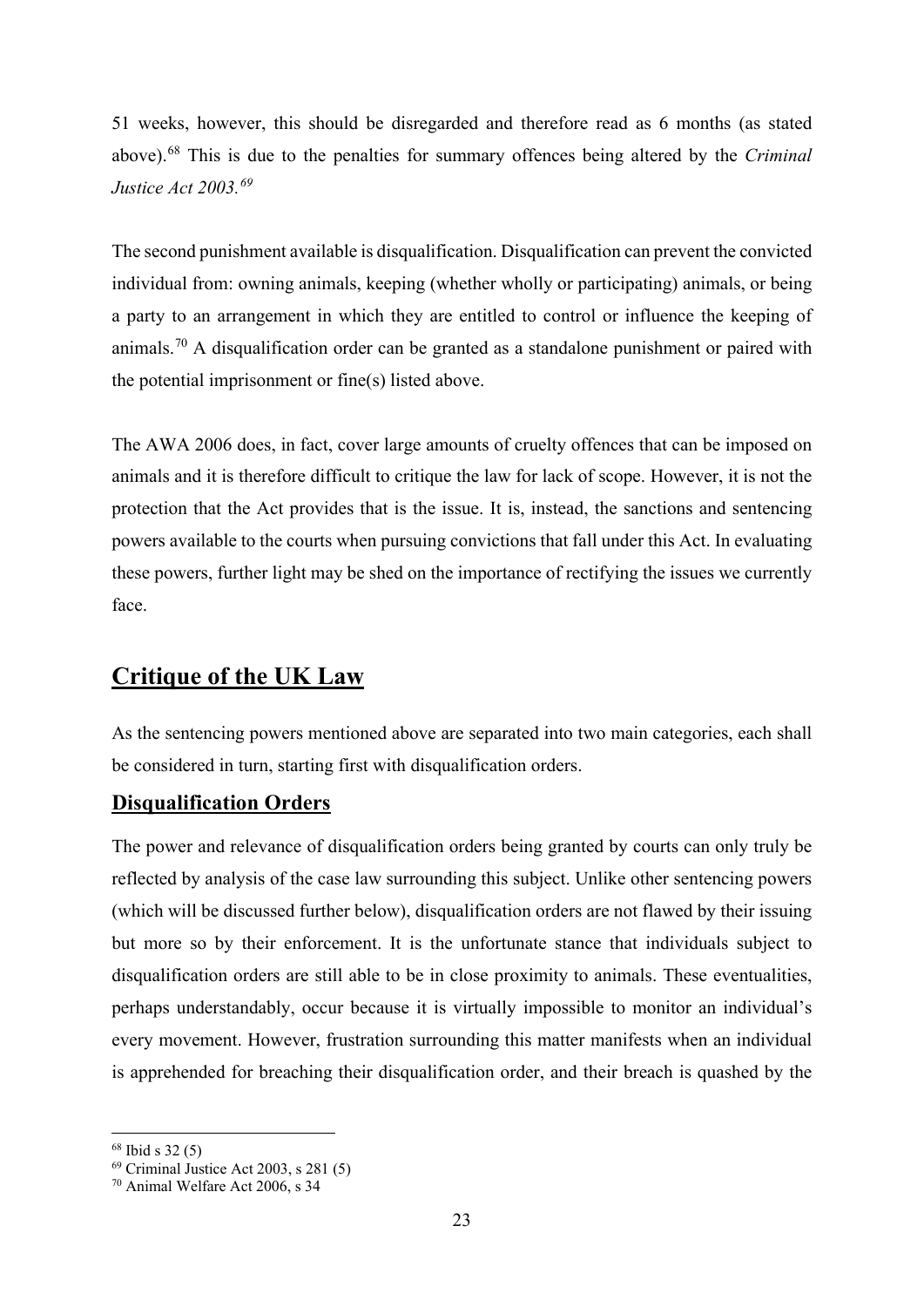51 weeks, however, this should be disregarded and therefore read as 6 months (as stated above).[68] This is due to the penalties for summary offences being altered by the *Criminal Justice Act 2003.*[69]

The second punishment available is disqualification. Disqualification can prevent the convicted individual from: owning animals, keeping (whether wholly or participating) animals, or being a party to an arrangement in which they are entitled to control or influence the keeping of animals.[70] A disqualification order can be granted as a standalone punishment or paired with the potential imprisonment or fine(s) listed above.

The AWA 2006 does, in fact, cover large amounts of cruelty offences that can be imposed on animals and it is therefore difficult to critique the law for lack of scope. However, it is not the protection that the Act provides that is the issue. It is, instead, the sanctions and sentencing powers available to the courts when pursuing convictions that fall under this Act. In evaluating these powers, further light may be shed on the importance of rectifying the issues we currently face.

## Critique of the UK Law

As the sentencing powers mentioned above are separated into two main categories, each shall be considered in turn, starting first with disqualification orders.

### Disqualification Orders

The power and relevance of disqualification orders being granted by courts can only truly be reflected by analysis of the case law surrounding this subject. Unlike other sentencing powers (which will be discussed further below), disqualification orders are not flawed by their issuing but more so by their enforcement. It is the unfortunate stance that individuals subject to disqualification orders are still able to be in close proximity to animals. These eventualities, perhaps understandably, occur because it is virtually impossible to monitor an individual's every movement. However, frustration surrounding this matter manifests when an individual is apprehended for breaching their disqualification order, and their breach is quashed by the

---

[68] Ibid s 32 (5)
[69] Criminal Justice Act 2003, s 281 (5)
[70] Animal Welfare Act 2006, s 34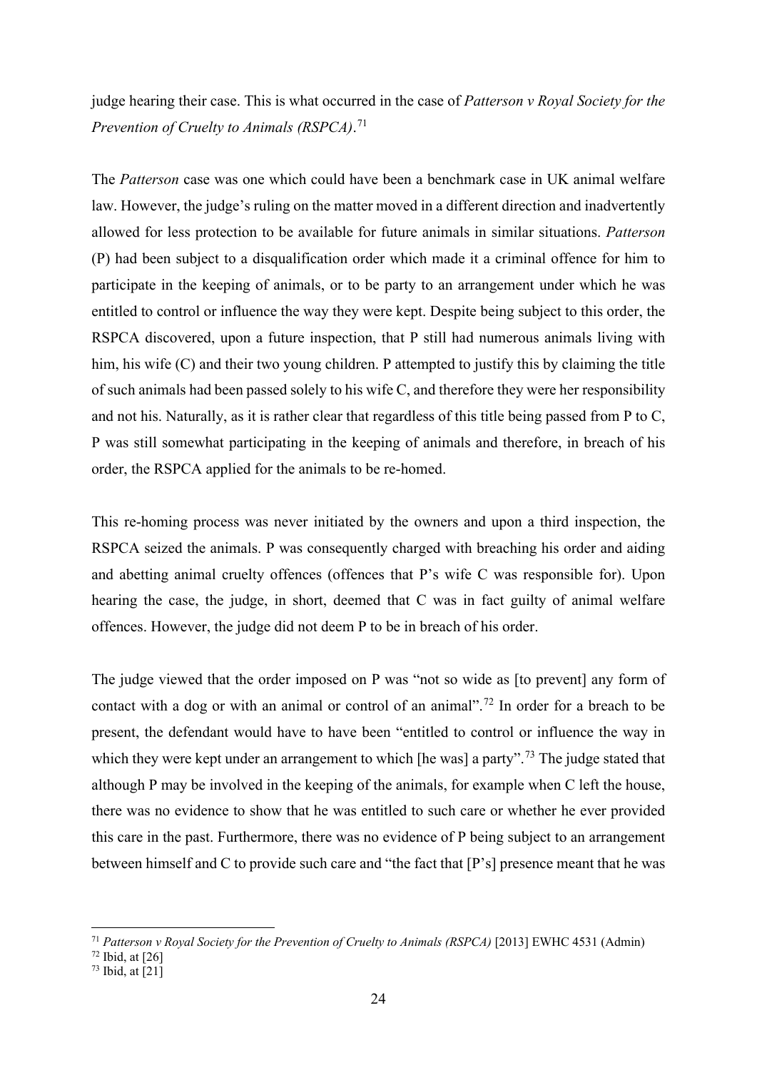judge hearing their case. This is what occurred in the case of *Patterson v Royal Society for the Prevention of Cruelty to Animals (RSPCA)*.[71]

The *Patterson* case was one which could have been a benchmark case in UK animal welfare law. However, the judge's ruling on the matter moved in a different direction and inadvertently allowed for less protection to be available for future animals in similar situations. *Patterson* (P) had been subject to a disqualification order which made it a criminal offence for him to participate in the keeping of animals, or to be party to an arrangement under which he was entitled to control or influence the way they were kept. Despite being subject to this order, the RSPCA discovered, upon a future inspection, that P still had numerous animals living with him, his wife (C) and their two young children. P attempted to justify this by claiming the title of such animals had been passed solely to his wife C, and therefore they were her responsibility and not his. Naturally, as it is rather clear that regardless of this title being passed from P to C, P was still somewhat participating in the keeping of animals and therefore, in breach of his order, the RSPCA applied for the animals to be re-homed.

This re-homing process was never initiated by the owners and upon a third inspection, the RSPCA seized the animals. P was consequently charged with breaching his order and aiding and abetting animal cruelty offences (offences that P's wife C was responsible for). Upon hearing the case, the judge, in short, deemed that C was in fact guilty of animal welfare offences. However, the judge did not deem P to be in breach of his order.

The judge viewed that the order imposed on P was "not so wide as [to prevent] any form of contact with a dog or with an animal or control of an animal".[72] In order for a breach to be present, the defendant would have to have been "entitled to control or influence the way in which they were kept under an arrangement to which [he was] a party".[73] The judge stated that although P may be involved in the keeping of the animals, for example when C left the house, there was no evidence to show that he was entitled to such care or whether he ever provided this care in the past. Furthermore, there was no evidence of P being subject to an arrangement between himself and C to provide such care and "the fact that [P's] presence meant that he was

---

[71] *Patterson v Royal Society for the Prevention of Cruelty to Animals (RSPCA)* [2013] EWHC 4531 (Admin)

[72] Ibid, at [26]

[73] Ibid, at [21]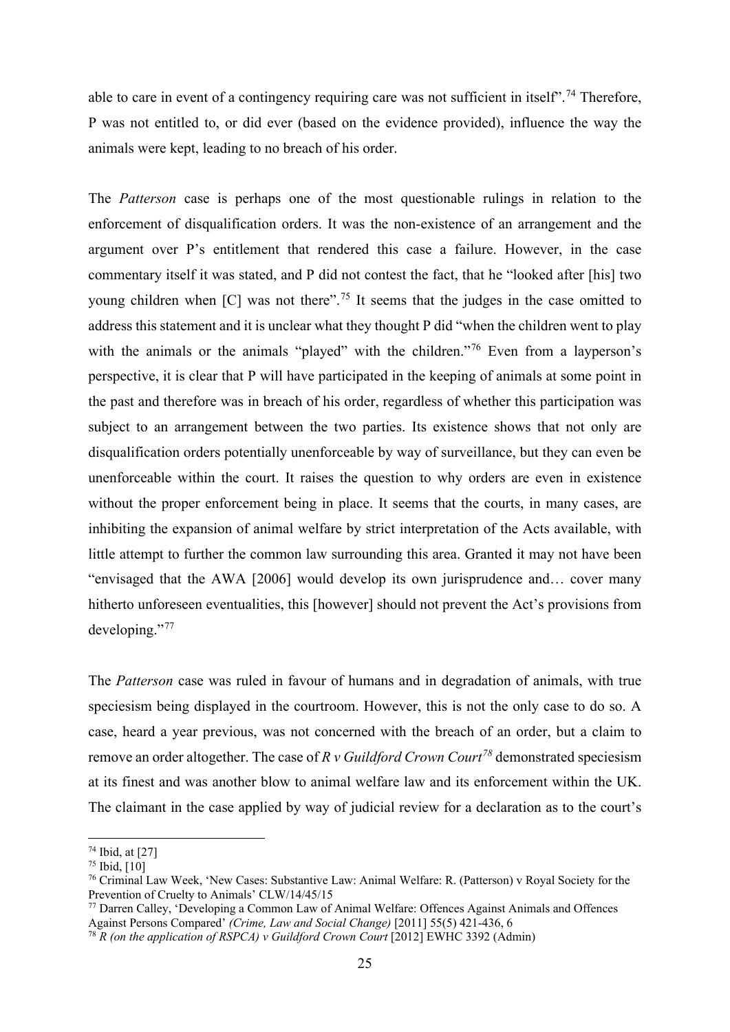able to care in event of a contingency requiring care was not sufficient in itself'.[74] Therefore, P was not entitled to, or did ever (based on the evidence provided), influence the way the animals were kept, leading to no breach of his order.

The *Patterson* case is perhaps one of the most questionable rulings in relation to the enforcement of disqualification orders. It was the non-existence of an arrangement and the argument over P's entitlement that rendered this case a failure. However, in the case commentary itself it was stated, and P did not contest the fact, that he "looked after [his] two young children when [C] was not there".[75] It seems that the judges in the case omitted to address this statement and it is unclear what they thought P did "when the children went to play with the animals or the animals "played" with the children."[76] Even from a layperson's perspective, it is clear that P will have participated in the keeping of animals at some point in the past and therefore was in breach of his order, regardless of whether this participation was subject to an arrangement between the two parties. Its existence shows that not only are disqualification orders potentially unenforceable by way of surveillance, but they can even be unenforceable within the court. It raises the question to why orders are even in existence without the proper enforcement being in place. It seems that the courts, in many cases, are inhibiting the expansion of animal welfare by strict interpretation of the Acts available, with little attempt to further the common law surrounding this area. Granted it may not have been "envisaged that the AWA [2006] would develop its own jurisprudence and… cover many hitherto unforeseen eventualities, this [however] should not prevent the Act's provisions from developing."[77]

The *Patterson* case was ruled in favour of humans and in degradation of animals, with true speciesism being displayed in the courtroom. However, this is not the only case to do so. A case, heard a year previous, was not concerned with the breach of an order, but a claim to remove an order altogether. The case of *R v Guildford Crown Court*[78] demonstrated speciesism at its finest and was another blow to animal welfare law and its enforcement within the UK. The claimant in the case applied by way of judicial review for a declaration as to the court's

---

[74] Ibid, at [27]

[75] Ibid, [10]

[76] Criminal Law Week, 'New Cases: Substantive Law: Animal Welfare: R. (Patterson) v Royal Society for the Prevention of Cruelty to Animals' CLW/14/45/15

[77] Darren Calley, 'Developing a Common Law of Animal Welfare: Offences Against Animals and Offences Against Persons Compared' *(Crime, Law and Social Change)* [2011] 55(5) 421-436, 6

[78] *R (on the application of RSPCA) v Guildford Crown Court* [2012] EWHC 3392 (Admin)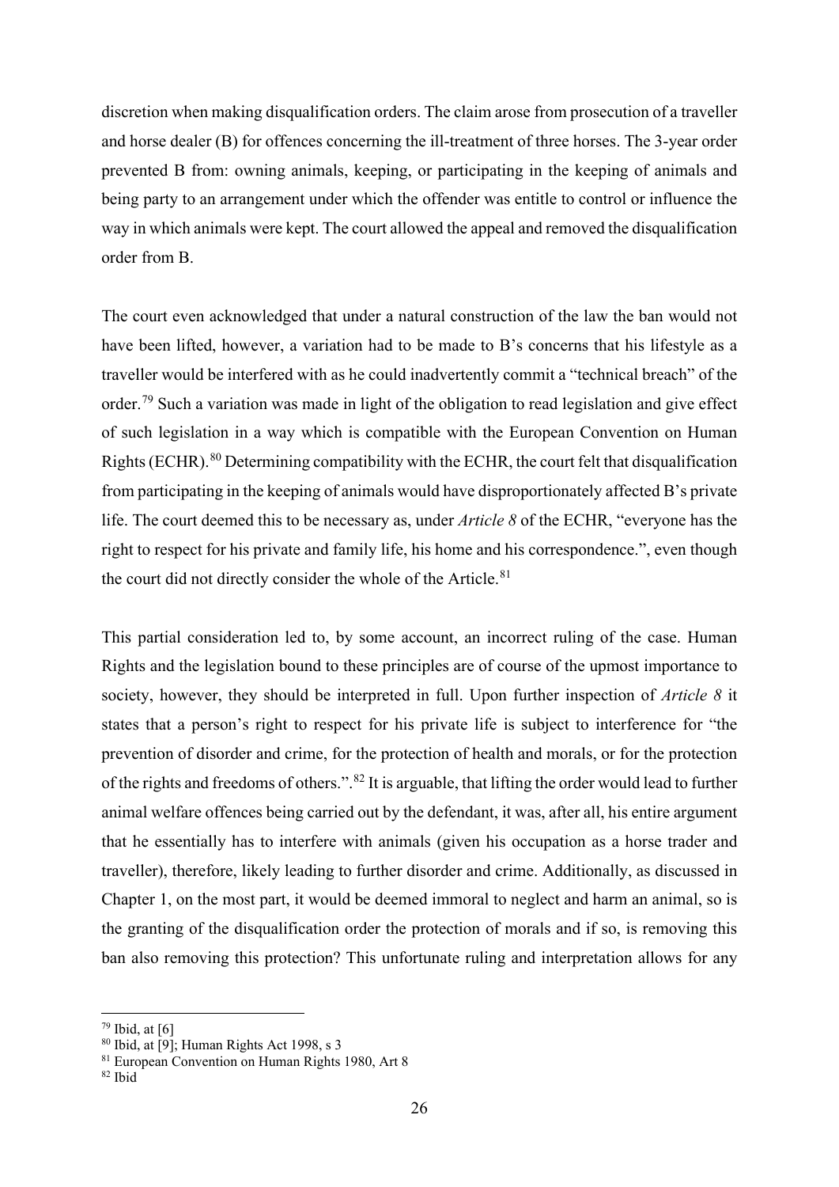discretion when making disqualification orders. The claim arose from prosecution of a traveller and horse dealer (B) for offences concerning the ill-treatment of three horses. The 3-year order prevented B from: owning animals, keeping, or participating in the keeping of animals and being party to an arrangement under which the offender was entitle to control or influence the way in which animals were kept. The court allowed the appeal and removed the disqualification order from B.

The court even acknowledged that under a natural construction of the law the ban would not have been lifted, however, a variation had to be made to B's concerns that his lifestyle as a traveller would be interfered with as he could inadvertently commit a "technical breach" of the order.[79] Such a variation was made in light of the obligation to read legislation and give effect of such legislation in a way which is compatible with the European Convention on Human Rights (ECHR).[80] Determining compatibility with the ECHR, the court felt that disqualification from participating in the keeping of animals would have disproportionately affected B's private life. The court deemed this to be necessary as, under *Article 8* of the ECHR, "everyone has the right to respect for his private and family life, his home and his correspondence.", even though the court did not directly consider the whole of the Article.[81]

This partial consideration led to, by some account, an incorrect ruling of the case. Human Rights and the legislation bound to these principles are of course of the upmost importance to society, however, they should be interpreted in full. Upon further inspection of *Article 8* it states that a person's right to respect for his private life is subject to interference for "the prevention of disorder and crime, for the protection of health and morals, or for the protection of the rights and freedoms of others.".[82] It is arguable, that lifting the order would lead to further animal welfare offences being carried out by the defendant, it was, after all, his entire argument that he essentially has to interfere with animals (given his occupation as a horse trader and traveller), therefore, likely leading to further disorder and crime. Additionally, as discussed in Chapter 1, on the most part, it would be deemed immoral to neglect and harm an animal, so is the granting of the disqualification order the protection of morals and if so, is removing this ban also removing this protection? This unfortunate ruling and interpretation allows for any

---

[79] Ibid, at [6]

[80] Ibid, at [9]; Human Rights Act 1998, s 3

[81] European Convention on Human Rights 1980, Art 8

[82] Ibid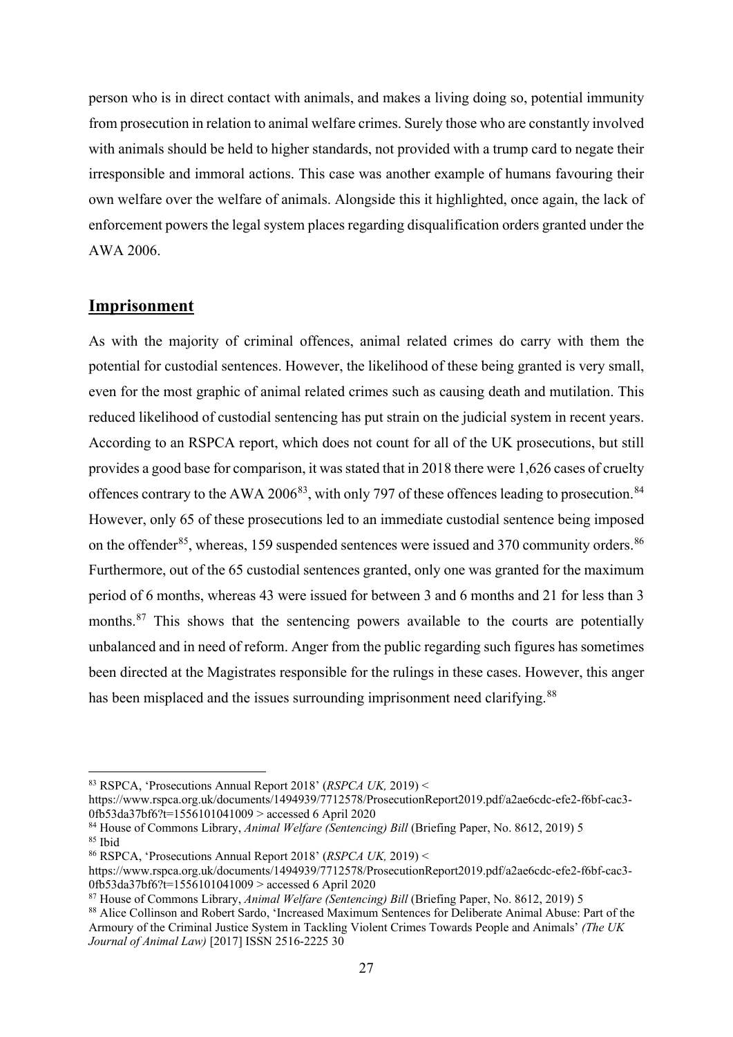person who is in direct contact with animals, and makes a living doing so, potential immunity from prosecution in relation to animal welfare crimes. Surely those who are constantly involved with animals should be held to higher standards, not provided with a trump card to negate their irresponsible and immoral actions. This case was another example of humans favouring their own welfare over the welfare of animals. Alongside this it highlighted, once again, the lack of enforcement powers the legal system places regarding disqualification orders granted under the AWA 2006.

## Imprisonment

As with the majority of criminal offences, animal related crimes do carry with them the potential for custodial sentences. However, the likelihood of these being granted is very small, even for the most graphic of animal related crimes such as causing death and mutilation. This reduced likelihood of custodial sentencing has put strain on the judicial system in recent years. According to an RSPCA report, which does not count for all of the UK prosecutions, but still provides a good base for comparison, it was stated that in 2018 there were 1,626 cases of cruelty offences contrary to the AWA 2006[83], with only 797 of these offences leading to prosecution.[84] However, only 65 of these prosecutions led to an immediate custodial sentence being imposed on the offender[85], whereas, 159 suspended sentences were issued and 370 community orders.[86] Furthermore, out of the 65 custodial sentences granted, only one was granted for the maximum period of 6 months, whereas 43 were issued for between 3 and 6 months and 21 for less than 3 months.[87] This shows that the sentencing powers available to the courts are potentially unbalanced and in need of reform. Anger from the public regarding such figures has sometimes been directed at the Magistrates responsible for the rulings in these cases. However, this anger has been misplaced and the issues surrounding imprisonment need clarifying.[88]

---

[83] RSPCA, 'Prosecutions Annual Report 2018' (*RSPCA UK,* 2019) < https://www.rspca.org.uk/documents/1494939/7712578/ProsecutionReport2019.pdf/a2ae6cdc-efe2-f6bf-cac3-0fb53da37bf6?t=1556101041009 > accessed 6 April 2020

[84] House of Commons Library, *Animal Welfare (Sentencing) Bill* (Briefing Paper, No. 8612, 2019) 5

[85] Ibid

[86] RSPCA, 'Prosecutions Annual Report 2018' (*RSPCA UK,* 2019) < https://www.rspca.org.uk/documents/1494939/7712578/ProsecutionReport2019.pdf/a2ae6cdc-efe2-f6bf-cac3-0fb53da37bf6?t=1556101041009 > accessed 6 April 2020

[87] House of Commons Library, *Animal Welfare (Sentencing) Bill* (Briefing Paper, No. 8612, 2019) 5

[88] Alice Collinson and Robert Sardo, 'Increased Maximum Sentences for Deliberate Animal Abuse: Part of the Armoury of the Criminal Justice System in Tackling Violent Crimes Towards People and Animals' *(The UK Journal of Animal Law)* [2017] ISSN 2516-2225 30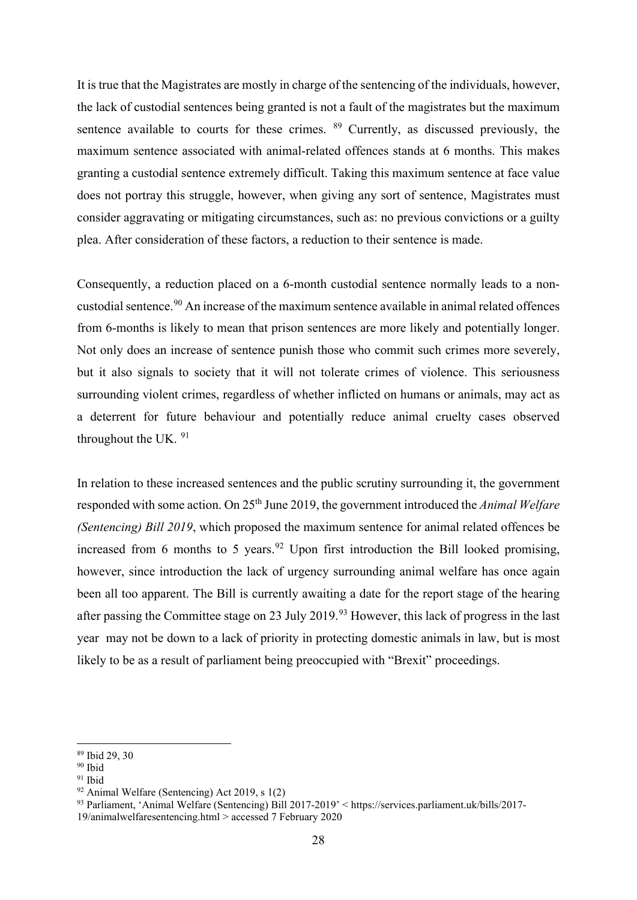It is true that the Magistrates are mostly in charge of the sentencing of the individuals, however, the lack of custodial sentences being granted is not a fault of the magistrates but the maximum sentence available to courts for these crimes. [89] Currently, as discussed previously, the maximum sentence associated with animal-related offences stands at 6 months. This makes granting a custodial sentence extremely difficult. Taking this maximum sentence at face value does not portray this struggle, however, when giving any sort of sentence, Magistrates must consider aggravating or mitigating circumstances, such as: no previous convictions or a guilty plea. After consideration of these factors, a reduction to their sentence is made.

Consequently, a reduction placed on a 6-month custodial sentence normally leads to a non-custodial sentence.[90] An increase of the maximum sentence available in animal related offences from 6-months is likely to mean that prison sentences are more likely and potentially longer. Not only does an increase of sentence punish those who commit such crimes more severely, but it also signals to society that it will not tolerate crimes of violence. This seriousness surrounding violent crimes, regardless of whether inflicted on humans or animals, may act as a deterrent for future behaviour and potentially reduce animal cruelty cases observed throughout the UK. [91]

In relation to these increased sentences and the public scrutiny surrounding it, the government responded with some action. On 25th June 2019, the government introduced the *Animal Welfare (Sentencing) Bill 2019*, which proposed the maximum sentence for animal related offences be increased from 6 months to 5 years.[92] Upon first introduction the Bill looked promising, however, since introduction the lack of urgency surrounding animal welfare has once again been all too apparent. The Bill is currently awaiting a date for the report stage of the hearing after passing the Committee stage on 23 July 2019.[93] However, this lack of progress in the last year may not be down to a lack of priority in protecting domestic animals in law, but is most likely to be as a result of parliament being preoccupied with "Brexit" proceedings.

---

[89] Ibid 29, 30

[90] Ibid

[91] Ibid

[92] Animal Welfare (Sentencing) Act 2019, s 1(2)

[93] Parliament, 'Animal Welfare (Sentencing) Bill 2017-2019' < https://services.parliament.uk/bills/2017-19/animalwelfaresentencing.html > accessed 7 February 2020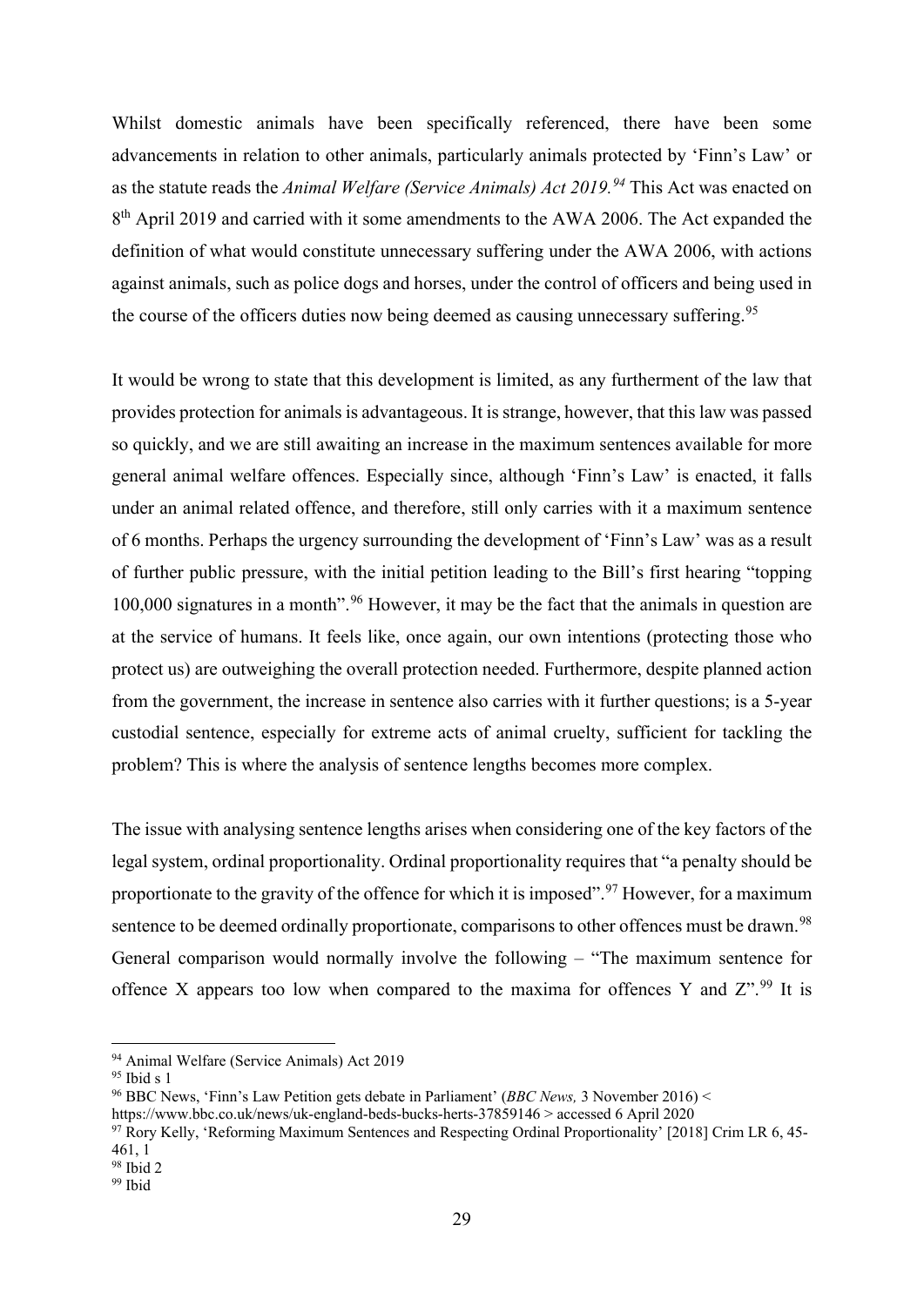Whilst domestic animals have been specifically referenced, there have been some advancements in relation to other animals, particularly animals protected by 'Finn's Law' or as the statute reads the *Animal Welfare (Service Animals) Act 2019.*[94] This Act was enacted on 8th April 2019 and carried with it some amendments to the AWA 2006. The Act expanded the definition of what would constitute unnecessary suffering under the AWA 2006, with actions against animals, such as police dogs and horses, under the control of officers and being used in the course of the officers duties now being deemed as causing unnecessary suffering.[95]

It would be wrong to state that this development is limited, as any furtherment of the law that provides protection for animals is advantageous. It is strange, however, that this law was passed so quickly, and we are still awaiting an increase in the maximum sentences available for more general animal welfare offences. Especially since, although 'Finn's Law' is enacted, it falls under an animal related offence, and therefore, still only carries with it a maximum sentence of 6 months. Perhaps the urgency surrounding the development of 'Finn's Law' was as a result of further public pressure, with the initial petition leading to the Bill's first hearing "topping 100,000 signatures in a month".[96] However, it may be the fact that the animals in question are at the service of humans. It feels like, once again, our own intentions (protecting those who protect us) are outweighing the overall protection needed. Furthermore, despite planned action from the government, the increase in sentence also carries with it further questions; is a 5-year custodial sentence, especially for extreme acts of animal cruelty, sufficient for tackling the problem? This is where the analysis of sentence lengths becomes more complex.

The issue with analysing sentence lengths arises when considering one of the key factors of the legal system, ordinal proportionality. Ordinal proportionality requires that "a penalty should be proportionate to the gravity of the offence for which it is imposed".[97] However, for a maximum sentence to be deemed ordinally proportionate, comparisons to other offences must be drawn.[98] General comparison would normally involve the following – "The maximum sentence for offence X appears too low when compared to the maxima for offences Y and Z".[99] It is

---

[94] Animal Welfare (Service Animals) Act 2019

[95] Ibid s 1

[96] BBC News, 'Finn's Law Petition gets debate in Parliament' (*BBC News,* 3 November 2016) < https://www.bbc.co.uk/news/uk-england-beds-bucks-herts-37859146 > accessed 6 April 2020

[97] Rory Kelly, 'Reforming Maximum Sentences and Respecting Ordinal Proportionality' [2018] Crim LR 6, 45-461, 1

[98] Ibid 2

[99] Ibid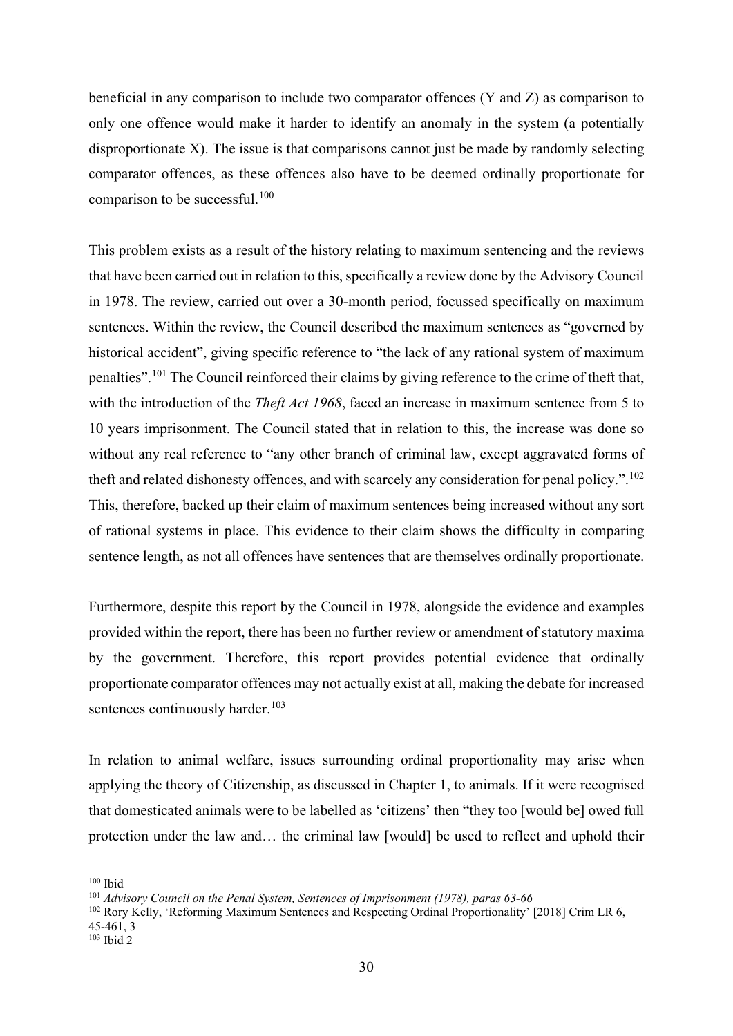beneficial in any comparison to include two comparator offences (Y and Z) as comparison to only one offence would make it harder to identify an anomaly in the system (a potentially disproportionate X). The issue is that comparisons cannot just be made by randomly selecting comparator offences, as these offences also have to be deemed ordinally proportionate for comparison to be successful.[100]

This problem exists as a result of the history relating to maximum sentencing and the reviews that have been carried out in relation to this, specifically a review done by the Advisory Council in 1978. The review, carried out over a 30-month period, focussed specifically on maximum sentences. Within the review, the Council described the maximum sentences as "governed by historical accident", giving specific reference to "the lack of any rational system of maximum penalties".[101] The Council reinforced their claims by giving reference to the crime of theft that, with the introduction of the *Theft Act 1968*, faced an increase in maximum sentence from 5 to 10 years imprisonment. The Council stated that in relation to this, the increase was done so without any real reference to "any other branch of criminal law, except aggravated forms of theft and related dishonesty offences, and with scarcely any consideration for penal policy.".[102] This, therefore, backed up their claim of maximum sentences being increased without any sort of rational systems in place. This evidence to their claim shows the difficulty in comparing sentence length, as not all offences have sentences that are themselves ordinally proportionate.

Furthermore, despite this report by the Council in 1978, alongside the evidence and examples provided within the report, there has been no further review or amendment of statutory maxima by the government. Therefore, this report provides potential evidence that ordinally proportionate comparator offences may not actually exist at all, making the debate for increased sentences continuously harder.[103]

In relation to animal welfare, issues surrounding ordinal proportionality may arise when applying the theory of Citizenship, as discussed in Chapter 1, to animals. If it were recognised that domesticated animals were to be labelled as 'citizens' then "they too [would be] owed full protection under the law and… the criminal law [would] be used to reflect and uphold their

---

[100] Ibid

[101] *Advisory Council on the Penal System, Sentences of Imprisonment (1978), paras 63-66*

[102] Rory Kelly, 'Reforming Maximum Sentences and Respecting Ordinal Proportionality' [2018] Crim LR 6, 45-461, 3

[103] Ibid 2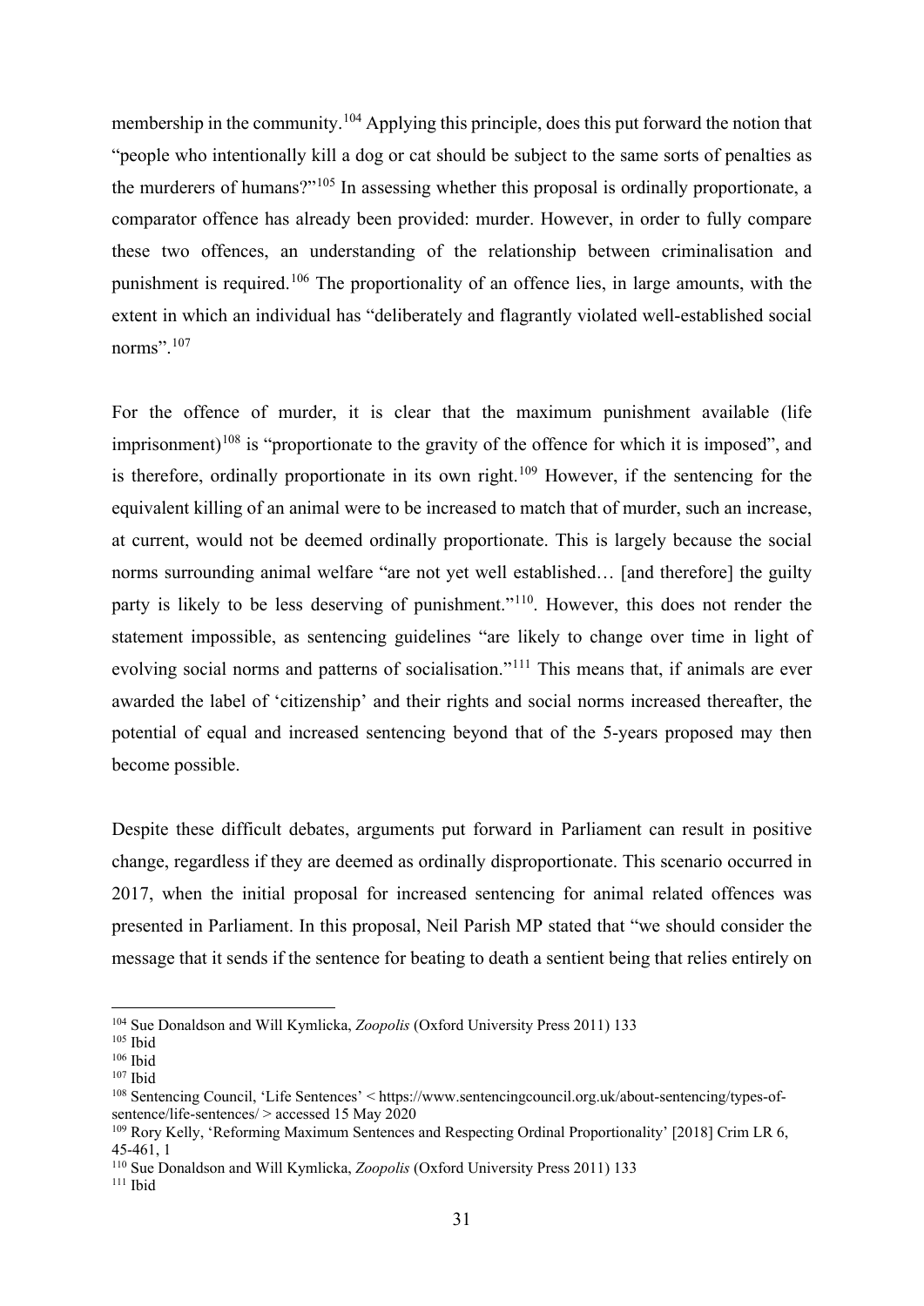membership in the community.[104] Applying this principle, does this put forward the notion that "people who intentionally kill a dog or cat should be subject to the same sorts of penalties as the murderers of humans?"[105] In assessing whether this proposal is ordinally proportionate, a comparator offence has already been provided: murder. However, in order to fully compare these two offences, an understanding of the relationship between criminalisation and punishment is required.[106] The proportionality of an offence lies, in large amounts, with the extent in which an individual has "deliberately and flagrantly violated well-established social norms".[107]

For the offence of murder, it is clear that the maximum punishment available (life imprisonment)[108] is "proportionate to the gravity of the offence for which it is imposed", and is therefore, ordinally proportionate in its own right.[109] However, if the sentencing for the equivalent killing of an animal were to be increased to match that of murder, such an increase, at current, would not be deemed ordinally proportionate. This is largely because the social norms surrounding animal welfare "are not yet well established… [and therefore] the guilty party is likely to be less deserving of punishment."[110]. However, this does not render the statement impossible, as sentencing guidelines "are likely to change over time in light of evolving social norms and patterns of socialisation."[111] This means that, if animals are ever awarded the label of 'citizenship' and their rights and social norms increased thereafter, the potential of equal and increased sentencing beyond that of the 5-years proposed may then become possible.

Despite these difficult debates, arguments put forward in Parliament can result in positive change, regardless if they are deemed as ordinally disproportionate. This scenario occurred in 2017, when the initial proposal for increased sentencing for animal related offences was presented in Parliament. In this proposal, Neil Parish MP stated that "we should consider the message that it sends if the sentence for beating to death a sentient being that relies entirely on

---

[104] Sue Donaldson and Will Kymlicka, *Zoopolis* (Oxford University Press 2011) 133

[105] Ibid

[106] Ibid

[107] Ibid

[108] Sentencing Council, 'Life Sentences' < https://www.sentencingcouncil.org.uk/about-sentencing/types-of-sentence/life-sentences/ > accessed 15 May 2020

[109] Rory Kelly, 'Reforming Maximum Sentences and Respecting Ordinal Proportionality' [2018] Crim LR 6, 45-461, 1

[110] Sue Donaldson and Will Kymlicka, *Zoopolis* (Oxford University Press 2011) 133

[111] Ibid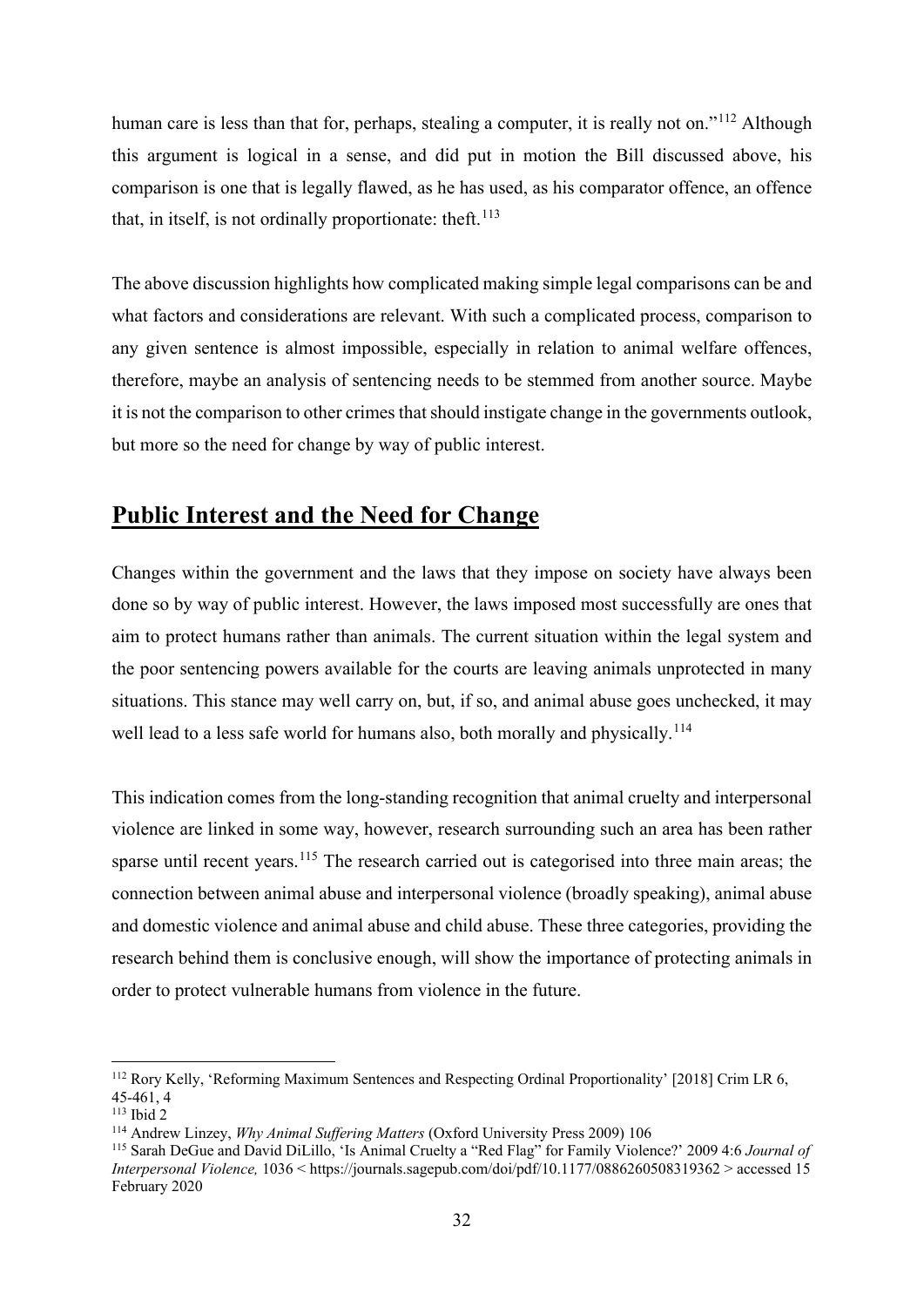human care is less than that for, perhaps, stealing a computer, it is really not on."[112] Although this argument is logical in a sense, and did put in motion the Bill discussed above, his comparison is one that is legally flawed, as he has used, as his comparator offence, an offence that, in itself, is not ordinally proportionate: theft.[113]

The above discussion highlights how complicated making simple legal comparisons can be and what factors and considerations are relevant. With such a complicated process, comparison to any given sentence is almost impossible, especially in relation to animal welfare offences, therefore, maybe an analysis of sentencing needs to be stemmed from another source. Maybe it is not the comparison to other crimes that should instigate change in the governments outlook, but more so the need for change by way of public interest.

## **Public Interest and the Need for Change**

Changes within the government and the laws that they impose on society have always been done so by way of public interest. However, the laws imposed most successfully are ones that aim to protect humans rather than animals. The current situation within the legal system and the poor sentencing powers available for the courts are leaving animals unprotected in many situations. This stance may well carry on, but, if so, and animal abuse goes unchecked, it may well lead to a less safe world for humans also, both morally and physically.[114]

This indication comes from the long-standing recognition that animal cruelty and interpersonal violence are linked in some way, however, research surrounding such an area has been rather sparse until recent years.[115] The research carried out is categorised into three main areas; the connection between animal abuse and interpersonal violence (broadly speaking), animal abuse and domestic violence and animal abuse and child abuse. These three categories, providing the research behind them is conclusive enough, will show the importance of protecting animals in order to protect vulnerable humans from violence in the future.

---

[112] Rory Kelly, 'Reforming Maximum Sentences and Respecting Ordinal Proportionality' [2018] Crim LR 6, 45-461, 4

[113] Ibid 2

[114] Andrew Linzey, *Why Animal Suffering Matters* (Oxford University Press 2009) 106

[115] Sarah DeGue and David DiLillo, 'Is Animal Cruelty a "Red Flag" for Family Violence?' 2009 4:6 *Journal of Interpersonal Violence,* 1036 < https://journals.sagepub.com/doi/pdf/10.1177/0886260508319362 > accessed 15 February 2020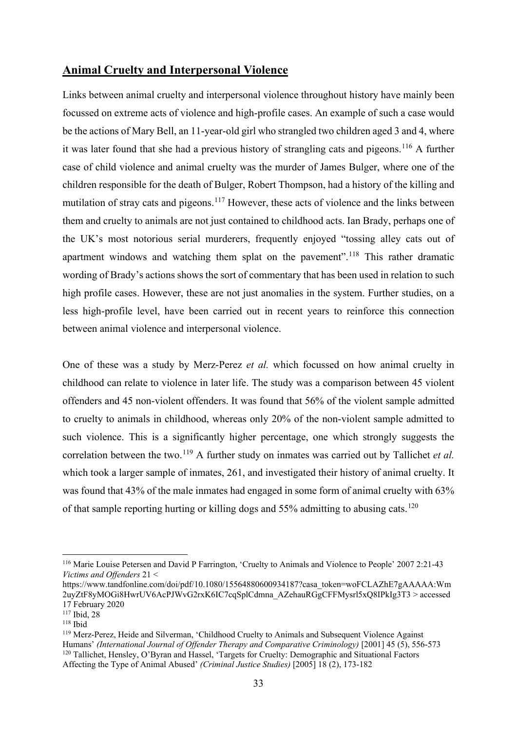## Animal Cruelty and Interpersonal Violence

Links between animal cruelty and interpersonal violence throughout history have mainly been focussed on extreme acts of violence and high-profile cases. An example of such a case would be the actions of Mary Bell, an 11-year-old girl who strangled two children aged 3 and 4, where it was later found that she had a previous history of strangling cats and pigeons.[116] A further case of child violence and animal cruelty was the murder of James Bulger, where one of the children responsible for the death of Bulger, Robert Thompson, had a history of the killing and mutilation of stray cats and pigeons.[117] However, these acts of violence and the links between them and cruelty to animals are not just contained to childhood acts. Ian Brady, perhaps one of the UK's most notorious serial murderers, frequently enjoyed "tossing alley cats out of apartment windows and watching them splat on the pavement".[118] This rather dramatic wording of Brady's actions shows the sort of commentary that has been used in relation to such high profile cases. However, these are not just anomalies in the system. Further studies, on a less high-profile level, have been carried out in recent years to reinforce this connection between animal violence and interpersonal violence.

One of these was a study by Merz-Perez *et al.* which focussed on how animal cruelty in childhood can relate to violence in later life. The study was a comparison between 45 violent offenders and 45 non-violent offenders. It was found that 56% of the violent sample admitted to cruelty to animals in childhood, whereas only 20% of the non-violent sample admitted to such violence. This is a significantly higher percentage, one which strongly suggests the correlation between the two.[119] A further study on inmates was carried out by Tallichet *et al.* which took a larger sample of inmates, 261, and investigated their history of animal cruelty. It was found that 43% of the male inmates had engaged in some form of animal cruelty with 63% of that sample reporting hurting or killing dogs and 55% admitting to abusing cats.[120]

---

[116] Marie Louise Petersen and David P Farrington, 'Cruelty to Animals and Violence to People' 2007 2:21-43 *Victims and Offenders* 21 < https://www.tandfonline.com/doi/pdf/10.1080/15564880600934187?casa_token=woFCLAZhE7gAAAAA:Wm2uyZtF8yMOGi8HwrUV6AcPJWvG2rxK6IC7cqSplCdmna_AZehauRGgCFFMysrl5xQ8IPkIg3T3 > accessed 17 February 2020

[117] Ibid, 28

[118] Ibid

[119] Merz-Perez, Heide and Silverman, 'Childhood Cruelty to Animals and Subsequent Violence Against Humans' *(International Journal of Offender Therapy and Comparative Criminology)* [2001] 45 (5), 556-573

[120] Tallichet, Hensley, O'Byran and Hassel, 'Targets for Cruelty: Demographic and Situational Factors Affecting the Type of Animal Abused' *(Criminal Justice Studies)* [2005] 18 (2), 173-182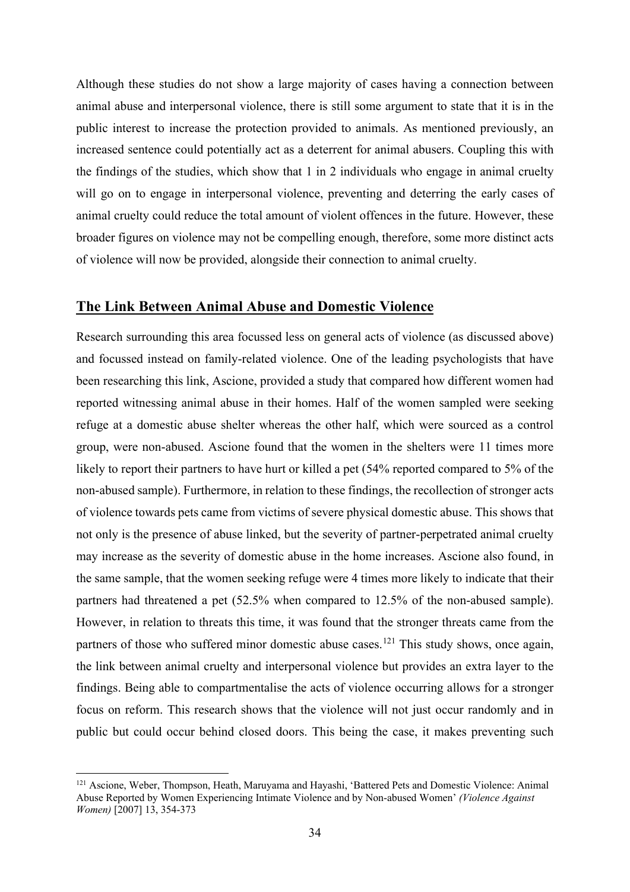Although these studies do not show a large majority of cases having a connection between animal abuse and interpersonal violence, there is still some argument to state that it is in the public interest to increase the protection provided to animals. As mentioned previously, an increased sentence could potentially act as a deterrent for animal abusers. Coupling this with the findings of the studies, which show that 1 in 2 individuals who engage in animal cruelty will go on to engage in interpersonal violence, preventing and deterring the early cases of animal cruelty could reduce the total amount of violent offences in the future. However, these broader figures on violence may not be compelling enough, therefore, some more distinct acts of violence will now be provided, alongside their connection to animal cruelty.

## The Link Between Animal Abuse and Domestic Violence

Research surrounding this area focussed less on general acts of violence (as discussed above) and focussed instead on family-related violence. One of the leading psychologists that have been researching this link, Ascione, provided a study that compared how different women had reported witnessing animal abuse in their homes. Half of the women sampled were seeking refuge at a domestic abuse shelter whereas the other half, which were sourced as a control group, were non-abused. Ascione found that the women in the shelters were 11 times more likely to report their partners to have hurt or killed a pet (54% reported compared to 5% of the non-abused sample). Furthermore, in relation to these findings, the recollection of stronger acts of violence towards pets came from victims of severe physical domestic abuse. This shows that not only is the presence of abuse linked, but the severity of partner-perpetrated animal cruelty may increase as the severity of domestic abuse in the home increases. Ascione also found, in the same sample, that the women seeking refuge were 4 times more likely to indicate that their partners had threatened a pet (52.5% when compared to 12.5% of the non-abused sample). However, in relation to threats this time, it was found that the stronger threats came from the partners of those who suffered minor domestic abuse cases.[121] This study shows, once again, the link between animal cruelty and interpersonal violence but provides an extra layer to the findings. Being able to compartmentalise the acts of violence occurring allows for a stronger focus on reform. This research shows that the violence will not just occur randomly and in public but could occur behind closed doors. This being the case, it makes preventing such

[121] Ascione, Weber, Thompson, Heath, Maruyama and Hayashi, 'Battered Pets and Domestic Violence: Animal Abuse Reported by Women Experiencing Intimate Violence and by Non-abused Women' *(Violence Against Women)* [2007] 13, 354-373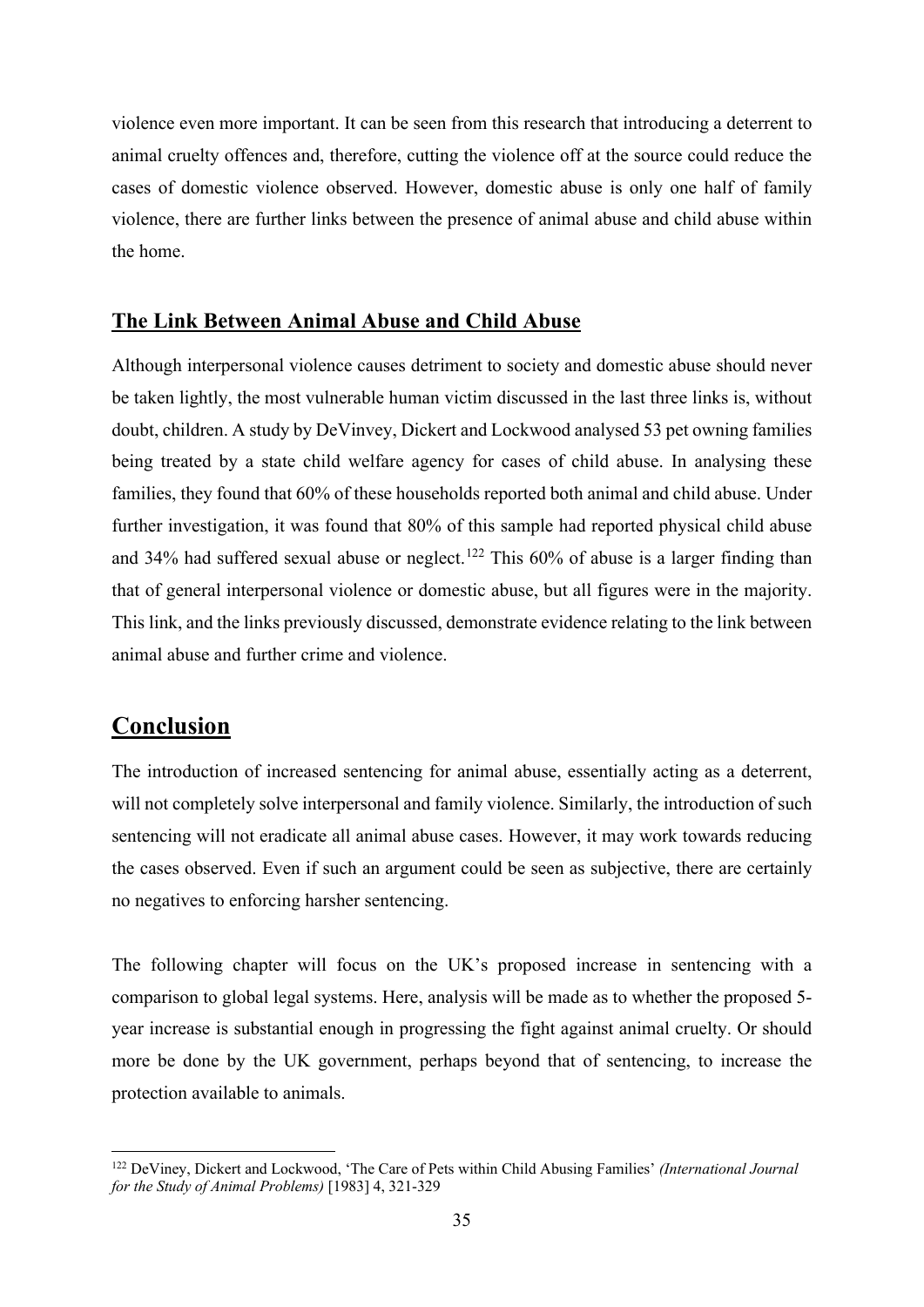violence even more important. It can be seen from this research that introducing a deterrent to animal cruelty offences and, therefore, cutting the violence off at the source could reduce the cases of domestic violence observed. However, domestic abuse is only one half of family violence, there are further links between the presence of animal abuse and child abuse within the home.

### The Link Between Animal Abuse and Child Abuse

Although interpersonal violence causes detriment to society and domestic abuse should never be taken lightly, the most vulnerable human victim discussed in the last three links is, without doubt, children. A study by DeVinvey, Dickert and Lockwood analysed 53 pet owning families being treated by a state child welfare agency for cases of child abuse. In analysing these families, they found that 60% of these households reported both animal and child abuse. Under further investigation, it was found that 80% of this sample had reported physical child abuse and 34% had suffered sexual abuse or neglect.[122] This 60% of abuse is a larger finding than that of general interpersonal violence or domestic abuse, but all figures were in the majority. This link, and the links previously discussed, demonstrate evidence relating to the link between animal abuse and further crime and violence.

## Conclusion

The introduction of increased sentencing for animal abuse, essentially acting as a deterrent, will not completely solve interpersonal and family violence. Similarly, the introduction of such sentencing will not eradicate all animal abuse cases. However, it may work towards reducing the cases observed. Even if such an argument could be seen as subjective, there are certainly no negatives to enforcing harsher sentencing.

The following chapter will focus on the UK's proposed increase in sentencing with a comparison to global legal systems. Here, analysis will be made as to whether the proposed 5-year increase is substantial enough in progressing the fight against animal cruelty. Or should more be done by the UK government, perhaps beyond that of sentencing, to increase the protection available to animals.

---

[122] DeViney, Dickert and Lockwood, 'The Care of Pets within Child Abusing Families' *(International Journal for the Study of Animal Problems)* [1983] 4, 321-329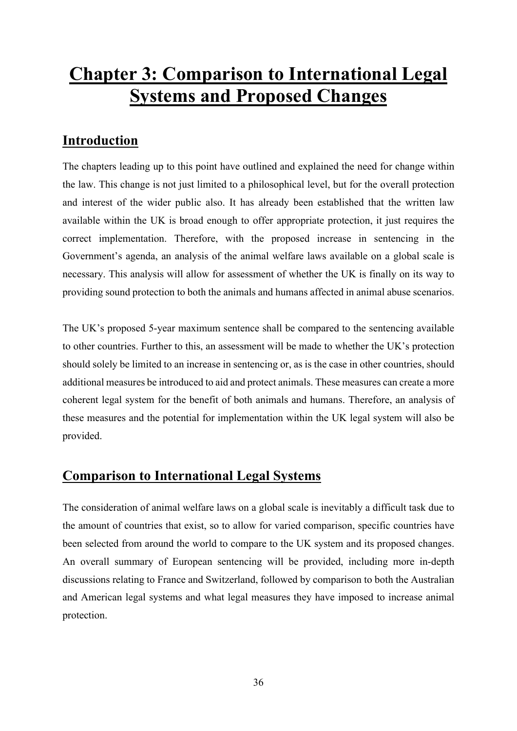# Chapter 3: Comparison to International Legal Systems and Proposed Changes

## Introduction

The chapters leading up to this point have outlined and explained the need for change within the law. This change is not just limited to a philosophical level, but for the overall protection and interest of the wider public also. It has already been established that the written law available within the UK is broad enough to offer appropriate protection, it just requires the correct implementation. Therefore, with the proposed increase in sentencing in the Government's agenda, an analysis of the animal welfare laws available on a global scale is necessary. This analysis will allow for assessment of whether the UK is finally on its way to providing sound protection to both the animals and humans affected in animal abuse scenarios.

The UK's proposed 5-year maximum sentence shall be compared to the sentencing available to other countries. Further to this, an assessment will be made to whether the UK's protection should solely be limited to an increase in sentencing or, as is the case in other countries, should additional measures be introduced to aid and protect animals. These measures can create a more coherent legal system for the benefit of both animals and humans. Therefore, an analysis of these measures and the potential for implementation within the UK legal system will also be provided.

## Comparison to International Legal Systems

The consideration of animal welfare laws on a global scale is inevitably a difficult task due to the amount of countries that exist, so to allow for varied comparison, specific countries have been selected from around the world to compare to the UK system and its proposed changes. An overall summary of European sentencing will be provided, including more in-depth discussions relating to France and Switzerland, followed by comparison to both the Australian and American legal systems and what legal measures they have imposed to increase animal protection.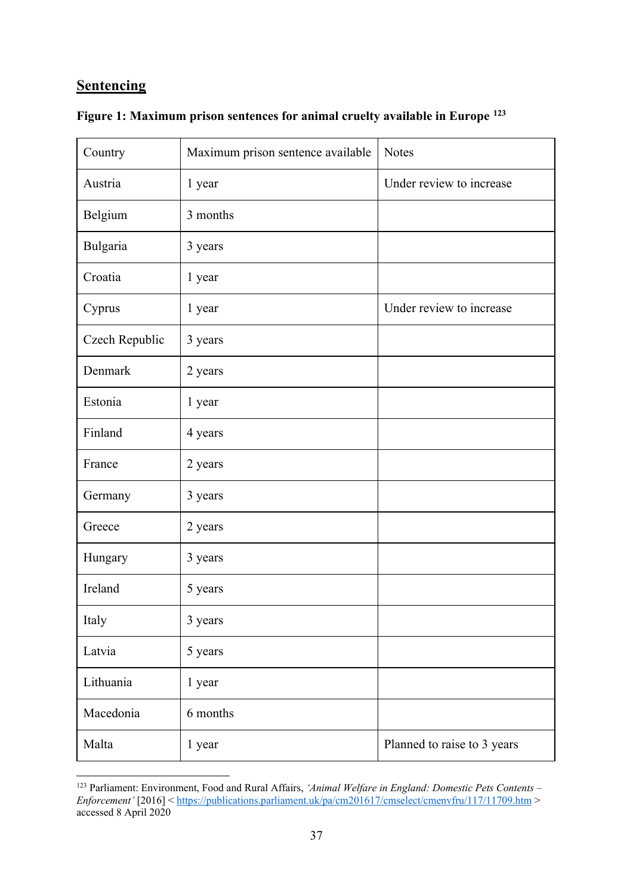## **Sentencing**

**Figure 1: Maximum prison sentences for animal cruelty available in Europe [123]**

| Country | Maximum prison sentence available | Notes |
|---|---|---|
| Austria | 1 year | Under review to increase |
| Belgium | 3 months | |
| Bulgaria | 3 years | |
| Croatia | 1 year | |
| Cyprus | 1 year | Under review to increase |
| Czech Republic | 3 years | |
| Denmark | 2 years | |
| Estonia | 1 year | |
| Finland | 4 years | |
| France | 2 years | |
| Germany | 3 years | |
| Greece | 2 years | |
| Hungary | 3 years | |
| Ireland | 5 years | |
| Italy | 3 years | |
| Latvia | 5 years | |
| Lithuania | 1 year | |
| Macedonia | 6 months | |
| Malta | 1 year | Planned to raise to 3 years |

[123] Parliament: Environment, Food and Rural Affairs, *'Animal Welfare in England: Domestic Pets Contents – Enforcement'* [2016] < https://publications.parliament.uk/pa/cm201617/cmselect/cmenvfru/117/11709.htm > accessed 8 April 2020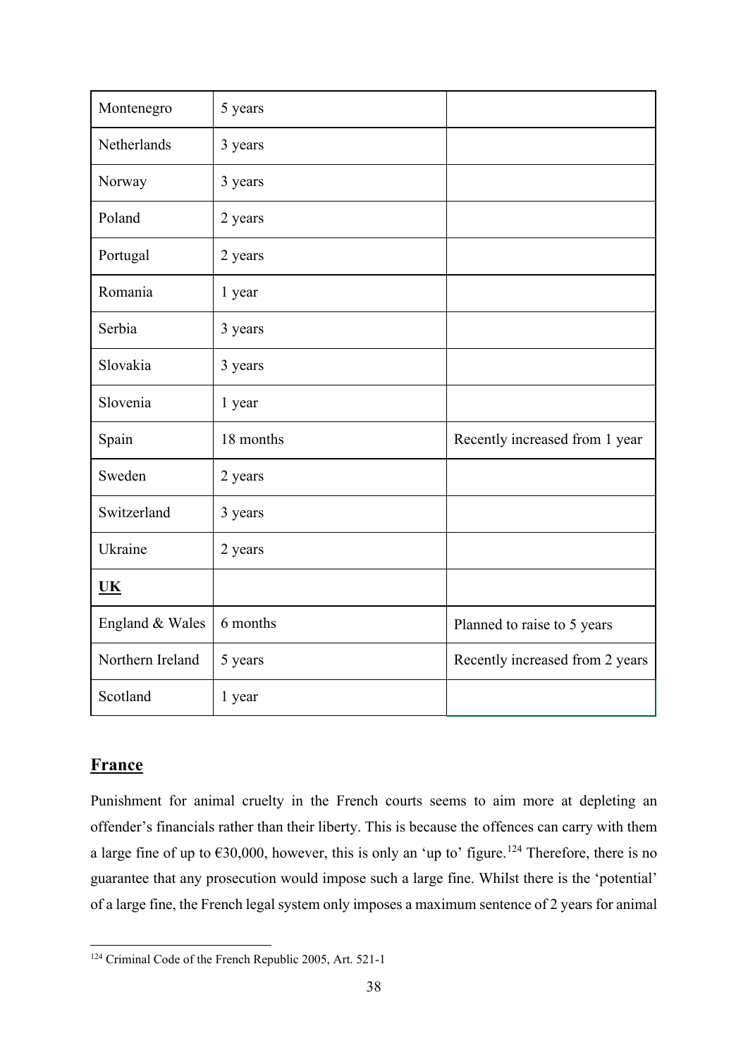| Montenegro | 5 years | |
|---|---|---|
| Netherlands | 3 years | |
| Norway | 3 years | |
| Poland | 2 years | |
| Portugal | 2 years | |
| Romania | 1 year | |
| Serbia | 3 years | |
| Slovakia | 3 years | |
| Slovenia | 1 year | |
| Spain | 18 months | Recently increased from 1 year |
| Sweden | 2 years | |
| Switzerland | 3 years | |
| Ukraine | 2 years | |
| **UK** | | |
| England & Wales | 6 months | Planned to raise to 5 years |
| Northern Ireland | 5 years | Recently increased from 2 years |
| Scotland | 1 year | |

## France

Punishment for animal cruelty in the French courts seems to aim more at depleting an offender's financials rather than their liberty. This is because the offences can carry with them a large fine of up to €30,000, however, this is only an 'up to' figure.[124] Therefore, there is no guarantee that any prosecution would impose such a large fine. Whilst there is the 'potential' of a large fine, the French legal system only imposes a maximum sentence of 2 years for animal

[124] Criminal Code of the French Republic 2005, Art. 521-1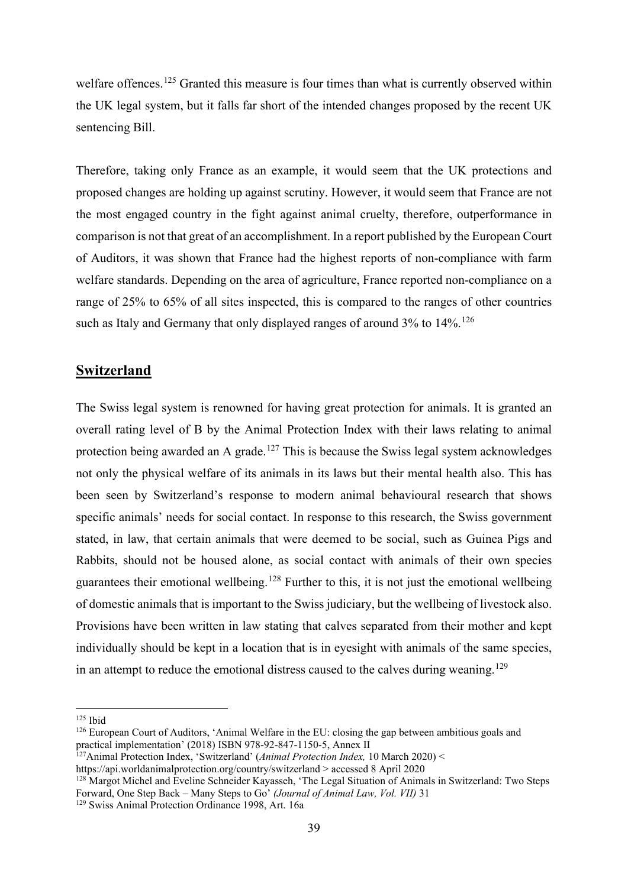welfare offences.[125] Granted this measure is four times than what is currently observed within the UK legal system, but it falls far short of the intended changes proposed by the recent UK sentencing Bill.

Therefore, taking only France as an example, it would seem that the UK protections and proposed changes are holding up against scrutiny. However, it would seem that France are not the most engaged country in the fight against animal cruelty, therefore, outperformance in comparison is not that great of an accomplishment. In a report published by the European Court of Auditors, it was shown that France had the highest reports of non-compliance with farm welfare standards. Depending on the area of agriculture, France reported non-compliance on a range of 25% to 65% of all sites inspected, this is compared to the ranges of other countries such as Italy and Germany that only displayed ranges of around 3% to 14%.[126]

## **Switzerland**

The Swiss legal system is renowned for having great protection for animals. It is granted an overall rating level of B by the Animal Protection Index with their laws relating to animal protection being awarded an A grade.[127] This is because the Swiss legal system acknowledges not only the physical welfare of its animals in its laws but their mental health also. This has been seen by Switzerland's response to modern animal behavioural research that shows specific animals' needs for social contact. In response to this research, the Swiss government stated, in law, that certain animals that were deemed to be social, such as Guinea Pigs and Rabbits, should not be housed alone, as social contact with animals of their own species guarantees their emotional wellbeing.[128] Further to this, it is not just the emotional wellbeing of domestic animals that is important to the Swiss judiciary, but the wellbeing of livestock also. Provisions have been written in law stating that calves separated from their mother and kept individually should be kept in a location that is in eyesight with animals of the same species, in an attempt to reduce the emotional distress caused to the calves during weaning.[129]

---

[125] Ibid

[126] European Court of Auditors, 'Animal Welfare in the EU: closing the gap between ambitious goals and practical implementation' (2018) ISBN 978-92-847-1150-5, Annex II

[127] Animal Protection Index, 'Switzerland' (*Animal Protection Index,* 10 March 2020) < https://api.worldanimalprotection.org/country/switzerland > accessed 8 April 2020

[128] Margot Michel and Eveline Schneider Kayasseh, 'The Legal Situation of Animals in Switzerland: Two Steps Forward, One Step Back – Many Steps to Go' *(Journal of Animal Law, Vol. VII)* 31

[129] Swiss Animal Protection Ordinance 1998, Art. 16a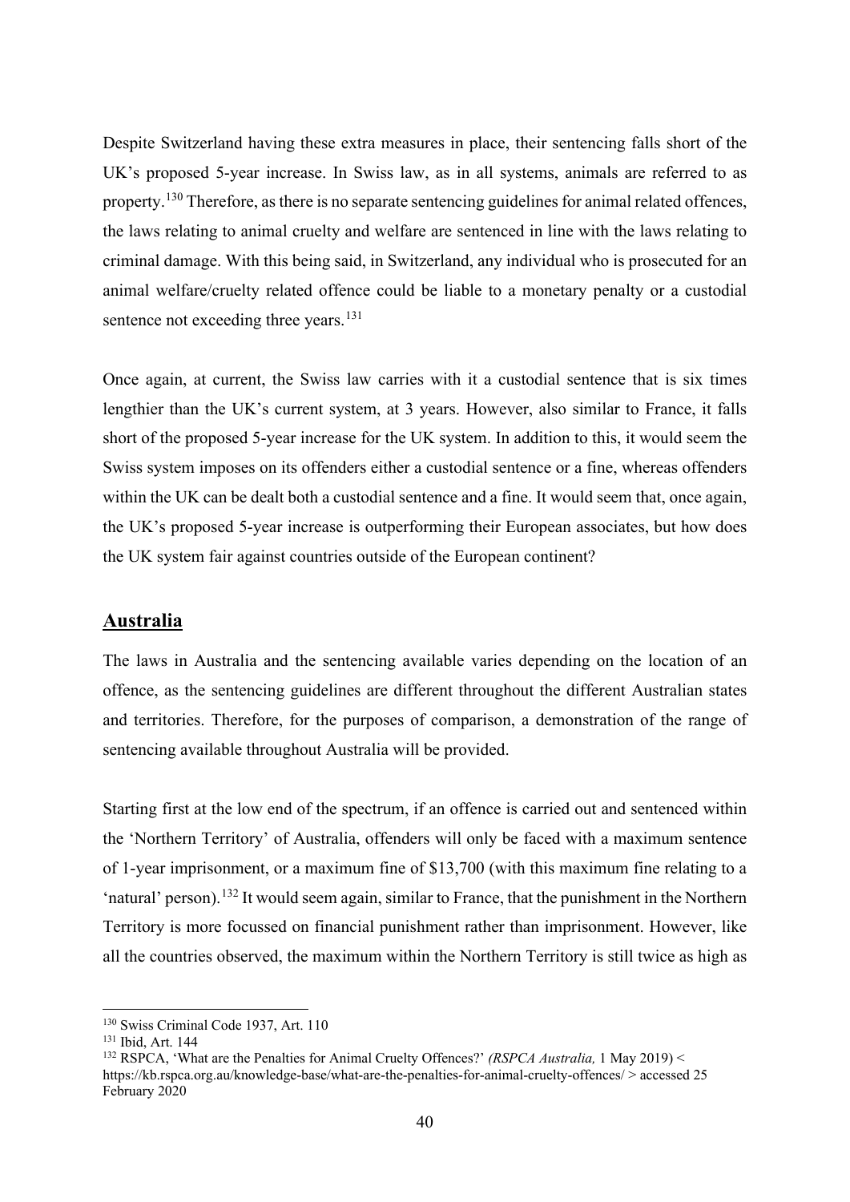Despite Switzerland having these extra measures in place, their sentencing falls short of the UK's proposed 5-year increase. In Swiss law, as in all systems, animals are referred to as property.[130] Therefore, as there is no separate sentencing guidelines for animal related offences, the laws relating to animal cruelty and welfare are sentenced in line with the laws relating to criminal damage. With this being said, in Switzerland, any individual who is prosecuted for an animal welfare/cruelty related offence could be liable to a monetary penalty or a custodial sentence not exceeding three years.[131]

Once again, at current, the Swiss law carries with it a custodial sentence that is six times lengthier than the UK's current system, at 3 years. However, also similar to France, it falls short of the proposed 5-year increase for the UK system. In addition to this, it would seem the Swiss system imposes on its offenders either a custodial sentence or a fine, whereas offenders within the UK can be dealt both a custodial sentence and a fine. It would seem that, once again, the UK's proposed 5-year increase is outperforming their European associates, but how does the UK system fair against countries outside of the European continent?

## Australia

The laws in Australia and the sentencing available varies depending on the location of an offence, as the sentencing guidelines are different throughout the different Australian states and territories. Therefore, for the purposes of comparison, a demonstration of the range of sentencing available throughout Australia will be provided.

Starting first at the low end of the spectrum, if an offence is carried out and sentenced within the 'Northern Territory' of Australia, offenders will only be faced with a maximum sentence of 1-year imprisonment, or a maximum fine of $13,700 (with this maximum fine relating to a 'natural' person).[132] It would seem again, similar to France, that the punishment in the Northern Territory is more focussed on financial punishment rather than imprisonment. However, like all the countries observed, the maximum within the Northern Territory is still twice as high as

---

[130] Swiss Criminal Code 1937, Art. 110

[131] Ibid, Art. 144

[132] RSPCA, 'What are the Penalties for Animal Cruelty Offences?' *(RSPCA Australia,* 1 May 2019) < https://kb.rspca.org.au/knowledge-base/what-are-the-penalties-for-animal-cruelty-offences/ > accessed 25 February 2020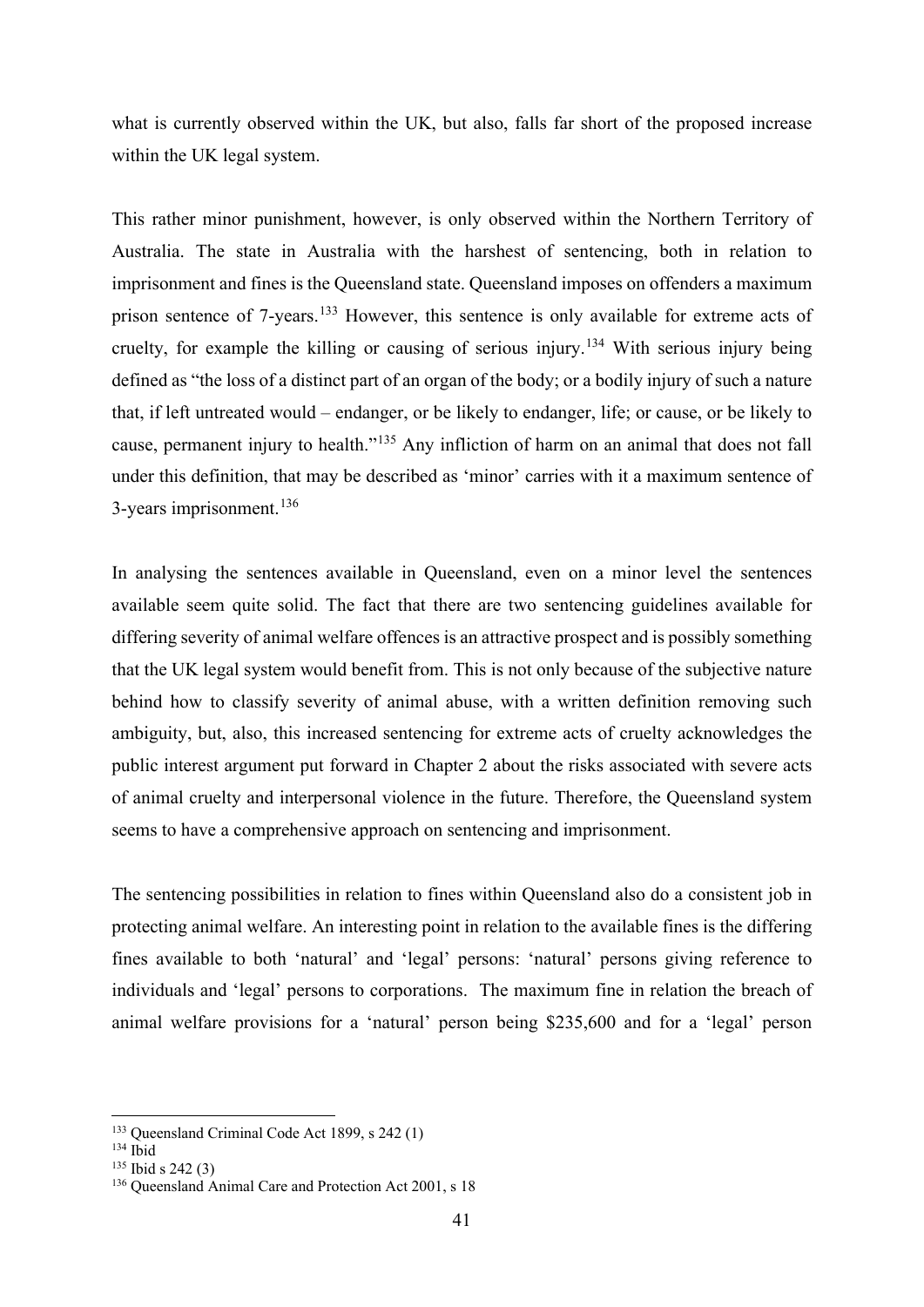what is currently observed within the UK, but also, falls far short of the proposed increase within the UK legal system.

This rather minor punishment, however, is only observed within the Northern Territory of Australia. The state in Australia with the harshest of sentencing, both in relation to imprisonment and fines is the Queensland state. Queensland imposes on offenders a maximum prison sentence of 7-years.[133] However, this sentence is only available for extreme acts of cruelty, for example the killing or causing of serious injury.[134] With serious injury being defined as "the loss of a distinct part of an organ of the body; or a bodily injury of such a nature that, if left untreated would – endanger, or be likely to endanger, life; or cause, or be likely to cause, permanent injury to health."[135] Any infliction of harm on an animal that does not fall under this definition, that may be described as 'minor' carries with it a maximum sentence of 3-years imprisonment.[136]

In analysing the sentences available in Queensland, even on a minor level the sentences available seem quite solid. The fact that there are two sentencing guidelines available for differing severity of animal welfare offences is an attractive prospect and is possibly something that the UK legal system would benefit from. This is not only because of the subjective nature behind how to classify severity of animal abuse, with a written definition removing such ambiguity, but, also, this increased sentencing for extreme acts of cruelty acknowledges the public interest argument put forward in Chapter 2 about the risks associated with severe acts of animal cruelty and interpersonal violence in the future. Therefore, the Queensland system seems to have a comprehensive approach on sentencing and imprisonment.

The sentencing possibilities in relation to fines within Queensland also do a consistent job in protecting animal welfare. An interesting point in relation to the available fines is the differing fines available to both 'natural' and 'legal' persons: 'natural' persons giving reference to individuals and 'legal' persons to corporations. The maximum fine in relation the breach of animal welfare provisions for a 'natural' person being $235,600 and for a 'legal' person

---

[133] Queensland Criminal Code Act 1899, s 242 (1)

[134] Ibid

[135] Ibid s 242 (3)

[136] Queensland Animal Care and Protection Act 2001, s 18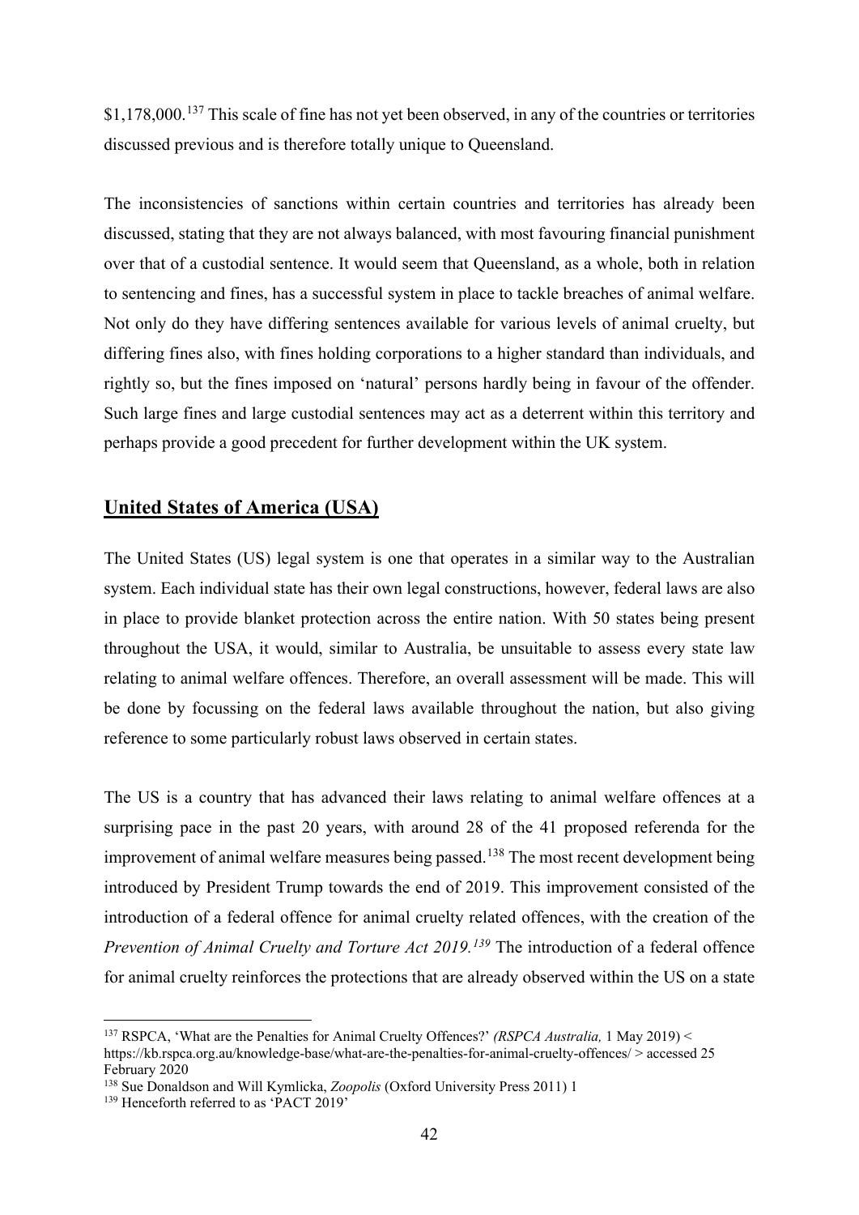$1,178,000.[137] This scale of fine has not yet been observed, in any of the countries or territories discussed previous and is therefore totally unique to Queensland.

The inconsistencies of sanctions within certain countries and territories has already been discussed, stating that they are not always balanced, with most favouring financial punishment over that of a custodial sentence. It would seem that Queensland, as a whole, both in relation to sentencing and fines, has a successful system in place to tackle breaches of animal welfare. Not only do they have differing sentences available for various levels of animal cruelty, but differing fines also, with fines holding corporations to a higher standard than individuals, and rightly so, but the fines imposed on 'natural' persons hardly being in favour of the offender. Such large fines and large custodial sentences may act as a deterrent within this territory and perhaps provide a good precedent for further development within the UK system.

## United States of America (USA)

The United States (US) legal system is one that operates in a similar way to the Australian system. Each individual state has their own legal constructions, however, federal laws are also in place to provide blanket protection across the entire nation. With 50 states being present throughout the USA, it would, similar to Australia, be unsuitable to assess every state law relating to animal welfare offences. Therefore, an overall assessment will be made. This will be done by focussing on the federal laws available throughout the nation, but also giving reference to some particularly robust laws observed in certain states.

The US is a country that has advanced their laws relating to animal welfare offences at a surprising pace in the past 20 years, with around 28 of the 41 proposed referenda for the improvement of animal welfare measures being passed.[138] The most recent development being introduced by President Trump towards the end of 2019. This improvement consisted of the introduction of a federal offence for animal cruelty related offences, with the creation of the *Prevention of Animal Cruelty and Torture Act 2019.*[139] The introduction of a federal offence for animal cruelty reinforces the protections that are already observed within the US on a state

---

[137] RSPCA, 'What are the Penalties for Animal Cruelty Offences?' *(RSPCA Australia,* 1 May 2019) < https://kb.rspca.org.au/knowledge-base/what-are-the-penalties-for-animal-cruelty-offences/ > accessed 25 February 2020

[138] Sue Donaldson and Will Kymlicka, *Zoopolis* (Oxford University Press 2011) 1

[139] Henceforth referred to as 'PACT 2019'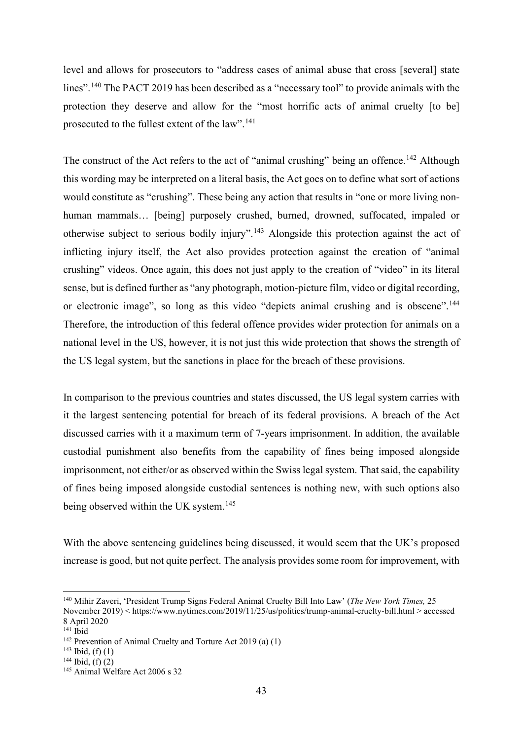level and allows for prosecutors to "address cases of animal abuse that cross [several] state lines".[140] The PACT 2019 has been described as a "necessary tool" to provide animals with the protection they deserve and allow for the "most horrific acts of animal cruelty [to be] prosecuted to the fullest extent of the law".[141]

The construct of the Act refers to the act of "animal crushing" being an offence.[142] Although this wording may be interpreted on a literal basis, the Act goes on to define what sort of actions would constitute as "crushing". These being any action that results in "one or more living non-human mammals… [being] purposely crushed, burned, drowned, suffocated, impaled or otherwise subject to serious bodily injury".[143] Alongside this protection against the act of inflicting injury itself, the Act also provides protection against the creation of "animal crushing" videos. Once again, this does not just apply to the creation of "video" in its literal sense, but is defined further as "any photograph, motion-picture film, video or digital recording, or electronic image", so long as this video "depicts animal crushing and is obscene".[144] Therefore, the introduction of this federal offence provides wider protection for animals on a national level in the US, however, it is not just this wide protection that shows the strength of the US legal system, but the sanctions in place for the breach of these provisions.

In comparison to the previous countries and states discussed, the US legal system carries with it the largest sentencing potential for breach of its federal provisions. A breach of the Act discussed carries with it a maximum term of 7-years imprisonment. In addition, the available custodial punishment also benefits from the capability of fines being imposed alongside imprisonment, not either/or as observed within the Swiss legal system. That said, the capability of fines being imposed alongside custodial sentences is nothing new, with such options also being observed within the UK system.[145]

With the above sentencing guidelines being discussed, it would seem that the UK's proposed increase is good, but not quite perfect. The analysis provides some room for improvement, with

---

[140] Mihir Zaveri, 'President Trump Signs Federal Animal Cruelty Bill Into Law' (*The New York Times,* 25 November 2019) < https://www.nytimes.com/2019/11/25/us/politics/trump-animal-cruelty-bill.html > accessed 8 April 2020

[141] Ibid

[142] Prevention of Animal Cruelty and Torture Act 2019 (a) (1)

[143] Ibid, (f) (1)

[144] Ibid, (f) (2)

[145] Animal Welfare Act 2006 s 32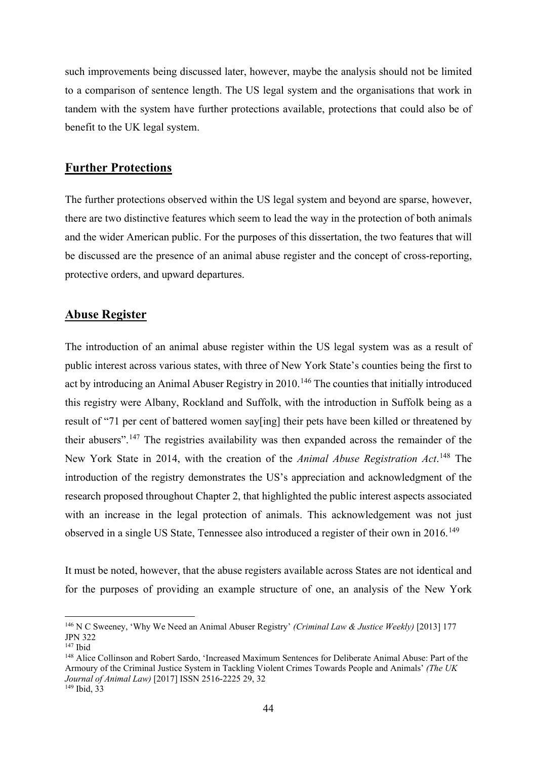such improvements being discussed later, however, maybe the analysis should not be limited to a comparison of sentence length. The US legal system and the organisations that work in tandem with the system have further protections available, protections that could also be of benefit to the UK legal system.

## Further Protections

The further protections observed within the US legal system and beyond are sparse, however, there are two distinctive features which seem to lead the way in the protection of both animals and the wider American public. For the purposes of this dissertation, the two features that will be discussed are the presence of an animal abuse register and the concept of cross-reporting, protective orders, and upward departures.

## Abuse Register

The introduction of an animal abuse register within the US legal system was as a result of public interest across various states, with three of New York State's counties being the first to act by introducing an Animal Abuser Registry in 2010.[146] The counties that initially introduced this registry were Albany, Rockland and Suffolk, with the introduction in Suffolk being as a result of "71 per cent of battered women say[ing] their pets have been killed or threatened by their abusers".[147] The registries availability was then expanded across the remainder of the New York State in 2014, with the creation of the *Animal Abuse Registration Act*.[148] The introduction of the registry demonstrates the US's appreciation and acknowledgment of the research proposed throughout Chapter 2, that highlighted the public interest aspects associated with an increase in the legal protection of animals. This acknowledgement was not just observed in a single US State, Tennessee also introduced a register of their own in 2016.[149]

It must be noted, however, that the abuse registers available across States are not identical and for the purposes of providing an example structure of one, an analysis of the New York

---

[146] N C Sweeney, 'Why We Need an Animal Abuser Registry' *(Criminal Law & Justice Weekly)* [2013] 177 JPN 322

[147] Ibid

[148] Alice Collinson and Robert Sardo, 'Increased Maximum Sentences for Deliberate Animal Abuse: Part of the Armoury of the Criminal Justice System in Tackling Violent Crimes Towards People and Animals' *(The UK Journal of Animal Law)* [2017] ISSN 2516-2225 29, 32

[149] Ibid, 33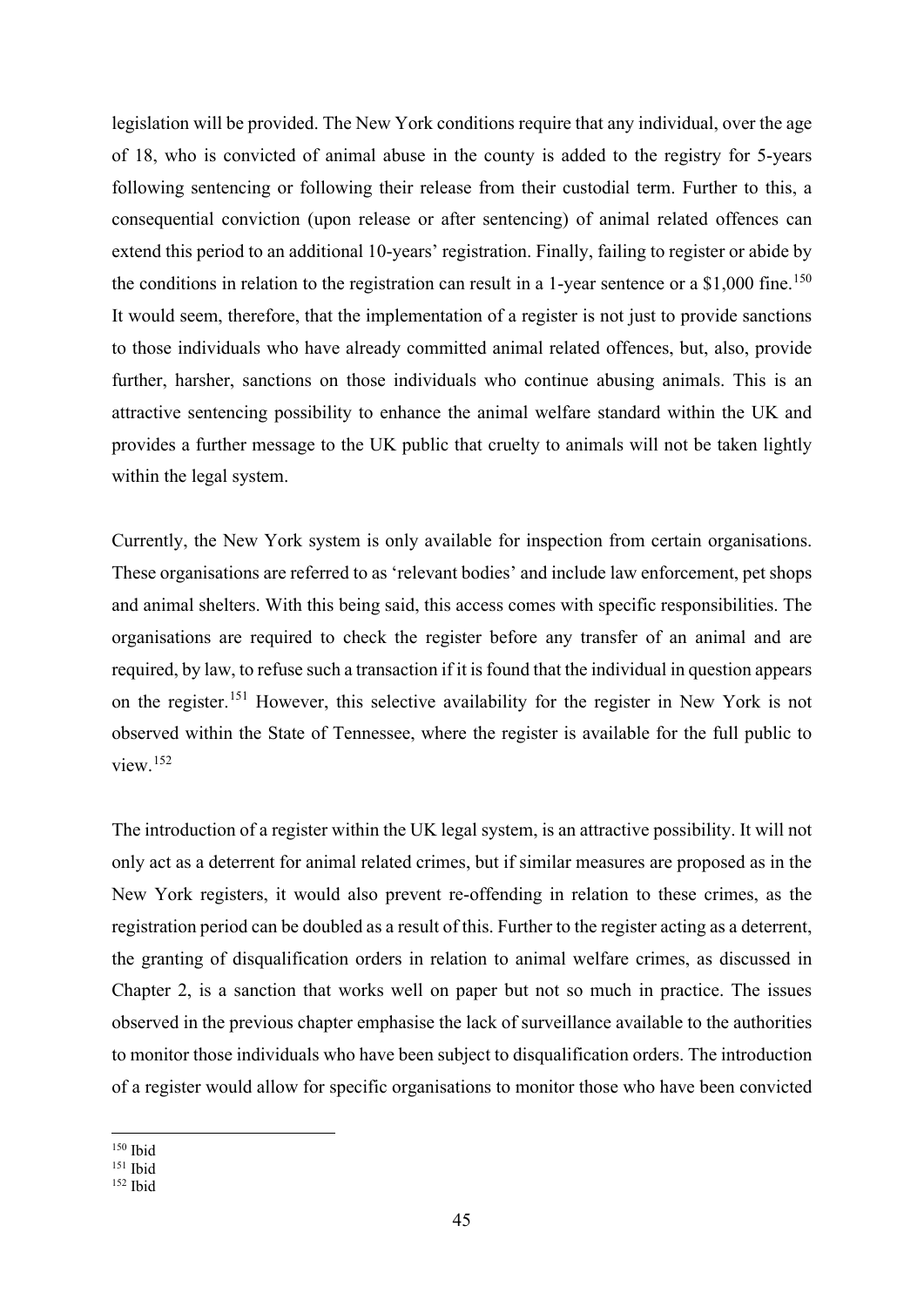legislation will be provided. The New York conditions require that any individual, over the age of 18, who is convicted of animal abuse in the county is added to the registry for 5-years following sentencing or following their release from their custodial term. Further to this, a consequential conviction (upon release or after sentencing) of animal related offences can extend this period to an additional 10-years' registration. Finally, failing to register or abide by the conditions in relation to the registration can result in a 1-year sentence or a $1,000 fine.[150] It would seem, therefore, that the implementation of a register is not just to provide sanctions to those individuals who have already committed animal related offences, but, also, provide further, harsher, sanctions on those individuals who continue abusing animals. This is an attractive sentencing possibility to enhance the animal welfare standard within the UK and provides a further message to the UK public that cruelty to animals will not be taken lightly within the legal system.

Currently, the New York system is only available for inspection from certain organisations. These organisations are referred to as 'relevant bodies' and include law enforcement, pet shops and animal shelters. With this being said, this access comes with specific responsibilities. The organisations are required to check the register before any transfer of an animal and are required, by law, to refuse such a transaction if it is found that the individual in question appears on the register.[151] However, this selective availability for the register in New York is not observed within the State of Tennessee, where the register is available for the full public to view.[152]

The introduction of a register within the UK legal system, is an attractive possibility. It will not only act as a deterrent for animal related crimes, but if similar measures are proposed as in the New York registers, it would also prevent re-offending in relation to these crimes, as the registration period can be doubled as a result of this. Further to the register acting as a deterrent, the granting of disqualification orders in relation to animal welfare crimes, as discussed in Chapter 2, is a sanction that works well on paper but not so much in practice. The issues observed in the previous chapter emphasise the lack of surveillance available to the authorities to monitor those individuals who have been subject to disqualification orders. The introduction of a register would allow for specific organisations to monitor those who have been convicted

---

[150] Ibid
[151] Ibid
[152] Ibid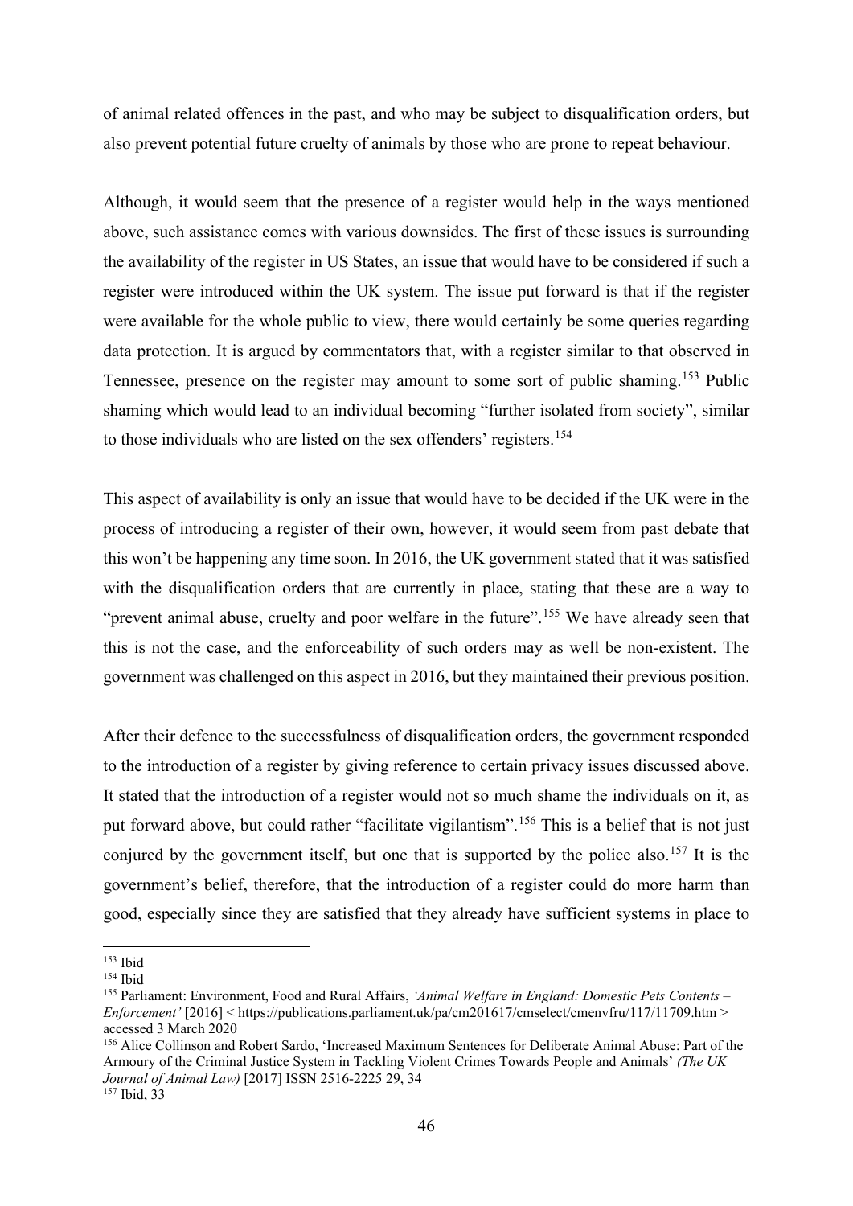of animal related offences in the past, and who may be subject to disqualification orders, but also prevent potential future cruelty of animals by those who are prone to repeat behaviour.

Although, it would seem that the presence of a register would help in the ways mentioned above, such assistance comes with various downsides. The first of these issues is surrounding the availability of the register in US States, an issue that would have to be considered if such a register were introduced within the UK system. The issue put forward is that if the register were available for the whole public to view, there would certainly be some queries regarding data protection. It is argued by commentators that, with a register similar to that observed in Tennessee, presence on the register may amount to some sort of public shaming.[153] Public shaming which would lead to an individual becoming "further isolated from society", similar to those individuals who are listed on the sex offenders' registers.[154]

This aspect of availability is only an issue that would have to be decided if the UK were in the process of introducing a register of their own, however, it would seem from past debate that this won't be happening any time soon. In 2016, the UK government stated that it was satisfied with the disqualification orders that are currently in place, stating that these are a way to "prevent animal abuse, cruelty and poor welfare in the future".[155] We have already seen that this is not the case, and the enforceability of such orders may as well be non-existent. The government was challenged on this aspect in 2016, but they maintained their previous position.

After their defence to the successfulness of disqualification orders, the government responded to the introduction of a register by giving reference to certain privacy issues discussed above. It stated that the introduction of a register would not so much shame the individuals on it, as put forward above, but could rather "facilitate vigilantism".[156] This is a belief that is not just conjured by the government itself, but one that is supported by the police also.[157] It is the government's belief, therefore, that the introduction of a register could do more harm than good, especially since they are satisfied that they already have sufficient systems in place to

---

[153] Ibid

[154] Ibid

[155] Parliament: Environment, Food and Rural Affairs, *'Animal Welfare in England: Domestic Pets Contents – Enforcement'* [2016] < https://publications.parliament.uk/pa/cm201617/cmselect/cmenvfru/117/11709.htm > accessed 3 March 2020

[156] Alice Collinson and Robert Sardo, 'Increased Maximum Sentences for Deliberate Animal Abuse: Part of the Armoury of the Criminal Justice System in Tackling Violent Crimes Towards People and Animals' *(The UK Journal of Animal Law)* [2017] ISSN 2516-2225 29, 34

[157] Ibid, 33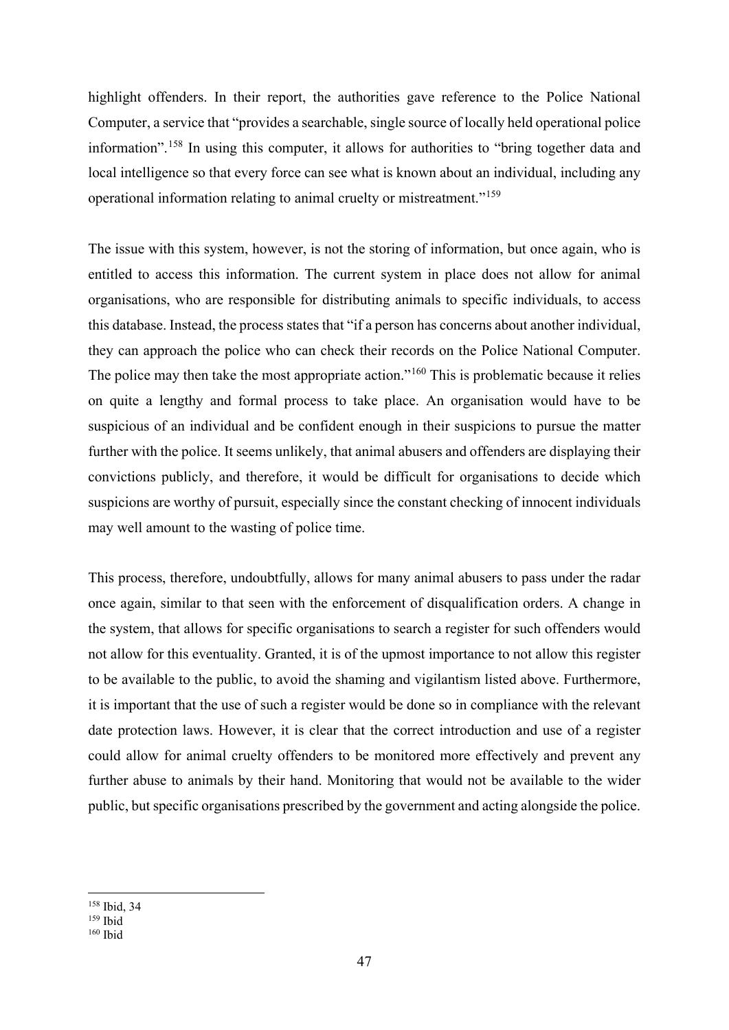highlight offenders. In their report, the authorities gave reference to the Police National Computer, a service that "provides a searchable, single source of locally held operational police information".[158] In using this computer, it allows for authorities to "bring together data and local intelligence so that every force can see what is known about an individual, including any operational information relating to animal cruelty or mistreatment."[159]

The issue with this system, however, is not the storing of information, but once again, who is entitled to access this information. The current system in place does not allow for animal organisations, who are responsible for distributing animals to specific individuals, to access this database. Instead, the process states that "if a person has concerns about another individual, they can approach the police who can check their records on the Police National Computer. The police may then take the most appropriate action."[160] This is problematic because it relies on quite a lengthy and formal process to take place. An organisation would have to be suspicious of an individual and be confident enough in their suspicions to pursue the matter further with the police. It seems unlikely, that animal abusers and offenders are displaying their convictions publicly, and therefore, it would be difficult for organisations to decide which suspicions are worthy of pursuit, especially since the constant checking of innocent individuals may well amount to the wasting of police time.

This process, therefore, undoubtfully, allows for many animal abusers to pass under the radar once again, similar to that seen with the enforcement of disqualification orders. A change in the system, that allows for specific organisations to search a register for such offenders would not allow for this eventuality. Granted, it is of the upmost importance to not allow this register to be available to the public, to avoid the shaming and vigilantism listed above. Furthermore, it is important that the use of such a register would be done so in compliance with the relevant date protection laws. However, it is clear that the correct introduction and use of a register could allow for animal cruelty offenders to be monitored more effectively and prevent any further abuse to animals by their hand. Monitoring that would not be available to the wider public, but specific organisations prescribed by the government and acting alongside the police.

---

[158] Ibid, 34

[159] Ibid

[160] Ibid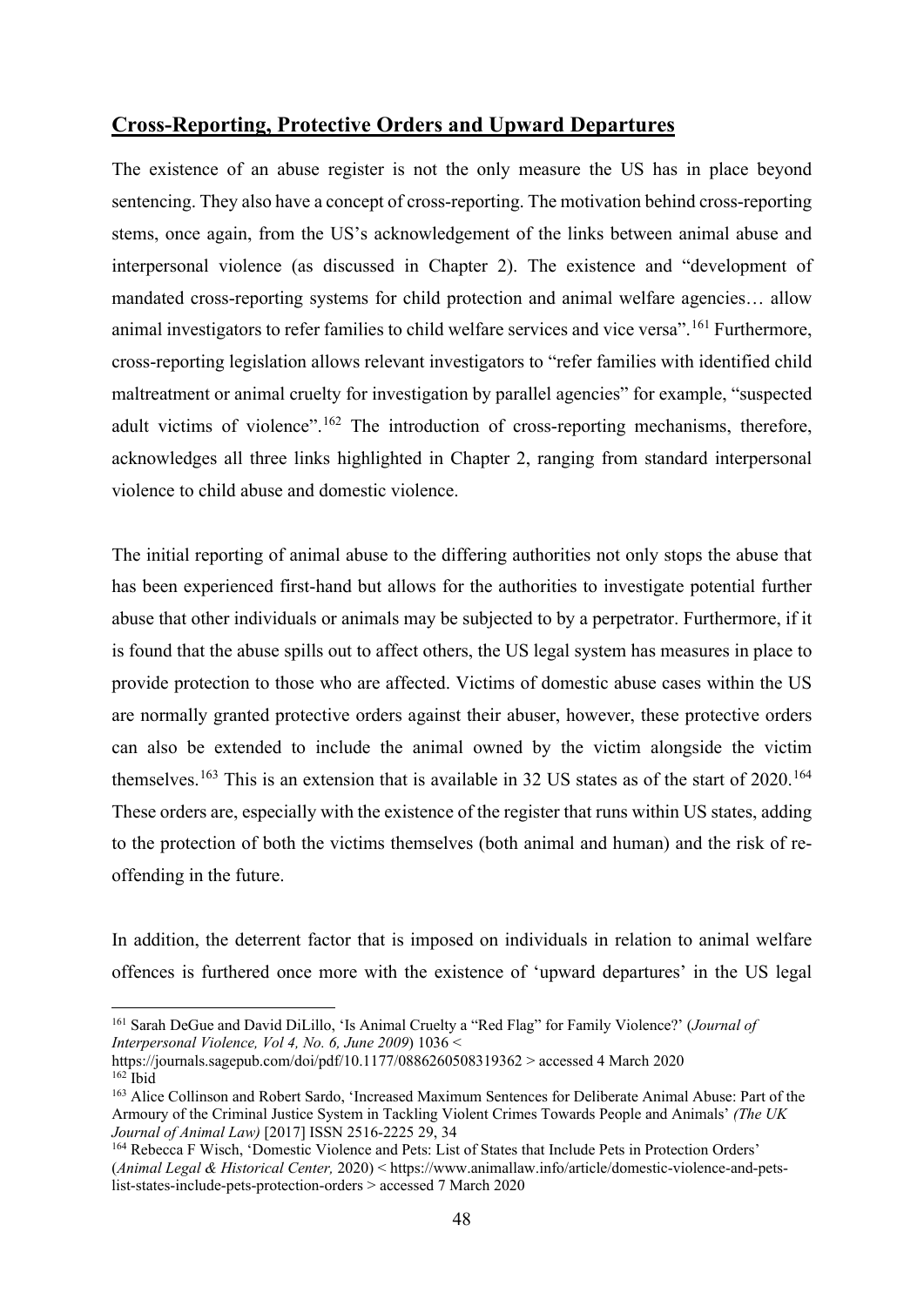## **Cross-Reporting, Protective Orders and Upward Departures**

The existence of an abuse register is not the only measure the US has in place beyond sentencing. They also have a concept of cross-reporting. The motivation behind cross-reporting stems, once again, from the US's acknowledgement of the links between animal abuse and interpersonal violence (as discussed in Chapter 2). The existence and "development of mandated cross-reporting systems for child protection and animal welfare agencies… allow animal investigators to refer families to child welfare services and vice versa".[161] Furthermore, cross-reporting legislation allows relevant investigators to "refer families with identified child maltreatment or animal cruelty for investigation by parallel agencies" for example, "suspected adult victims of violence".[162] The introduction of cross-reporting mechanisms, therefore, acknowledges all three links highlighted in Chapter 2, ranging from standard interpersonal violence to child abuse and domestic violence.

The initial reporting of animal abuse to the differing authorities not only stops the abuse that has been experienced first-hand but allows for the authorities to investigate potential further abuse that other individuals or animals may be subjected to by a perpetrator. Furthermore, if it is found that the abuse spills out to affect others, the US legal system has measures in place to provide protection to those who are affected. Victims of domestic abuse cases within the US are normally granted protective orders against their abuser, however, these protective orders can also be extended to include the animal owned by the victim alongside the victim themselves.[163] This is an extension that is available in 32 US states as of the start of 2020.[164] These orders are, especially with the existence of the register that runs within US states, adding to the protection of both the victims themselves (both animal and human) and the risk of re-offending in the future.

In addition, the deterrent factor that is imposed on individuals in relation to animal welfare offences is furthered once more with the existence of 'upward departures' in the US legal

---

[161] Sarah DeGue and David DiLillo, 'Is Animal Cruelty a "Red Flag" for Family Violence?' (*Journal of Interpersonal Violence, Vol 4, No. 6, June 2009*) 1036 < https://journals.sagepub.com/doi/pdf/10.1177/0886260508319362 > accessed 4 March 2020

[162] Ibid

[163] Alice Collinson and Robert Sardo, 'Increased Maximum Sentences for Deliberate Animal Abuse: Part of the Armoury of the Criminal Justice System in Tackling Violent Crimes Towards People and Animals' *(The UK Journal of Animal Law)* [2017] ISSN 2516-2225 29, 34

[164] Rebecca F Wisch, 'Domestic Violence and Pets: List of States that Include Pets in Protection Orders' (*Animal Legal & Historical Center,* 2020) < https://www.animallaw.info/article/domestic-violence-and-pets-list-states-include-pets-protection-orders > accessed 7 March 2020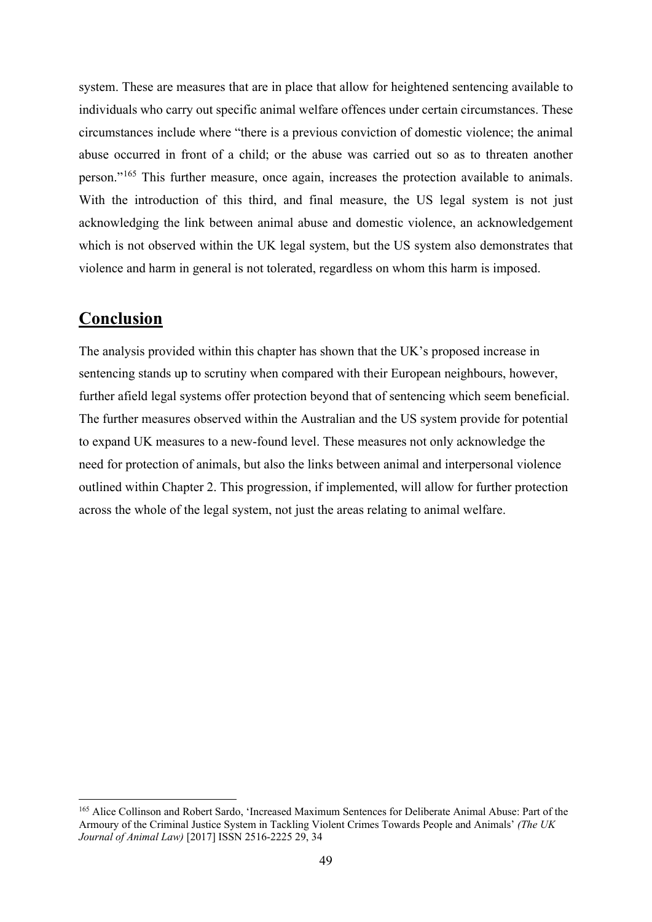system. These are measures that are in place that allow for heightened sentencing available to individuals who carry out specific animal welfare offences under certain circumstances. These circumstances include where "there is a previous conviction of domestic violence; the animal abuse occurred in front of a child; or the abuse was carried out so as to threaten another person."[165] This further measure, once again, increases the protection available to animals. With the introduction of this third, and final measure, the US legal system is not just acknowledging the link between animal abuse and domestic violence, an acknowledgement which is not observed within the UK legal system, but the US system also demonstrates that violence and harm in general is not tolerated, regardless on whom this harm is imposed.

## Conclusion

The analysis provided within this chapter has shown that the UK's proposed increase in sentencing stands up to scrutiny when compared with their European neighbours, however, further afield legal systems offer protection beyond that of sentencing which seem beneficial. The further measures observed within the Australian and the US system provide for potential to expand UK measures to a new-found level. These measures not only acknowledge the need for protection of animals, but also the links between animal and interpersonal violence outlined within Chapter 2. This progression, if implemented, will allow for further protection across the whole of the legal system, not just the areas relating to animal welfare.

---

[165] Alice Collinson and Robert Sardo, 'Increased Maximum Sentences for Deliberate Animal Abuse: Part of the Armoury of the Criminal Justice System in Tackling Violent Crimes Towards People and Animals' *(The UK Journal of Animal Law)* [2017] ISSN 2516-2225 29, 34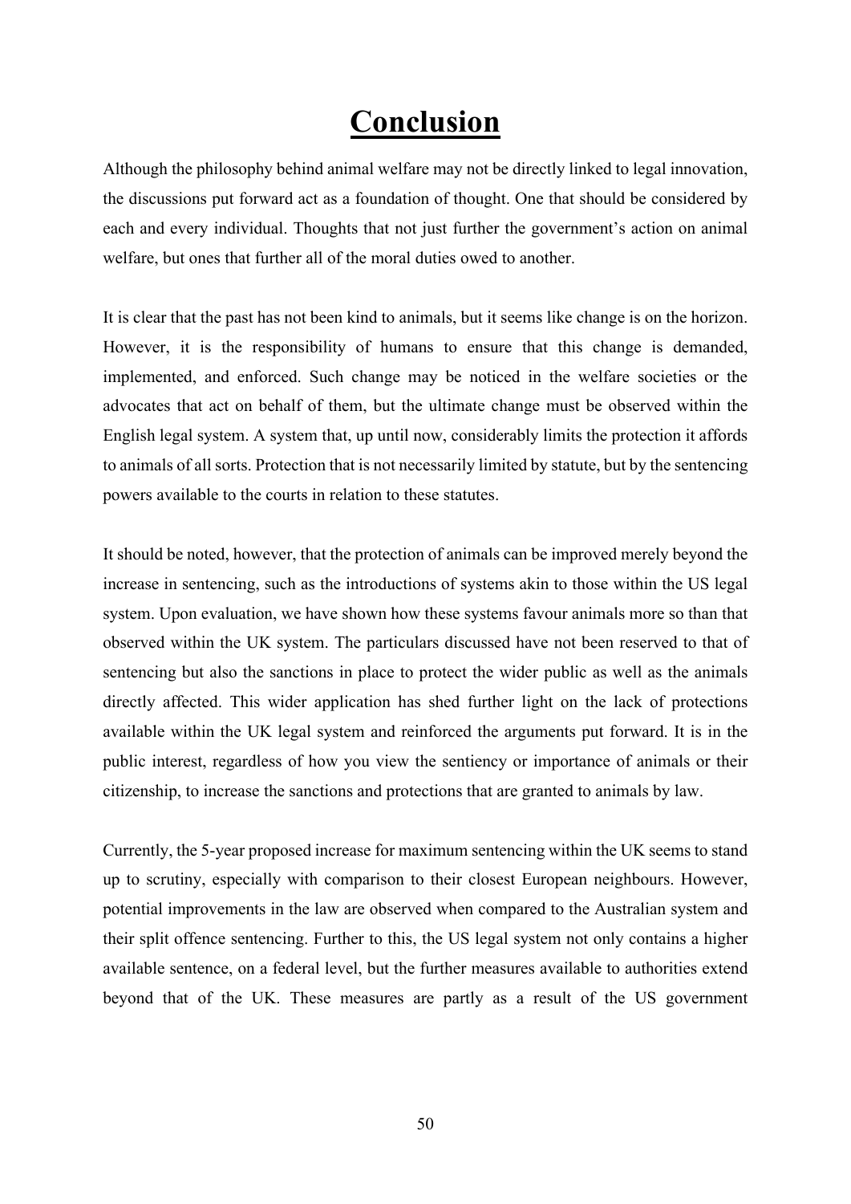# Conclusion

Although the philosophy behind animal welfare may not be directly linked to legal innovation, the discussions put forward act as a foundation of thought. One that should be considered by each and every individual. Thoughts that not just further the government's action on animal welfare, but ones that further all of the moral duties owed to another.

It is clear that the past has not been kind to animals, but it seems like change is on the horizon. However, it is the responsibility of humans to ensure that this change is demanded, implemented, and enforced. Such change may be noticed in the welfare societies or the advocates that act on behalf of them, but the ultimate change must be observed within the English legal system. A system that, up until now, considerably limits the protection it affords to animals of all sorts. Protection that is not necessarily limited by statute, but by the sentencing powers available to the courts in relation to these statutes.

It should be noted, however, that the protection of animals can be improved merely beyond the increase in sentencing, such as the introductions of systems akin to those within the US legal system. Upon evaluation, we have shown how these systems favour animals more so than that observed within the UK system. The particulars discussed have not been reserved to that of sentencing but also the sanctions in place to protect the wider public as well as the animals directly affected. This wider application has shed further light on the lack of protections available within the UK legal system and reinforced the arguments put forward. It is in the public interest, regardless of how you view the sentiency or importance of animals or their citizenship, to increase the sanctions and protections that are granted to animals by law.

Currently, the 5-year proposed increase for maximum sentencing within the UK seems to stand up to scrutiny, especially with comparison to their closest European neighbours. However, potential improvements in the law are observed when compared to the Australian system and their split offence sentencing. Further to this, the US legal system not only contains a higher available sentence, on a federal level, but the further measures available to authorities extend beyond that of the UK. These measures are partly as a result of the US government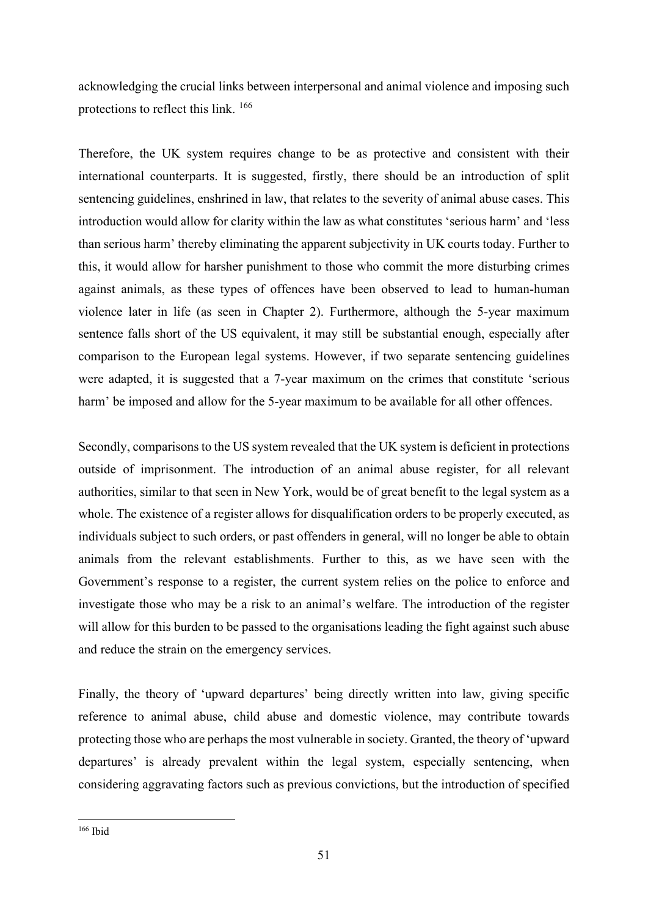acknowledging the crucial links between interpersonal and animal violence and imposing such protections to reflect this link. [166]

Therefore, the UK system requires change to be as protective and consistent with their international counterparts. It is suggested, firstly, there should be an introduction of split sentencing guidelines, enshrined in law, that relates to the severity of animal abuse cases. This introduction would allow for clarity within the law as what constitutes 'serious harm' and 'less than serious harm' thereby eliminating the apparent subjectivity in UK courts today. Further to this, it would allow for harsher punishment to those who commit the more disturbing crimes against animals, as these types of offences have been observed to lead to human-human violence later in life (as seen in Chapter 2). Furthermore, although the 5-year maximum sentence falls short of the US equivalent, it may still be substantial enough, especially after comparison to the European legal systems. However, if two separate sentencing guidelines were adapted, it is suggested that a 7-year maximum on the crimes that constitute 'serious harm' be imposed and allow for the 5-year maximum to be available for all other offences.

Secondly, comparisons to the US system revealed that the UK system is deficient in protections outside of imprisonment. The introduction of an animal abuse register, for all relevant authorities, similar to that seen in New York, would be of great benefit to the legal system as a whole. The existence of a register allows for disqualification orders to be properly executed, as individuals subject to such orders, or past offenders in general, will no longer be able to obtain animals from the relevant establishments. Further to this, as we have seen with the Government's response to a register, the current system relies on the police to enforce and investigate those who may be a risk to an animal's welfare. The introduction of the register will allow for this burden to be passed to the organisations leading the fight against such abuse and reduce the strain on the emergency services.

Finally, the theory of 'upward departures' being directly written into law, giving specific reference to animal abuse, child abuse and domestic violence, may contribute towards protecting those who are perhaps the most vulnerable in society. Granted, the theory of 'upward departures' is already prevalent within the legal system, especially sentencing, when considering aggravating factors such as previous convictions, but the introduction of specified

[166] Ibid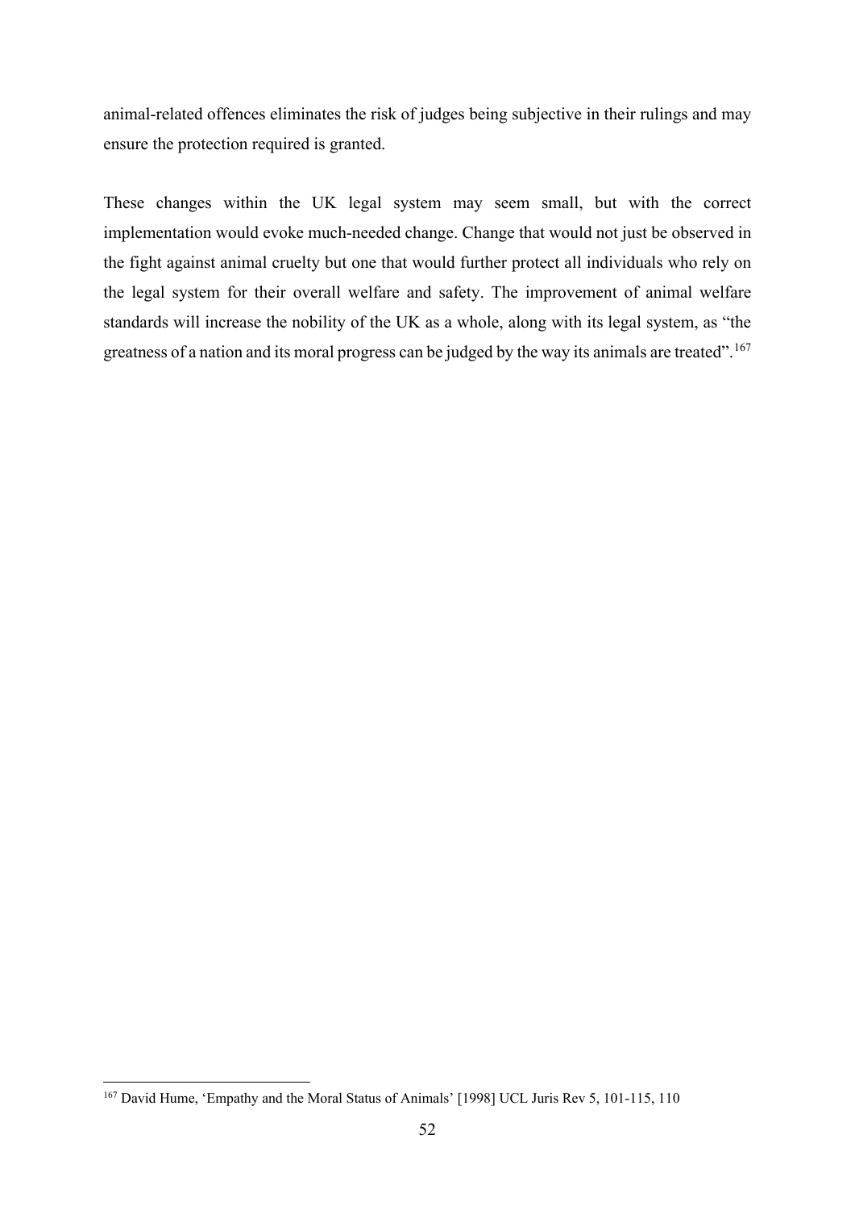animal-related offences eliminates the risk of judges being subjective in their rulings and may ensure the protection required is granted.

These changes within the UK legal system may seem small, but with the correct implementation would evoke much-needed change. Change that would not just be observed in the fight against animal cruelty but one that would further protect all individuals who rely on the legal system for their overall welfare and safety. The improvement of animal welfare standards will increase the nobility of the UK as a whole, along with its legal system, as "the greatness of a nation and its moral progress can be judged by the way its animals are treated".[167]

---

[167] David Hume, 'Empathy and the Moral Status of Animals' [1998] UCL Juris Rev 5, 101-115, 110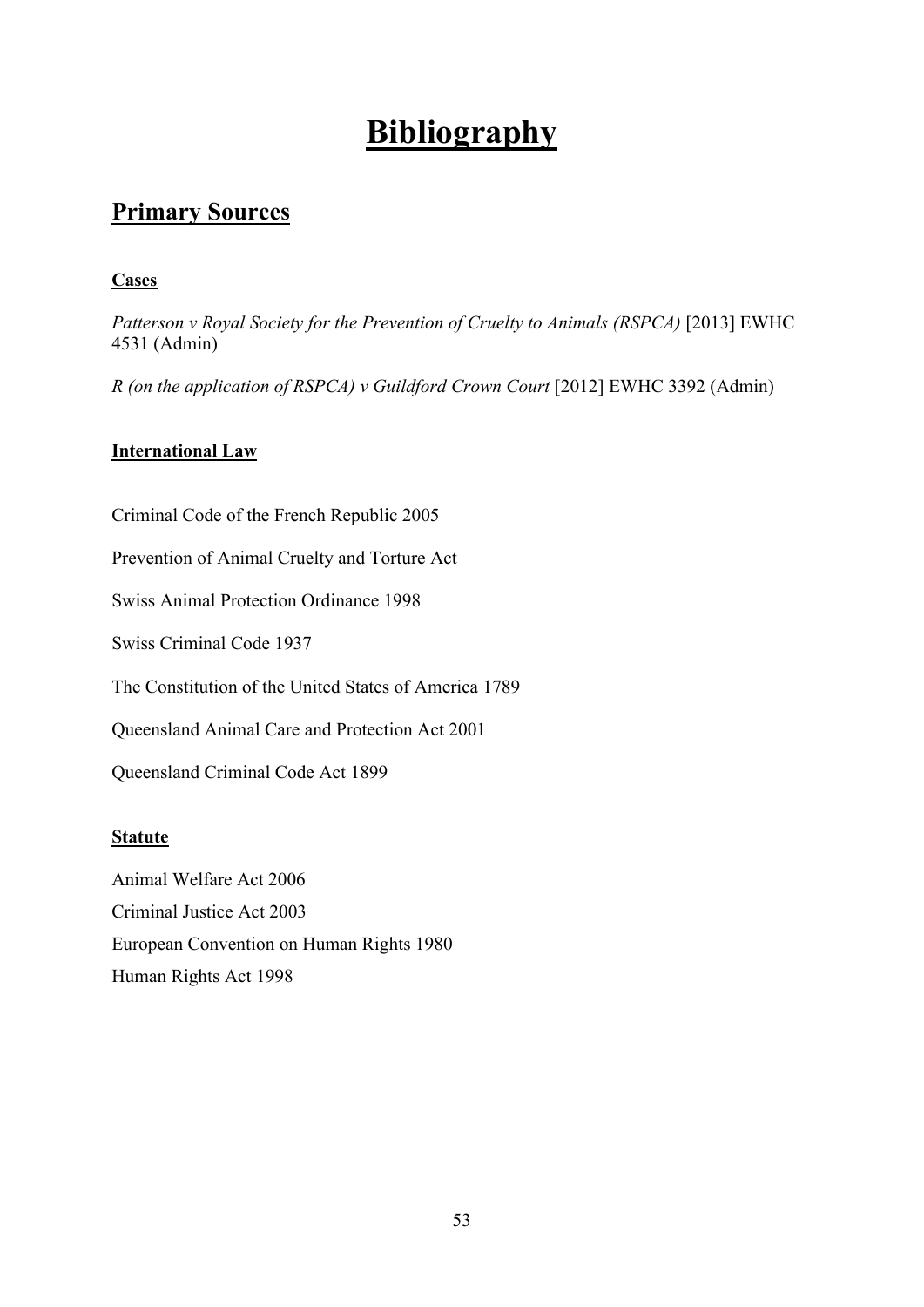# Bibliography

## Primary Sources

### Cases

*Patterson v Royal Society for the Prevention of Cruelty to Animals (RSPCA)* [2013] EWHC 4531 (Admin)

*R (on the application of RSPCA) v Guildford Crown Court* [2012] EWHC 3392 (Admin)

### International Law

Criminal Code of the French Republic 2005

Prevention of Animal Cruelty and Torture Act

Swiss Animal Protection Ordinance 1998

Swiss Criminal Code 1937

The Constitution of the United States of America 1789

Queensland Animal Care and Protection Act 2001

Queensland Criminal Code Act 1899

### Statute

Animal Welfare Act 2006

Criminal Justice Act 2003

European Convention on Human Rights 1980

Human Rights Act 1998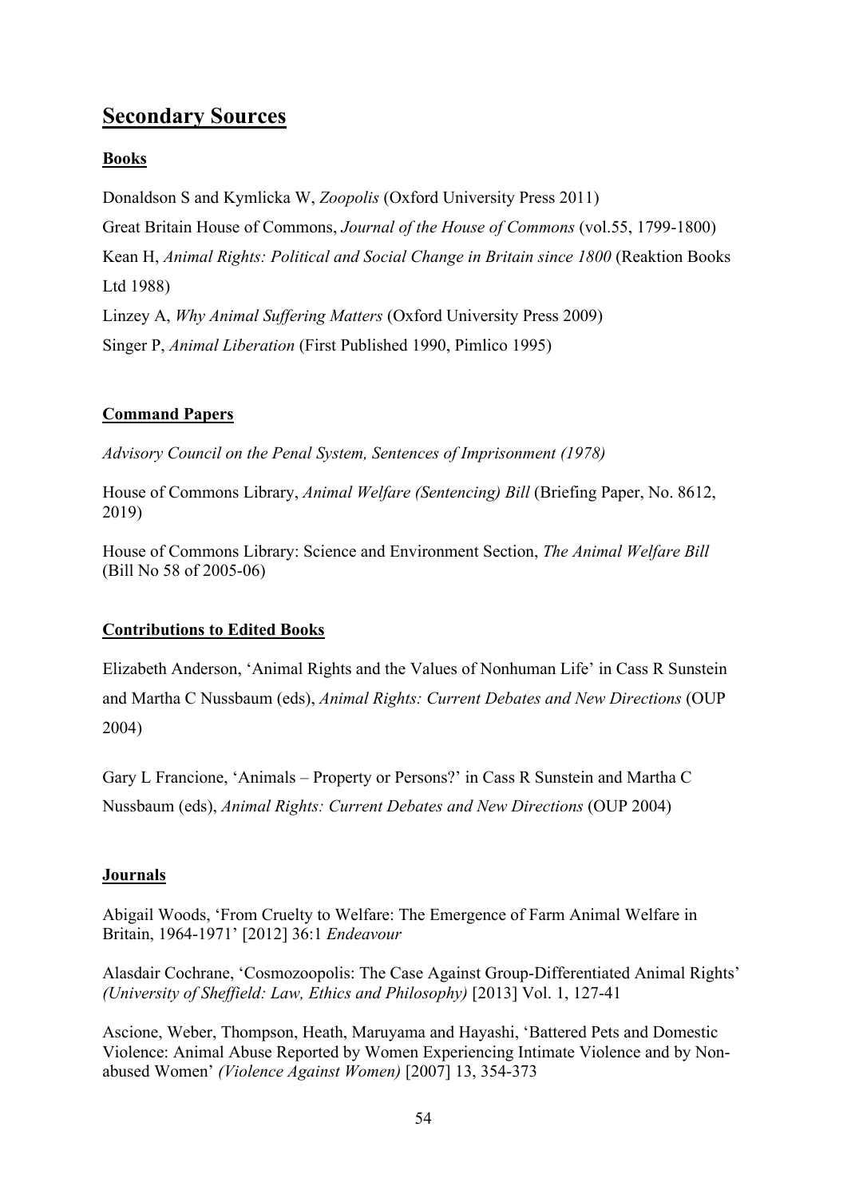# Secondary Sources

## Books

Donaldson S and Kymlicka W, *Zoopolis* (Oxford University Press 2011)

Great Britain House of Commons, *Journal of the House of Commons* (vol.55, 1799-1800)

Kean H, *Animal Rights: Political and Social Change in Britain since 1800* (Reaktion Books Ltd 1988)

Linzey A, *Why Animal Suffering Matters* (Oxford University Press 2009)

Singer P, *Animal Liberation* (First Published 1990, Pimlico 1995)

## Command Papers

*Advisory Council on the Penal System, Sentences of Imprisonment (1978)*

House of Commons Library, *Animal Welfare (Sentencing) Bill* (Briefing Paper, No. 8612, 2019)

House of Commons Library: Science and Environment Section, *The Animal Welfare Bill* (Bill No 58 of 2005-06)

## Contributions to Edited Books

Elizabeth Anderson, 'Animal Rights and the Values of Nonhuman Life' in Cass R Sunstein and Martha C Nussbaum (eds), *Animal Rights: Current Debates and New Directions* (OUP 2004)

Gary L Francione, 'Animals – Property or Persons?' in Cass R Sunstein and Martha C Nussbaum (eds), *Animal Rights: Current Debates and New Directions* (OUP 2004)

## Journals

Abigail Woods, 'From Cruelty to Welfare: The Emergence of Farm Animal Welfare in Britain, 1964-1971' [2012] 36:1 *Endeavour*

Alasdair Cochrane, 'Cosmozoopolis: The Case Against Group-Differentiated Animal Rights' *(University of Sheffield: Law, Ethics and Philosophy)* [2013] Vol. 1, 127-41

Ascione, Weber, Thompson, Heath, Maruyama and Hayashi, 'Battered Pets and Domestic Violence: Animal Abuse Reported by Women Experiencing Intimate Violence and by Non-abused Women' *(Violence Against Women)* [2007] 13, 354-373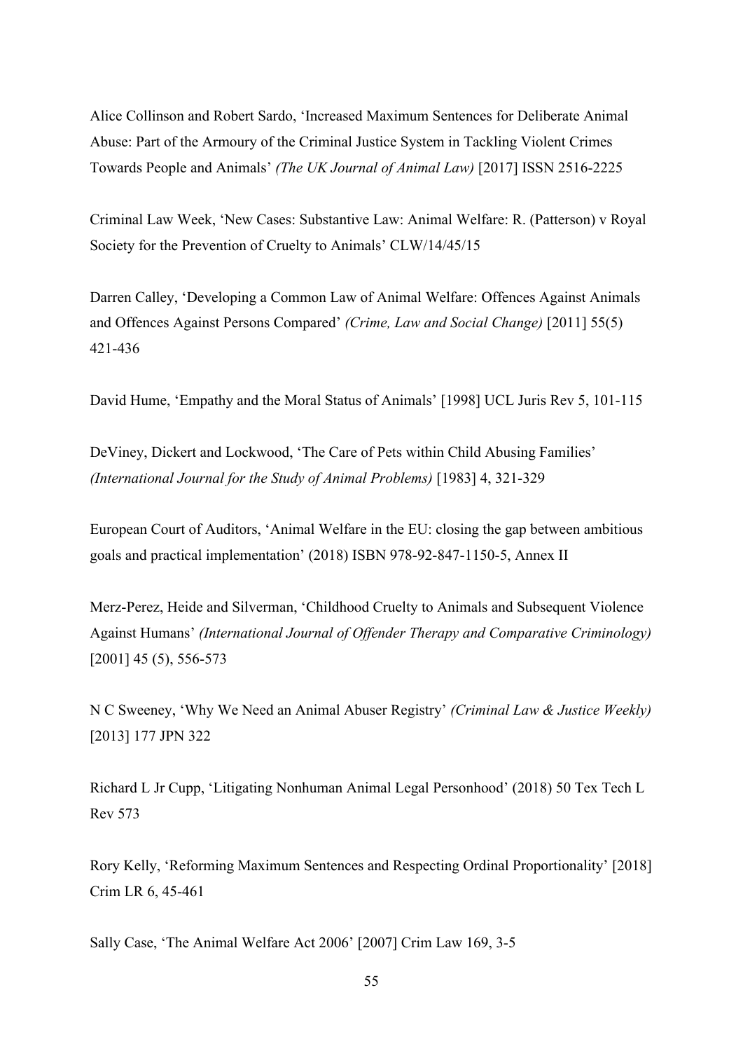Alice Collinson and Robert Sardo, 'Increased Maximum Sentences for Deliberate Animal Abuse: Part of the Armoury of the Criminal Justice System in Tackling Violent Crimes Towards People and Animals' *(The UK Journal of Animal Law)* [2017] ISSN 2516-2225

Criminal Law Week, 'New Cases: Substantive Law: Animal Welfare: R. (Patterson) v Royal Society for the Prevention of Cruelty to Animals' CLW/14/45/15

Darren Calley, 'Developing a Common Law of Animal Welfare: Offences Against Animals and Offences Against Persons Compared' *(Crime, Law and Social Change)* [2011] 55(5) 421-436

David Hume, 'Empathy and the Moral Status of Animals' [1998] UCL Juris Rev 5, 101-115

DeViney, Dickert and Lockwood, 'The Care of Pets within Child Abusing Families' *(International Journal for the Study of Animal Problems)* [1983] 4, 321-329

European Court of Auditors, 'Animal Welfare in the EU: closing the gap between ambitious goals and practical implementation' (2018) ISBN 978-92-847-1150-5, Annex II

Merz-Perez, Heide and Silverman, 'Childhood Cruelty to Animals and Subsequent Violence Against Humans' *(International Journal of Offender Therapy and Comparative Criminology)* [2001] 45 (5), 556-573

N C Sweeney, 'Why We Need an Animal Abuser Registry' *(Criminal Law & Justice Weekly)* [2013] 177 JPN 322

Richard L Jr Cupp, 'Litigating Nonhuman Animal Legal Personhood' (2018) 50 Tex Tech L Rev 573

Rory Kelly, 'Reforming Maximum Sentences and Respecting Ordinal Proportionality' [2018] Crim LR 6, 45-461

Sally Case, 'The Animal Welfare Act 2006' [2007] Crim Law 169, 3-5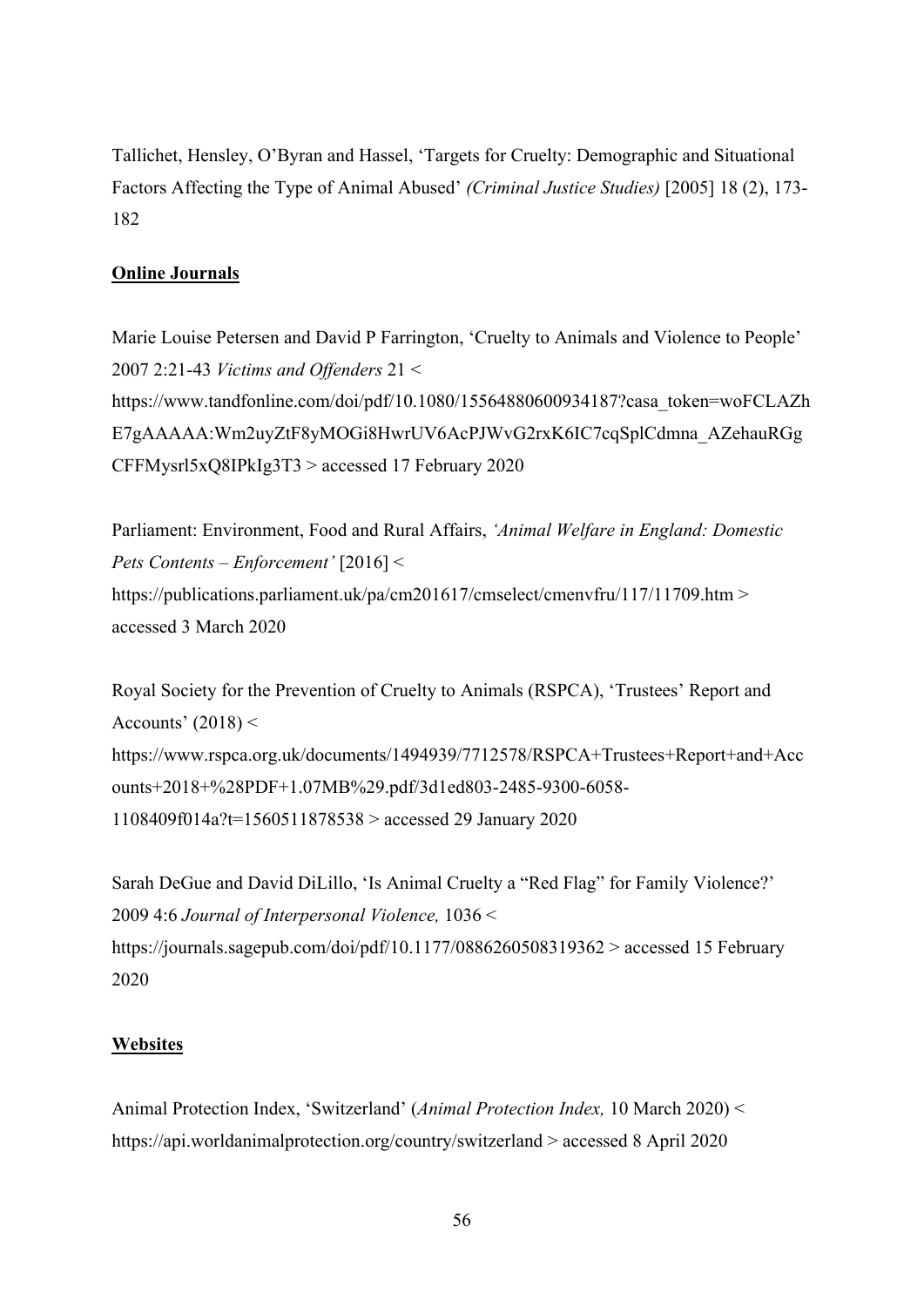Tallichet, Hensley, O'Byran and Hassel, 'Targets for Cruelty: Demographic and Situational Factors Affecting the Type of Animal Abused' *(Criminal Justice Studies)* [2005] 18 (2), 173-182

**Online Journals**

Marie Louise Petersen and David P Farrington, 'Cruelty to Animals and Violence to People' 2007 2:21-43 *Victims and Offenders* 21 < https://www.tandfonline.com/doi/pdf/10.1080/15564880600934187?casa_token=woFCLAZhE7gAAAAA:Wm2uyZtF8yMOGi8HwrUV6AcPJWvG2rxK6IC7cqSplCdmna_AZehauRGgCFFMysrl5xQ8IPkIg3T3 > accessed 17 February 2020

Parliament: Environment, Food and Rural Affairs, *'Animal Welfare in England: Domestic Pets Contents – Enforcement'* [2016] < https://publications.parliament.uk/pa/cm201617/cmselect/cmenvfru/117/11709.htm > accessed 3 March 2020

Royal Society for the Prevention of Cruelty to Animals (RSPCA), 'Trustees' Report and Accounts' (2018) < https://www.rspca.org.uk/documents/1494939/7712578/RSPCA+Trustees+Report+and+Accounts+2018+%28PDF+1.07MB%29.pdf/3d1ed803-2485-9300-6058-1108409f014a?t=1560511878538 > accessed 29 January 2020

Sarah DeGue and David DiLillo, 'Is Animal Cruelty a "Red Flag" for Family Violence?' 2009 4:6 *Journal of Interpersonal Violence,* 1036 < https://journals.sagepub.com/doi/pdf/10.1177/0886260508319362 > accessed 15 February 2020

**Websites**

Animal Protection Index, 'Switzerland' (*Animal Protection Index,* 10 March 2020) < https://api.worldanimalprotection.org/country/switzerland > accessed 8 April 2020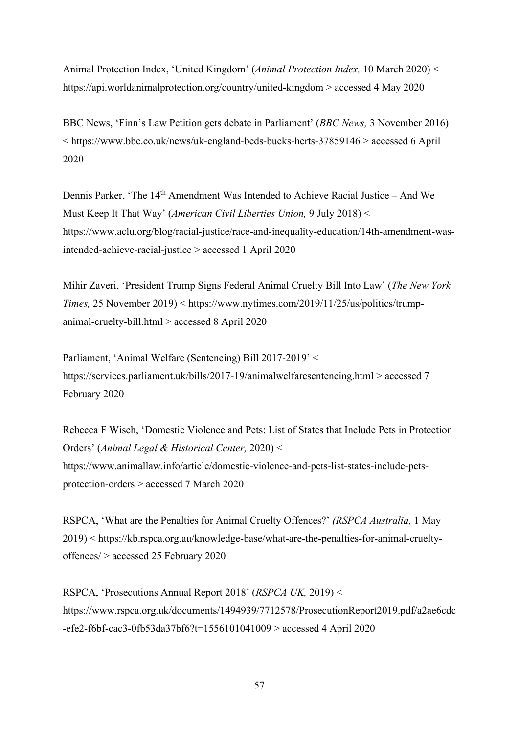Animal Protection Index, 'United Kingdom' (*Animal Protection Index,* 10 March 2020) < https://api.worldanimalprotection.org/country/united-kingdom > accessed 4 May 2020

BBC News, 'Finn's Law Petition gets debate in Parliament' (*BBC News,* 3 November 2016) < https://www.bbc.co.uk/news/uk-england-beds-bucks-herts-37859146 > accessed 6 April 2020

Dennis Parker, 'The 14th Amendment Was Intended to Achieve Racial Justice – And We Must Keep It That Way' (*American Civil Liberties Union,* 9 July 2018) < https://www.aclu.org/blog/racial-justice/race-and-inequality-education/14th-amendment-was-intended-achieve-racial-justice > accessed 1 April 2020

Mihir Zaveri, 'President Trump Signs Federal Animal Cruelty Bill Into Law' (*The New York Times,* 25 November 2019) < https://www.nytimes.com/2019/11/25/us/politics/trump-animal-cruelty-bill.html > accessed 8 April 2020

Parliament, 'Animal Welfare (Sentencing) Bill 2017-2019' < https://services.parliament.uk/bills/2017-19/animalwelfaresentencing.html > accessed 7 February 2020

Rebecca F Wisch, 'Domestic Violence and Pets: List of States that Include Pets in Protection Orders' (*Animal Legal & Historical Center,* 2020) < https://www.animallaw.info/article/domestic-violence-and-pets-list-states-include-pets-protection-orders > accessed 7 March 2020

RSPCA, 'What are the Penalties for Animal Cruelty Offences?' *(RSPCA Australia,* 1 May 2019) < https://kb.rspca.org.au/knowledge-base/what-are-the-penalties-for-animal-cruelty-offences/ > accessed 25 February 2020

RSPCA, 'Prosecutions Annual Report 2018' (*RSPCA UK,* 2019) < https://www.rspca.org.uk/documents/1494939/7712578/ProsecutionReport2019.pdf/a2ae6cdc-efe2-f6bf-cac3-0fb53da37bf6?t=1556101041009 > accessed 4 April 2020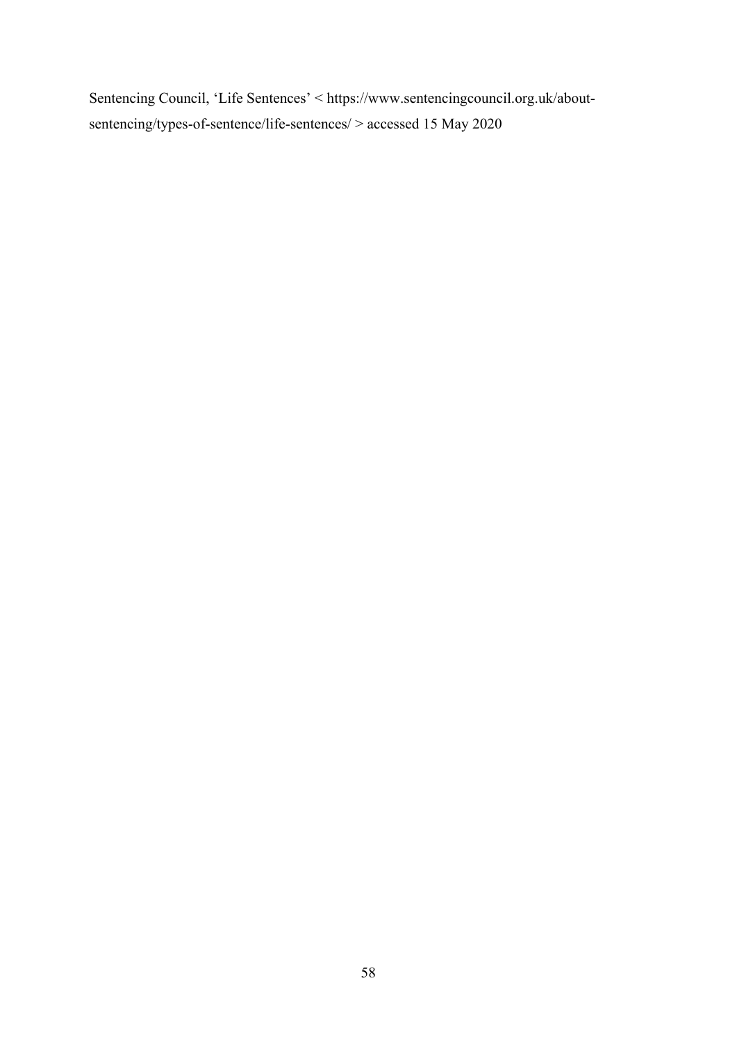Sentencing Council, 'Life Sentences' < https://www.sentencingcouncil.org.uk/about-sentencing/types-of-sentence/life-sentences/ > accessed 15 May 2020